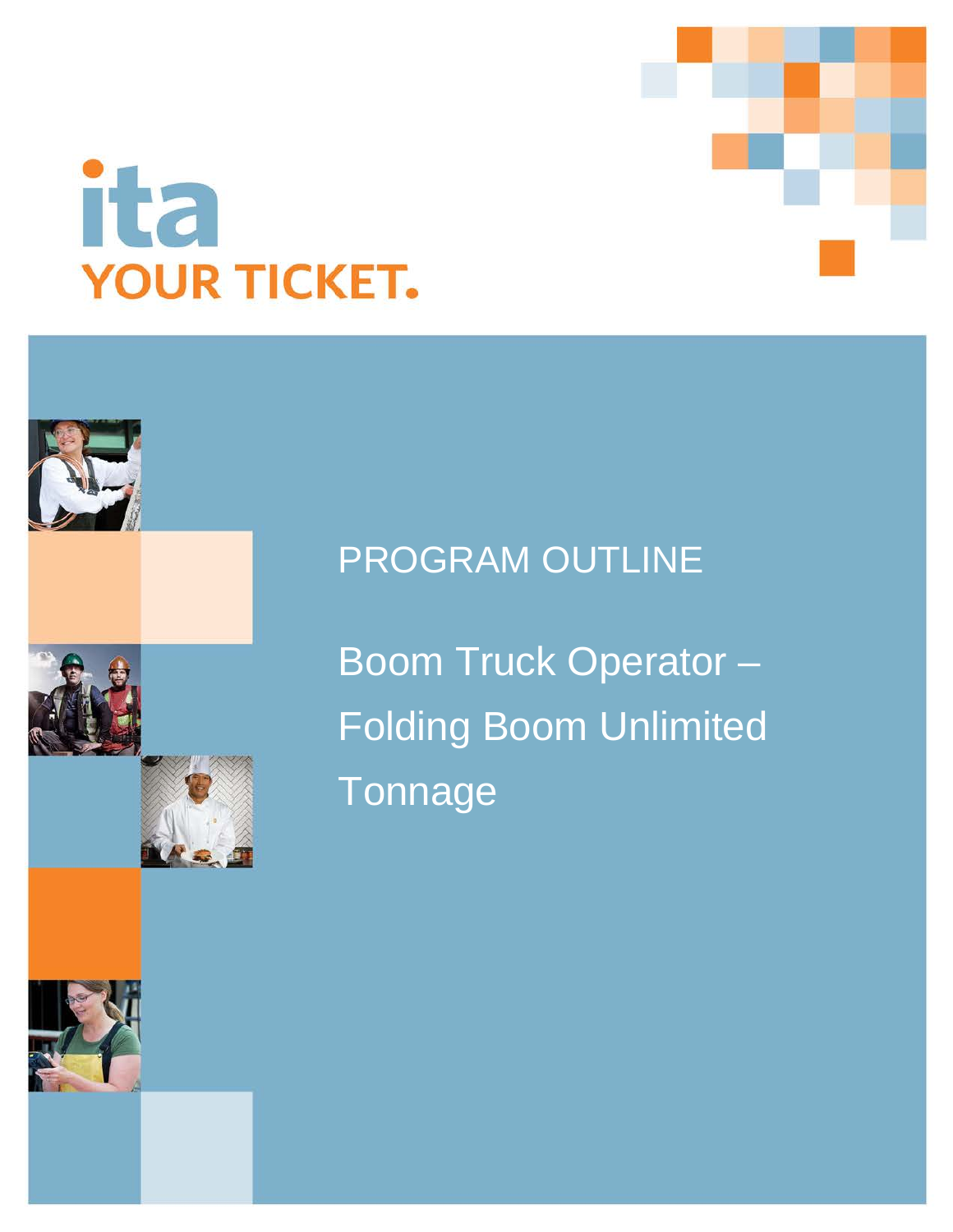ita

YOUR TICKET.

PROGRAM OUTLINE

# Boom Truck Operator – Folding Boom Unlimited Tonnage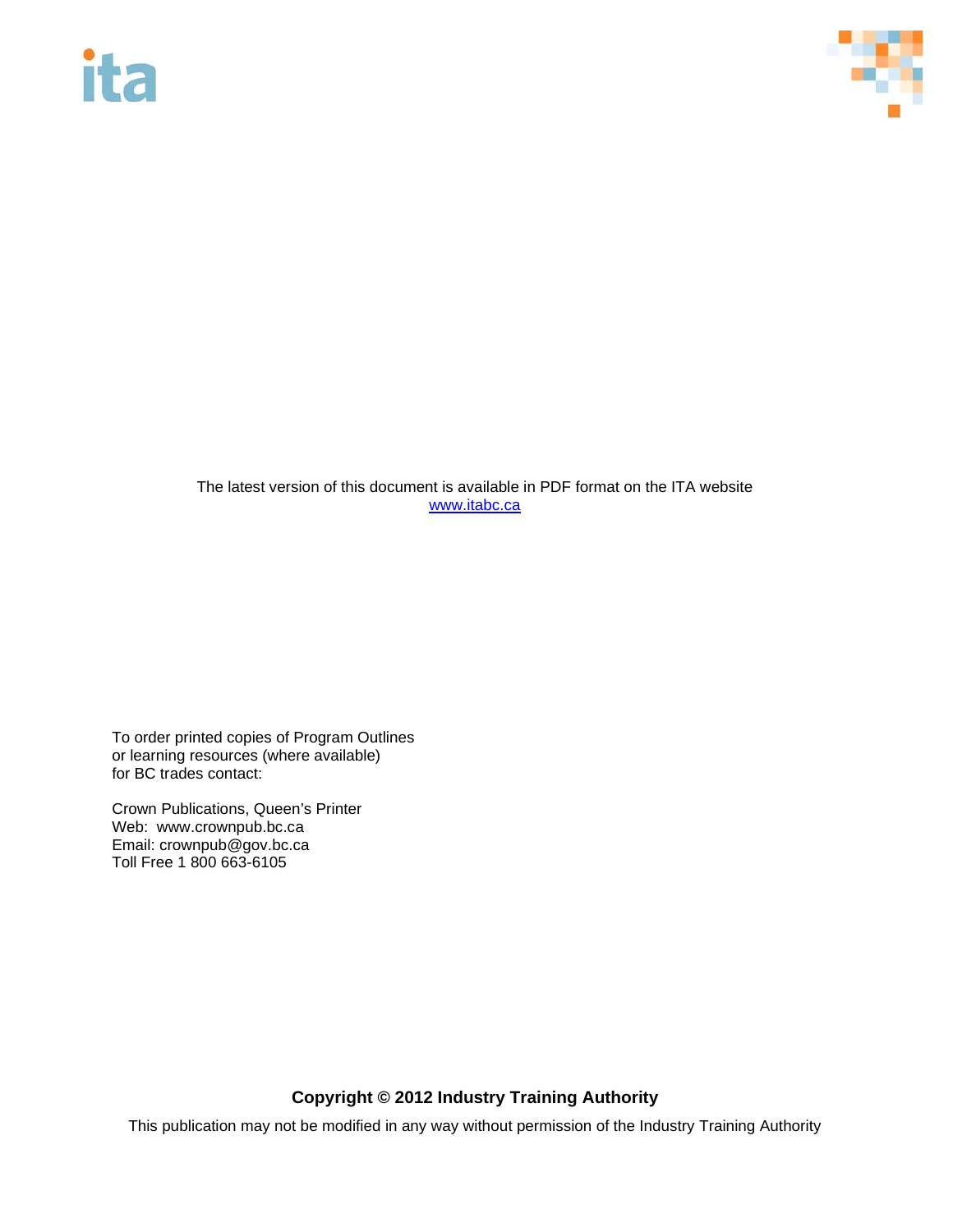The latest version of this document is available in PDF format on the ITA website
[www.itabc.ca](http://www.itabc.ca)

To order printed copies of Program Outlines
or learning resources (where available)
for BC trades contact:

Crown Publications, Queen's Printer
Web: www.crownpub.bc.ca
Email: crownpub@gov.bc.ca
Toll Free 1 800 663-6105

**Copyright © 2012 Industry Training Authority**

This publication may not be modified in any way without permission of the Industry Training Authority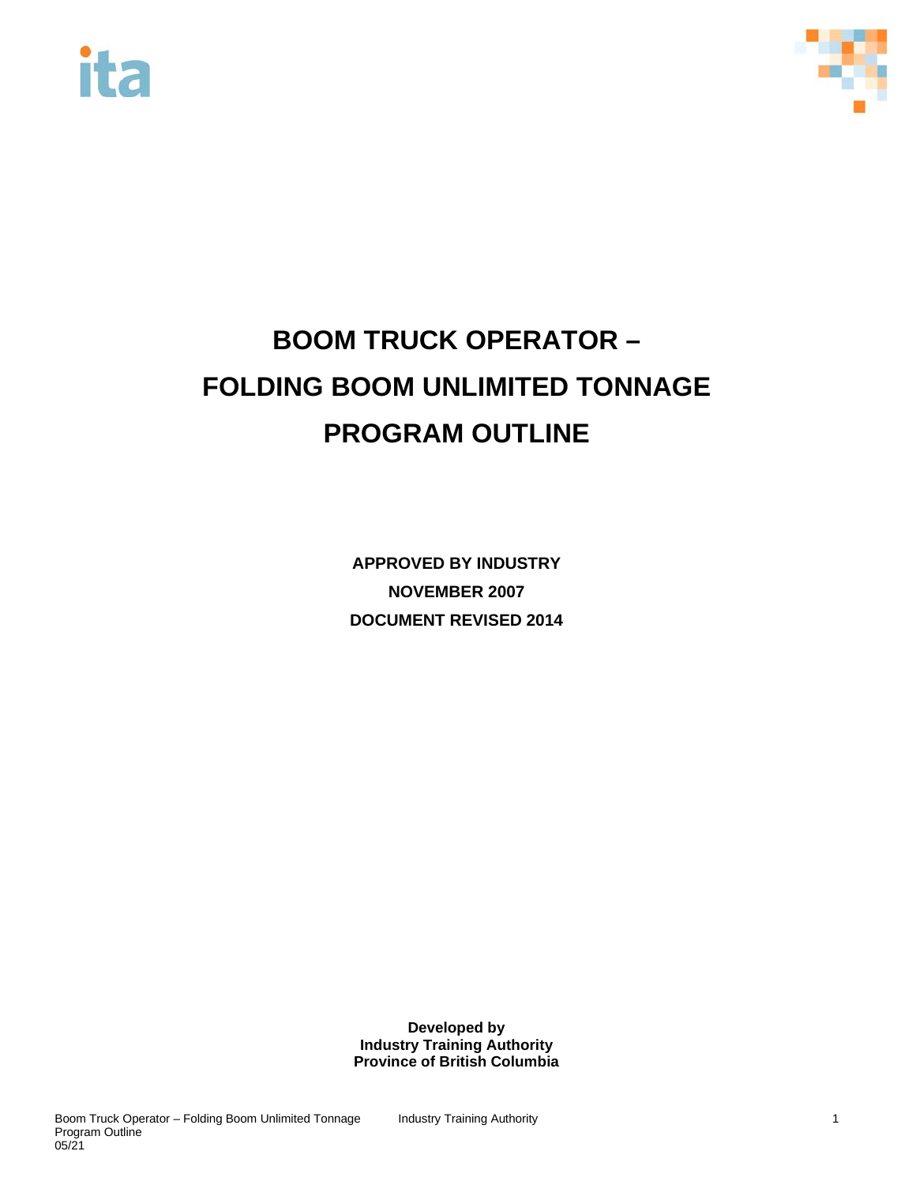# BOOM TRUCK OPERATOR – FOLDING BOOM UNLIMITED TONNAGE PROGRAM OUTLINE

**APPROVED BY INDUSTRY**

**NOVEMBER 2007**

**DOCUMENT REVISED 2014**

**Developed by**
**Industry Training Authority**
**Province of British Columbia**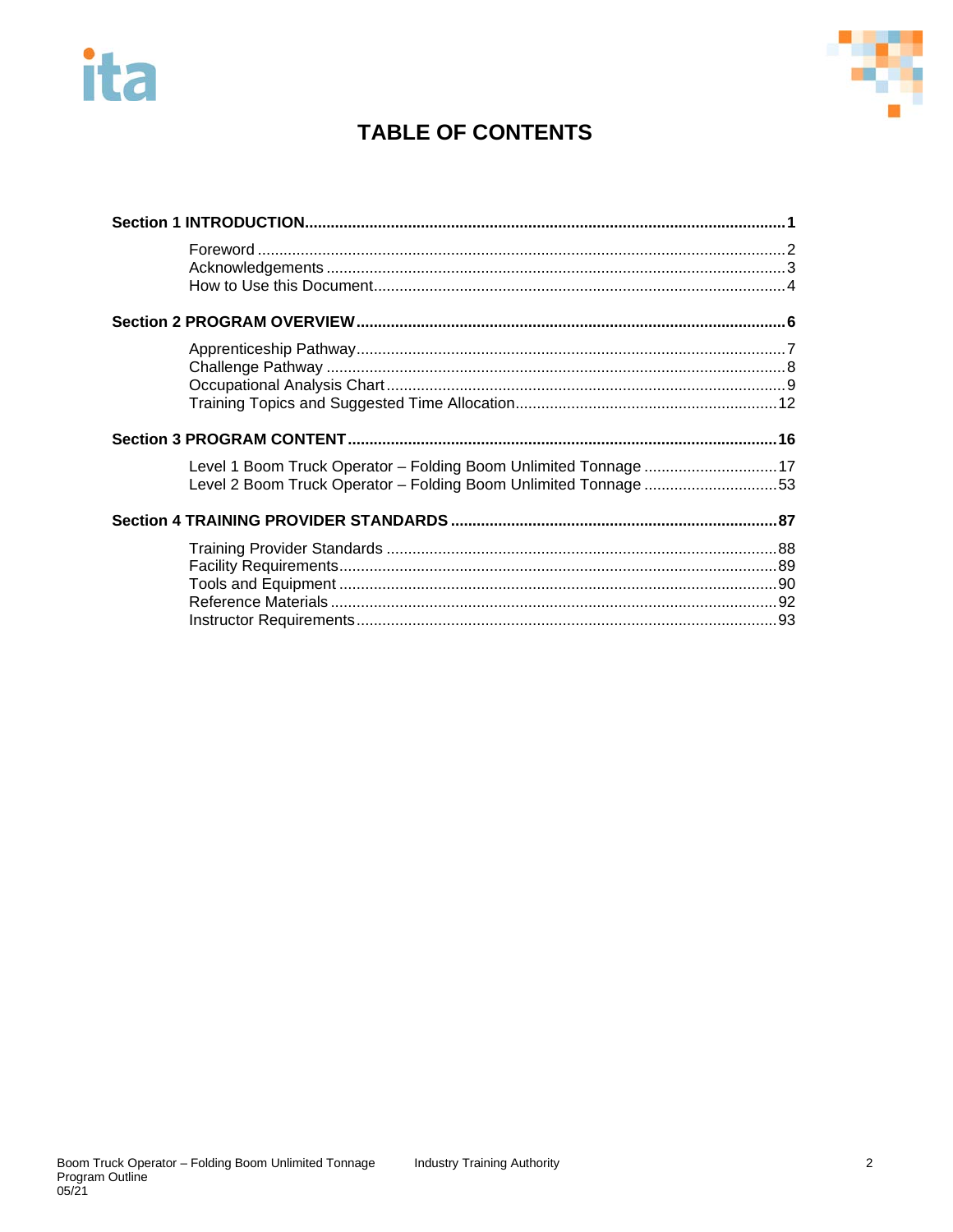# TABLE OF CONTENTS

**Section 1 INTRODUCTION** ........ **1**

- Foreword ........ 2
- Acknowledgements ........ 3
- How to Use this Document ........ 4

**Section 2 PROGRAM OVERVIEW** ........ **6**

- Apprenticeship Pathway ........ 7
- Challenge Pathway ........ 8
- Occupational Analysis Chart ........ 9
- Training Topics and Suggested Time Allocation ........ 12

**Section 3 PROGRAM CONTENT** ........ **16**

- Level 1 Boom Truck Operator – Folding Boom Unlimited Tonnage ........ 17
- Level 2 Boom Truck Operator – Folding Boom Unlimited Tonnage ........ 53

**Section 4 TRAINING PROVIDER STANDARDS** ........ **87**

- Training Provider Standards ........ 88
- Facility Requirements ........ 89
- Tools and Equipment ........ 90
- Reference Materials ........ 92
- Instructor Requirements ........ 93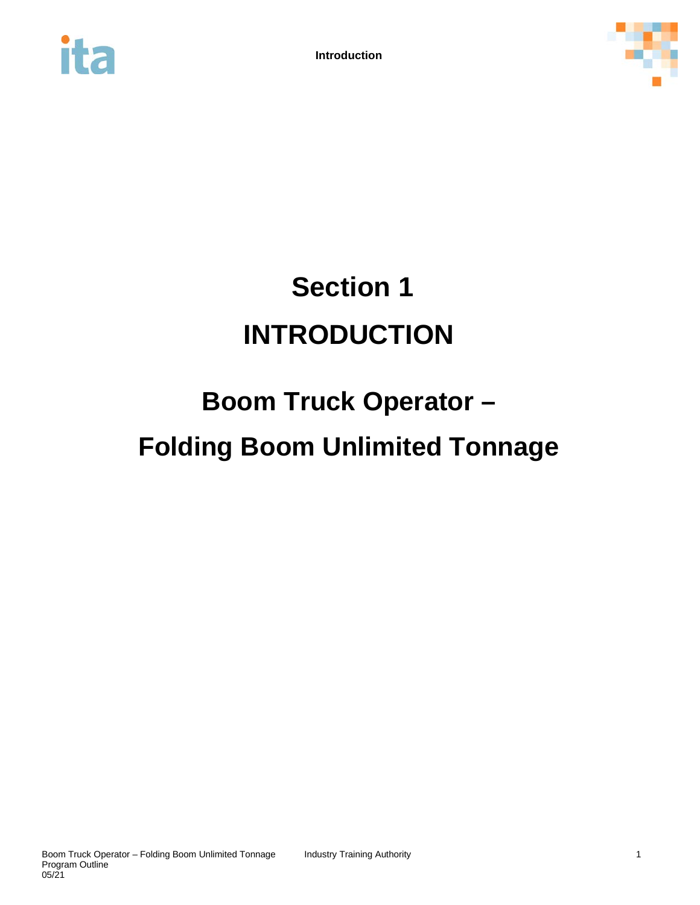# Section 1

# INTRODUCTION

## Boom Truck Operator –

## Folding Boom Unlimited Tonnage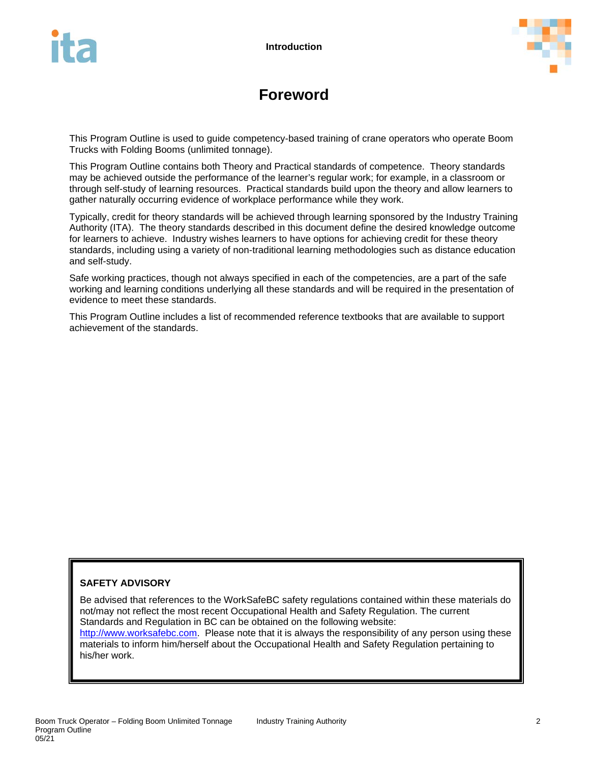# Foreword

This Program Outline is used to guide competency-based training of crane operators who operate Boom Trucks with Folding Booms (unlimited tonnage).

This Program Outline contains both Theory and Practical standards of competence. Theory standards may be achieved outside the performance of the learner's regular work; for example, in a classroom or through self-study of learning resources. Practical standards build upon the theory and allow learners to gather naturally occurring evidence of workplace performance while they work.

Typically, credit for theory standards will be achieved through learning sponsored by the Industry Training Authority (ITA). The theory standards described in this document define the desired knowledge outcome for learners to achieve. Industry wishes learners to have options for achieving credit for these theory standards, including using a variety of non-traditional learning methodologies such as distance education and self-study.

Safe working practices, though not always specified in each of the competencies, are a part of the safe working and learning conditions underlying all these standards and will be required in the presentation of evidence to meet these standards.

This Program Outline includes a list of recommended reference textbooks that are available to support achievement of the standards.

**SAFETY ADVISORY**

Be advised that references to the WorkSafeBC safety regulations contained within these materials do not/may not reflect the most recent Occupational Health and Safety Regulation. The current Standards and Regulation in BC can be obtained on the following website: [http://www.worksafebc.com](http://www.worksafebc.com). Please note that it is always the responsibility of any person using these materials to inform him/herself about the Occupational Health and Safety Regulation pertaining to his/her work.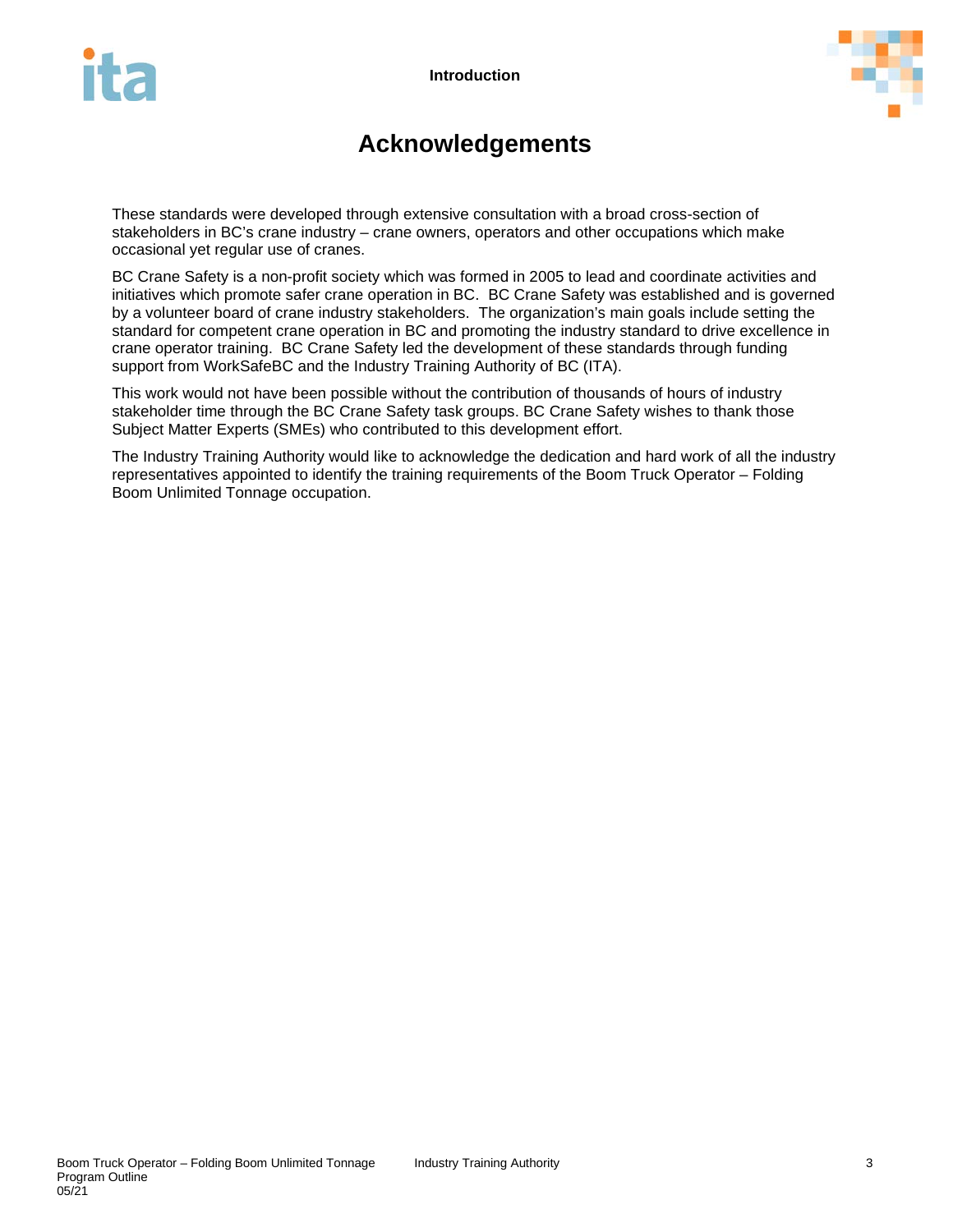# Acknowledgements

These standards were developed through extensive consultation with a broad cross-section of stakeholders in BC's crane industry – crane owners, operators and other occupations which make occasional yet regular use of cranes.

BC Crane Safety is a non-profit society which was formed in 2005 to lead and coordinate activities and initiatives which promote safer crane operation in BC. BC Crane Safety was established and is governed by a volunteer board of crane industry stakeholders. The organization's main goals include setting the standard for competent crane operation in BC and promoting the industry standard to drive excellence in crane operator training. BC Crane Safety led the development of these standards through funding support from WorkSafeBC and the Industry Training Authority of BC (ITA).

This work would not have been possible without the contribution of thousands of hours of industry stakeholder time through the BC Crane Safety task groups. BC Crane Safety wishes to thank those Subject Matter Experts (SMEs) who contributed to this development effort.

The Industry Training Authority would like to acknowledge the dedication and hard work of all the industry representatives appointed to identify the training requirements of the Boom Truck Operator – Folding Boom Unlimited Tonnage occupation.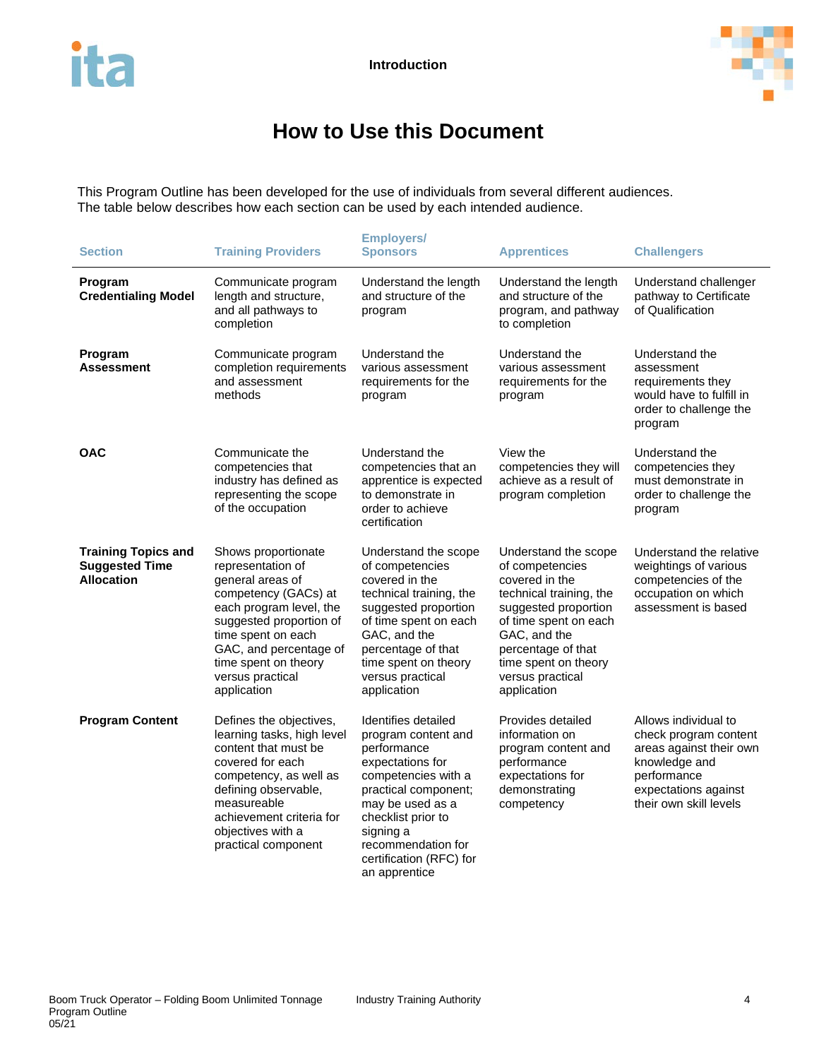# How to Use this Document

This Program Outline has been developed for the use of individuals from several different audiences. The table below describes how each section can be used by each intended audience.

| Section | Training Providers | Employers/ Sponsors | Apprentices | Challengers |
|---|---|---|---|---|
| **Program Credentialing Model** | Communicate program length and structure, and all pathways to completion | Understand the length and structure of the program | Understand the length and structure of the program, and pathway to completion | Understand challenger pathway to Certificate of Qualification |
| **Program Assessment** | Communicate program completion requirements and assessment methods | Understand the various assessment requirements for the program | Understand the various assessment requirements for the program | Understand the assessment requirements they would have to fulfill in order to challenge the program |
| **OAC** | Communicate the competencies that industry has defined as representing the scope of the occupation | Understand the competencies that an apprentice is expected to demonstrate in order to achieve certification | View the competencies they will achieve as a result of program completion | Understand the competencies they must demonstrate in order to challenge the program |
| **Training Topics and Suggested Time Allocation** | Shows proportionate representation of general areas of competency (GACs) at each program level, the suggested proportion of time spent on each GAC, and percentage of time spent on theory versus practical application | Understand the scope of competencies covered in the technical training, the suggested proportion of time spent on each GAC, and the percentage of that time spent on theory versus practical application | Understand the scope of competencies covered in the technical training, the suggested proportion of time spent on each GAC, and the percentage of that time spent on theory versus practical application | Understand the relative weightings of various competencies of the occupation on which assessment is based |
| **Program Content** | Defines the objectives, learning tasks, high level content that must be covered for each competency, as well as defining observable, measureable achievement criteria for objectives with a practical component | Identifies detailed program content and performance expectations for competencies with a practical component; may be used as a checklist prior to signing a recommendation for certification (RFC) for an apprentice | Provides detailed information on program content and performance expectations for demonstrating competency | Allows individual to check program content areas against their own knowledge and performance expectations against their own skill levels |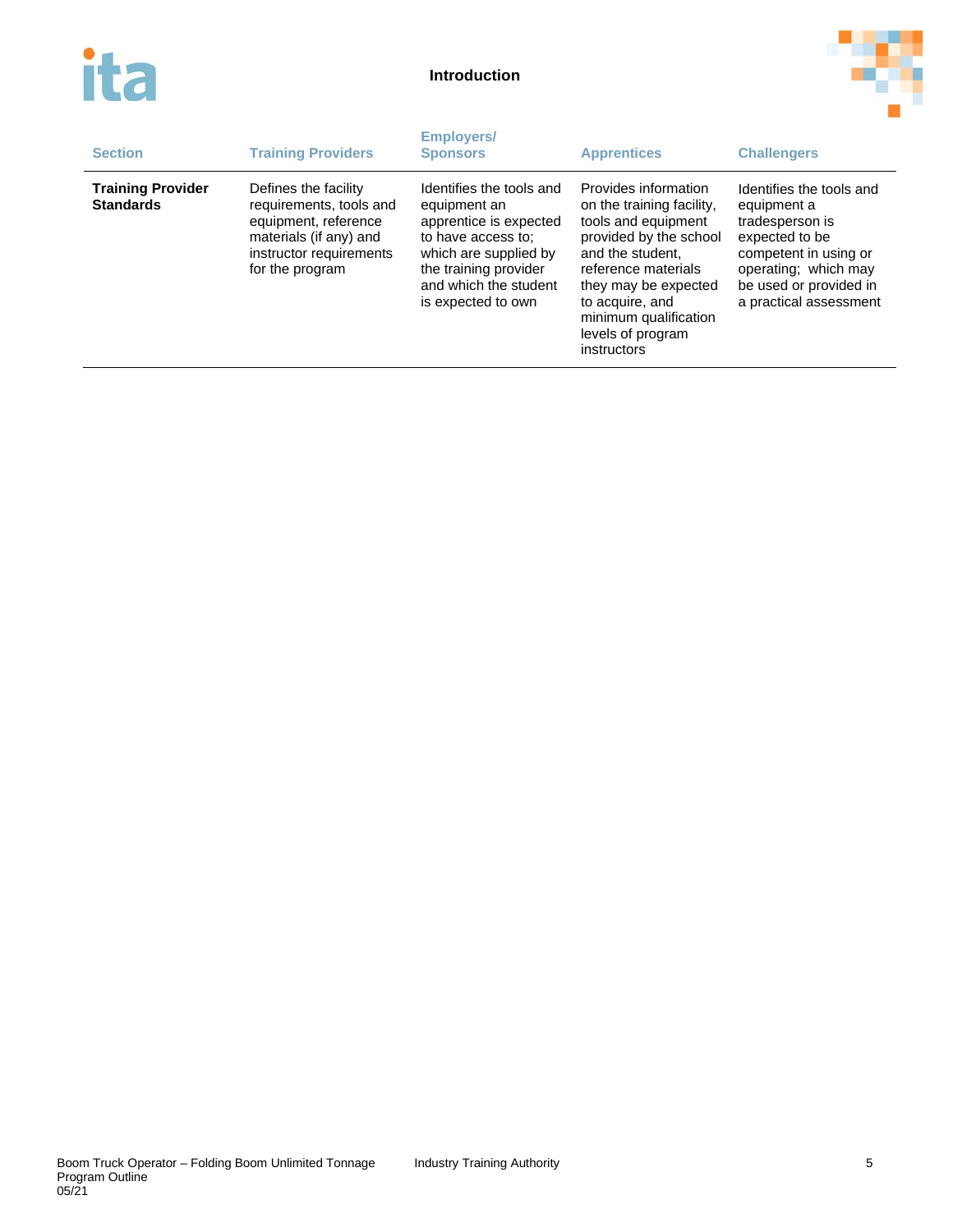| Section | Training Providers | Employers/ Sponsors | Apprentices | Challengers |
| --- | --- | --- | --- | --- |
| **Training Provider Standards** | Defines the facility requirements, tools and equipment, reference materials (if any) and instructor requirements for the program | Identifies the tools and equipment an apprentice is expected to have access to; which are supplied by the training provider and which the student is expected to own | Provides information on the training facility, tools and equipment provided by the school and the student, reference materials they may be expected to acquire, and minimum qualification levels of program instructors | Identifies the tools and equipment a tradesperson is expected to be competent in using or operating; which may be used or provided in a practical assessment |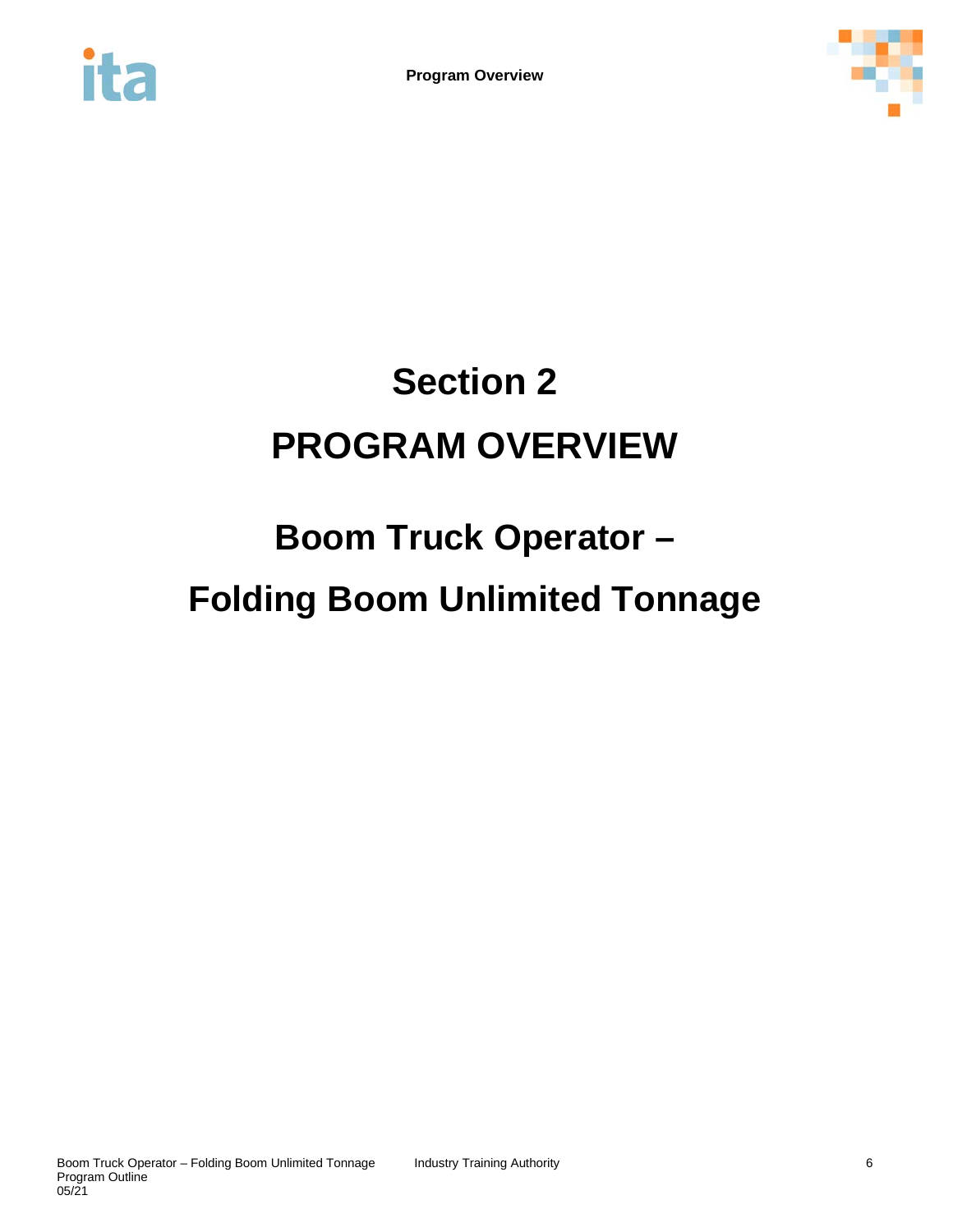# Section 2

# PROGRAM OVERVIEW

## Boom Truck Operator –

## Folding Boom Unlimited Tonnage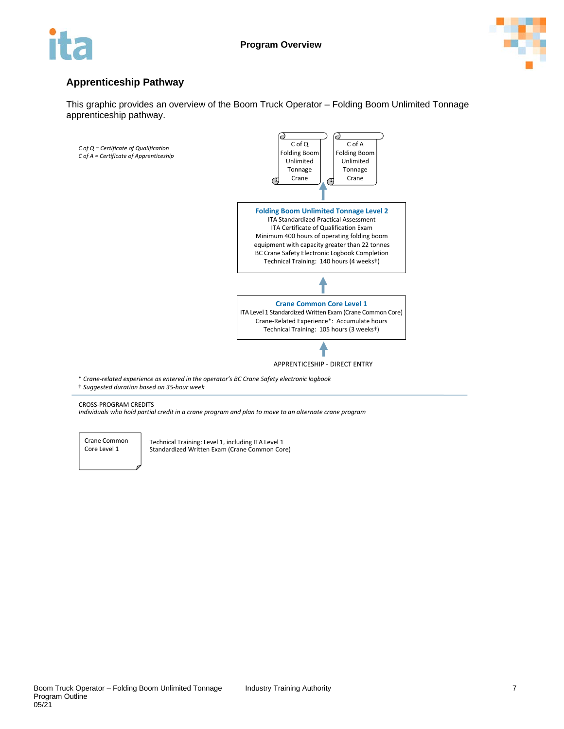## Apprenticeship Pathway

This graphic provides an overview of the Boom Truck Operator – Folding Boom Unlimited Tonnage apprenticeship pathway.

*C of Q = Certificate of Qualification*
*C of A = Certificate of Apprenticeship*

C of Q Folding Boom Unlimited Tonnage Crane

C of A Folding Boom Unlimited Tonnage Crane

↑

**Folding Boom Unlimited Tonnage Level 2**
ITA Standardized Practical Assessment
ITA Certificate of Qualification Exam
Minimum 400 hours of operating folding boom equipment with capacity greater than 22 tonnes
BC Crane Safety Electronic Logbook Completion
Technical Training: 140 hours (4 weeks†)

↑

**Crane Common Core Level 1**
ITA Level 1 Standardized Written Exam (Crane Common Core)
Crane-Related Experience*: Accumulate hours
Technical Training: 105 hours (3 weeks†)

↑

APPRENTICESHIP - DIRECT ENTRY

\* *Crane-related experience as entered in the operator's BC Crane Safety electronic logbook*
† *Suggested duration based on 35-hour week*

CROSS-PROGRAM CREDITS
*Individuals who hold partial credit in a crane program and plan to move to an alternate crane program*

| Crane Common Core Level 1 | Technical Training: Level 1, including ITA Level 1 Standardized Written Exam (Crane Common Core) |
|---|---|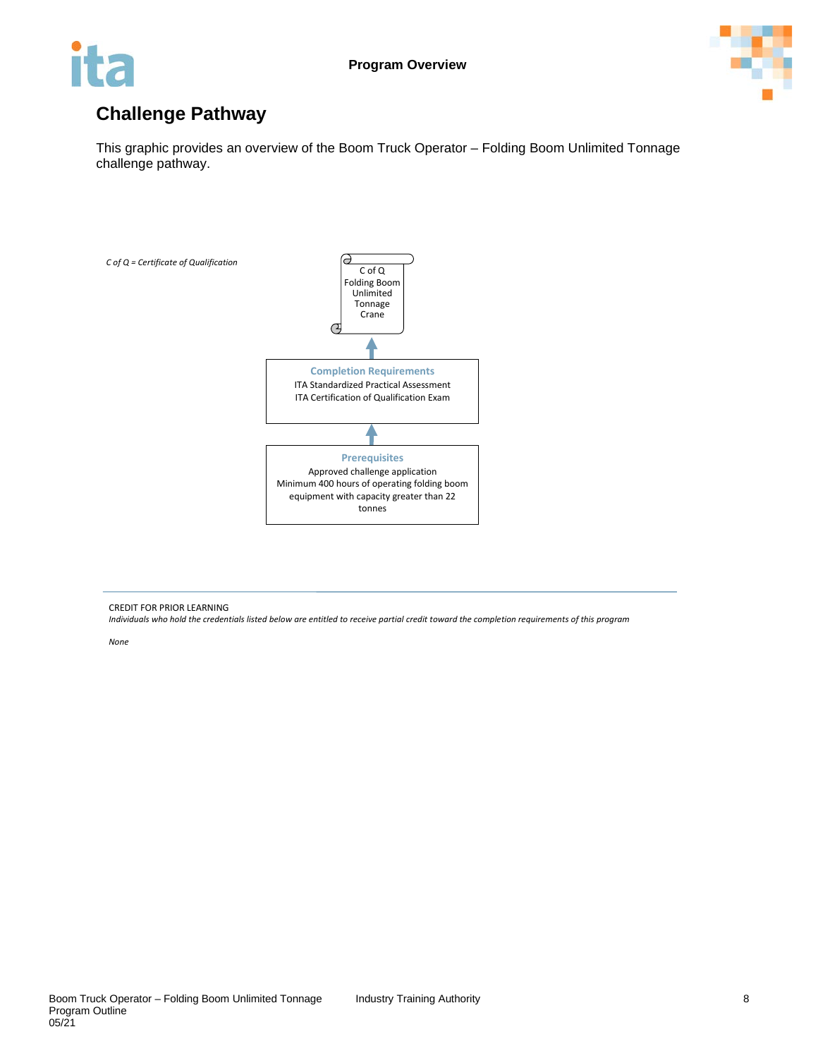## Challenge Pathway

This graphic provides an overview of the Boom Truck Operator – Folding Boom Unlimited Tonnage challenge pathway.

*C of Q = Certificate of Qualification*

**C of Q Folding Boom Unlimited Tonnage Crane**

↑

**Completion Requirements**

ITA Standardized Practical Assessment
ITA Certification of Qualification Exam

↑

**Prerequisites**

Approved challenge application
Minimum 400 hours of operating folding boom equipment with capacity greater than 22 tonnes

---

CREDIT FOR PRIOR LEARNING

*Individuals who hold the credentials listed below are entitled to receive partial credit toward the completion requirements of this program*

*None*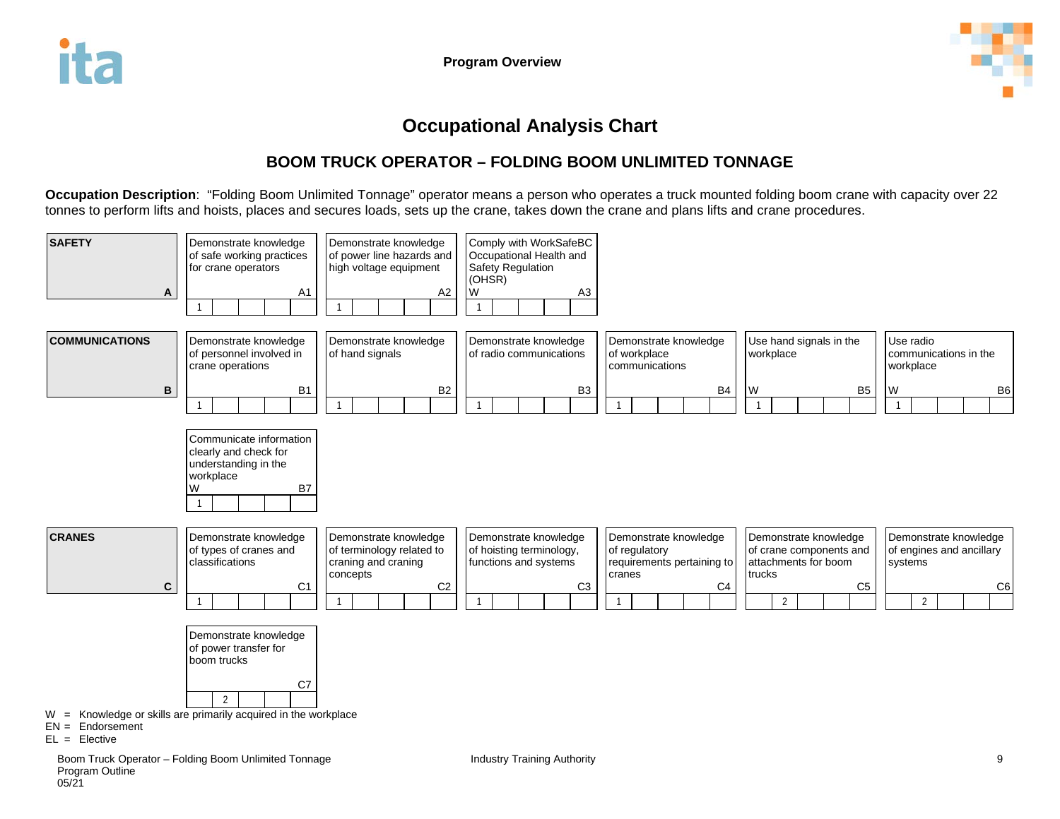Program Overview

# Occupational Analysis Chart

## BOOM TRUCK OPERATOR – FOLDING BOOM UNLIMITED TONNAGE

**Occupation Description**: “Folding Boom Unlimited Tonnage” operator means a person who operates a truck mounted folding boom crane with capacity over 22 tonnes to perform lifts and hoists, places and secures loads, sets up the crane, takes down the crane and plans lifts and crane procedures.

| Category | Competency | Code | Flag | Level |
|---|---|---|---|---|
| **SAFETY** (A) | Demonstrate knowledge of safe working practices for crane operators | A1 | | 1 |
| | Demonstrate knowledge of power line hazards and high voltage equipment | A2 | | 1 |
| | Comply with WorkSafeBC Occupational Health and Safety Regulation (OHSR) | A3 | W | 1 |
| **COMMUNICATIONS** (B) | Demonstrate knowledge of personnel involved in crane operations | B1 | | 1 |
| | Demonstrate knowledge of hand signals | B2 | | 1 |
| | Demonstrate knowledge of radio communications | B3 | | 1 |
| | Demonstrate knowledge of workplace communications | B4 | | 1 |
| | Use hand signals in the workplace | B5 | W | 1 |
| | Use radio communications in the workplace | B6 | W | 1 |
| | Communicate information clearly and check for understanding in the workplace | B7 | W | 1 |
| **CRANES** (C) | Demonstrate knowledge of types of cranes and classifications | C1 | | 1 |
| | Demonstrate knowledge of terminology related to craning and craning concepts | C2 | | 1 |
| | Demonstrate knowledge of hoisting terminology, functions and systems | C3 | | 1 |
| | Demonstrate knowledge of regulatory requirements pertaining to cranes | C4 | | 1 |
| | Demonstrate knowledge of crane components and attachments for boom trucks | C5 | | 2 |
| | Demonstrate knowledge of engines and ancillary systems | C6 | | 2 |
| | Demonstrate knowledge of power transfer for boom trucks | C7 | | 2 |

W = Knowledge or skills are primarily acquired in the workplace
EN = Endorsement
EL = Elective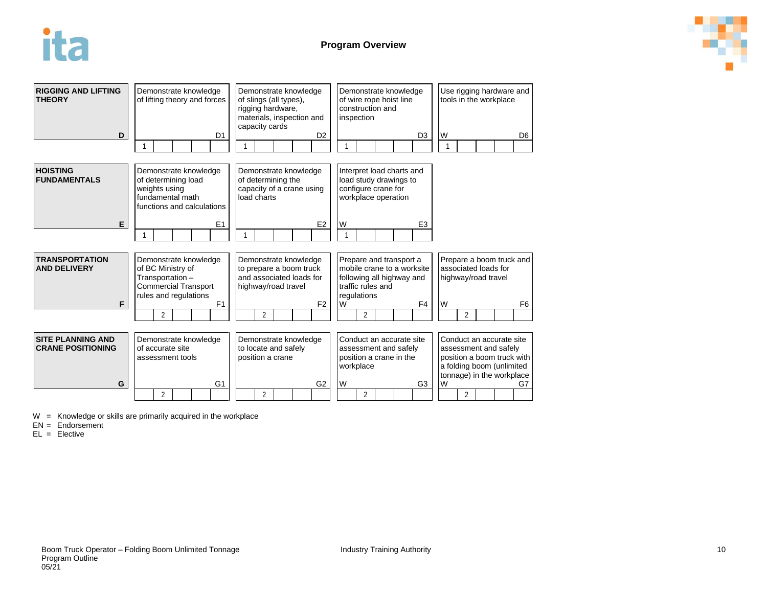## Program Overview

| Line | Competency 1 | Competency 2 | Competency 3 | Competency 4 |
|---|---|---|---|---|
| **RIGGING AND LIFTING THEORY** (D) | Demonstrate knowledge of lifting theory and forces (D1) — Level 1 | Demonstrate knowledge of slings (all types), rigging hardware, materials, inspection and capacity cards (D2) — Level 1 | Demonstrate knowledge of wire rope hoist line construction and inspection (D3) — Level 1 | Use rigging hardware and tools in the workplace (W) (D6) — Level 1 |
| **HOISTING FUNDAMENTALS** (E) | Demonstrate knowledge of determining load weights using fundamental math functions and calculations (E1) — Level 1 | Demonstrate knowledge of determining the capacity of a crane using load charts (E2) — Level 1 | Interpret load charts and load study drawings to configure crane for workplace operation (W) (E3) — Level 1 | |
| **TRANSPORTATION AND DELIVERY** (F) | Demonstrate knowledge of BC Ministry of Transportation – Commercial Transport rules and regulations (F1) — Level 2 | Demonstrate knowledge to prepare a boom truck and associated loads for highway/road travel (F2) — Level 2 | Prepare and transport a mobile crane to a worksite following all highway and traffic rules and regulations (W) (F4) — Level 2 | Prepare a boom truck and associated loads for highway/road travel (W) (F6) — Level 2 |
| **SITE PLANNING AND CRANE POSITIONING** (G) | Demonstrate knowledge of accurate site assessment tools (G1) — Level 2 | Demonstrate knowledge to locate and safely position a crane (G2) — Level 2 | Conduct an accurate site assessment and safely position a crane in the workplace (W) (G3) — Level 2 | Conduct an accurate site assessment and safely position a boom truck with a folding boom (unlimited tonnage) in the workplace (W) (G7) — Level 2 |

W = Knowledge or skills are primarily acquired in the workplace
EN = Endorsement
EL = Elective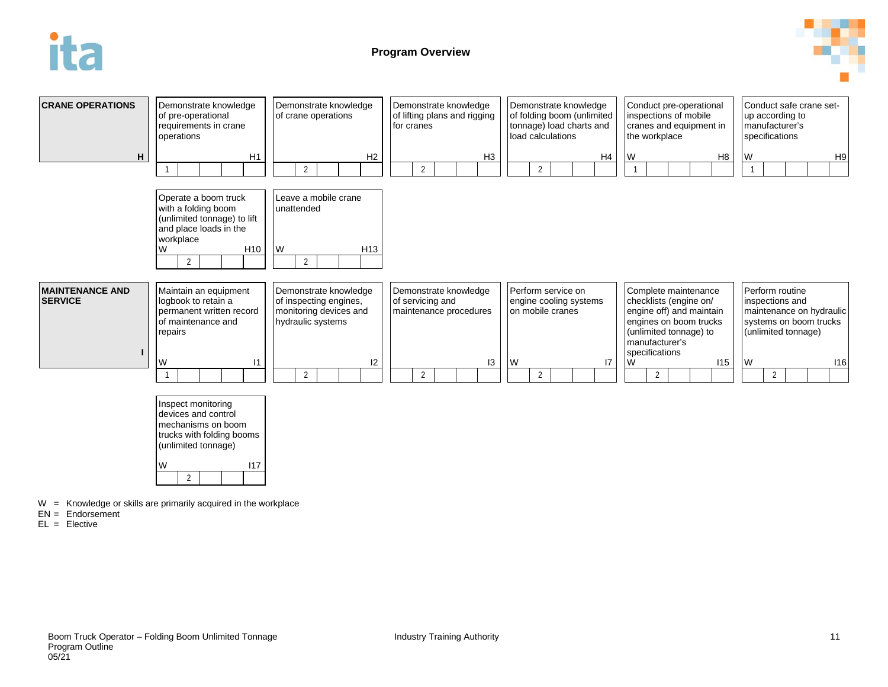## Program Overview

### CRANE OPERATIONS (H)

| Competency | Code | W | Level |
|---|---|---|---|
| Demonstrate knowledge of pre-operational requirements in crane operations | H1 | | 1 |
| Demonstrate knowledge of crane operations | H2 | | 2 |
| Demonstrate knowledge of lifting plans and rigging for cranes | H3 | | 2 |
| Demonstrate knowledge of folding boom (unlimited tonnage) load charts and load calculations | H4 | | 2 |
| Conduct pre-operational inspections of mobile cranes and equipment in the workplace | H8 | W | 1 |
| Conduct safe crane set-up according to manufacturer's specifications | H9 | W | 1 |
| Operate a boom truck with a folding boom (unlimited tonnage) to lift and place loads in the workplace | H10 | W | 2 |
| Leave a mobile crane unattended | H13 | W | 2 |

### MAINTENANCE AND SERVICE (I)

| Competency | Code | W | Level |
|---|---|---|---|
| Maintain an equipment logbook to retain a permanent written record of maintenance and repairs | I1 | W | 1 |
| Demonstrate knowledge of inspecting engines, monitoring devices and hydraulic systems | I2 | | 2 |
| Demonstrate knowledge of servicing and maintenance procedures | I3 | | 2 |
| Perform service on engine cooling systems on mobile cranes | I7 | W | 2 |
| Complete maintenance checklists (engine on/ engine off) and maintain engines on boom trucks (unlimited tonnage) to manufacturer's specifications | I15 | W | 2 |
| Perform routine inspections and maintenance on hydraulic systems on boom trucks (unlimited tonnage) | I16 | W | 2 |
| Inspect monitoring devices and control mechanisms on boom trucks with folding booms (unlimited tonnage) | I17 | W | 2 |

W = Knowledge or skills are primarily acquired in the workplace
EN = Endorsement
EL = Elective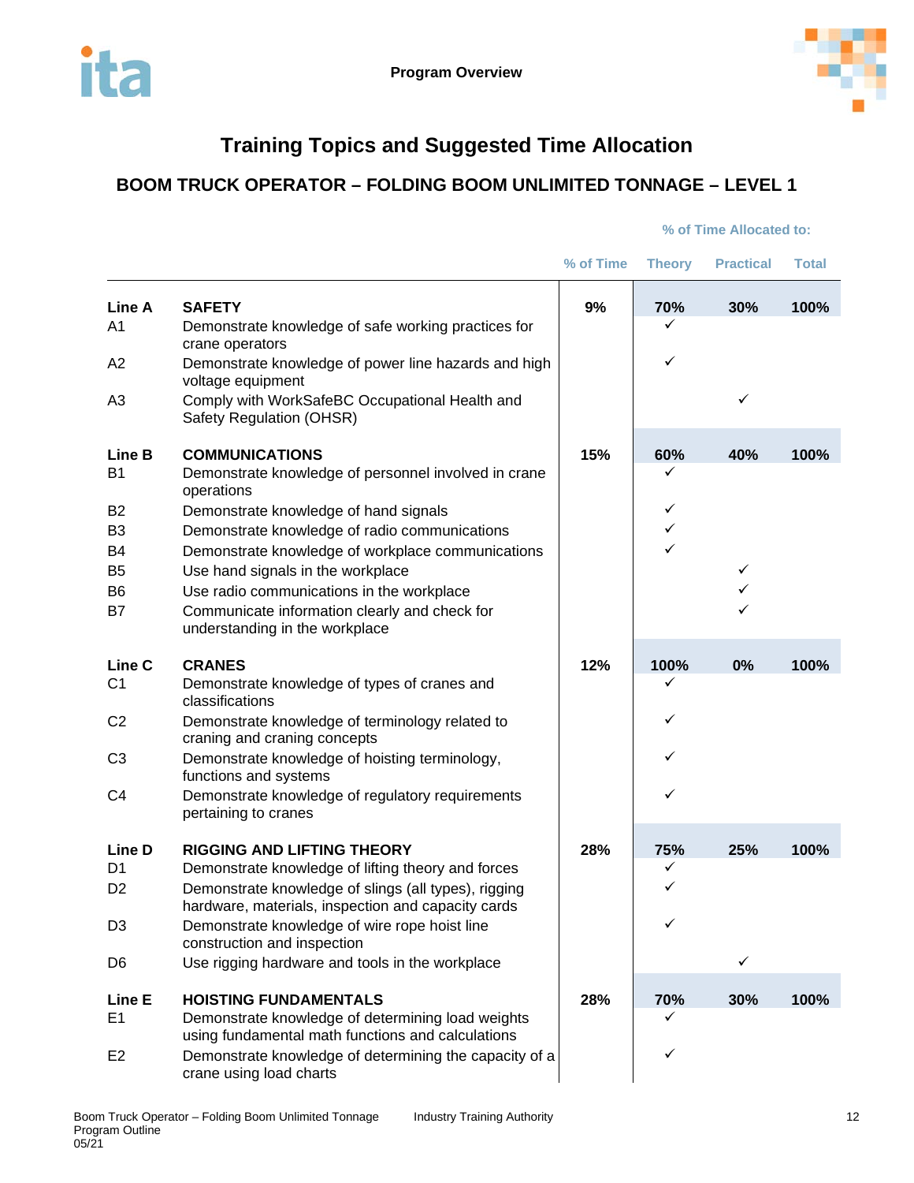# Training Topics and Suggested Time Allocation

## BOOM TRUCK OPERATOR – FOLDING BOOM UNLIMITED TONNAGE – LEVEL 1

| | | | % of Time Allocated to: | | |
|---|---|---|---|---|---|
| | | % of Time | Theory | Practical | Total |
| **Line A** | **SAFETY** | **9%** | **70%** | **30%** | **100%** |
| A1 | Demonstrate knowledge of safe working practices for crane operators | | ✓ | | |
| A2 | Demonstrate knowledge of power line hazards and high voltage equipment | | ✓ | | |
| A3 | Comply with WorkSafeBC Occupational Health and Safety Regulation (OHSR) | | | ✓ | |
| **Line B** | **COMMUNICATIONS** | **15%** | **60%** | **40%** | **100%** |
| B1 | Demonstrate knowledge of personnel involved in crane operations | | ✓ | | |
| B2 | Demonstrate knowledge of hand signals | | ✓ | | |
| B3 | Demonstrate knowledge of radio communications | | ✓ | | |
| B4 | Demonstrate knowledge of workplace communications | | ✓ | | |
| B5 | Use hand signals in the workplace | | | ✓ | |
| B6 | Use radio communications in the workplace | | | ✓ | |
| B7 | Communicate information clearly and check for understanding in the workplace | | | ✓ | |
| **Line C** | **CRANES** | **12%** | **100%** | **0%** | **100%** |
| C1 | Demonstrate knowledge of types of cranes and classifications | | ✓ | | |
| C2 | Demonstrate knowledge of terminology related to craning and craning concepts | | ✓ | | |
| C3 | Demonstrate knowledge of hoisting terminology, functions and systems | | ✓ | | |
| C4 | Demonstrate knowledge of regulatory requirements pertaining to cranes | | ✓ | | |
| **Line D** | **RIGGING AND LIFTING THEORY** | **28%** | **75%** | **25%** | **100%** |
| D1 | Demonstrate knowledge of lifting theory and forces | | ✓ | | |
| D2 | Demonstrate knowledge of slings (all types), rigging hardware, materials, inspection and capacity cards | | ✓ | | |
| D3 | Demonstrate knowledge of wire rope hoist line construction and inspection | | ✓ | | |
| D6 | Use rigging hardware and tools in the workplace | | | ✓ | |
| **Line E** | **HOISTING FUNDAMENTALS** | **28%** | **70%** | **30%** | **100%** |
| E1 | Demonstrate knowledge of determining load weights using fundamental math functions and calculations | | ✓ | | |
| E2 | Demonstrate knowledge of determining the capacity of a crane using load charts | | ✓ | | |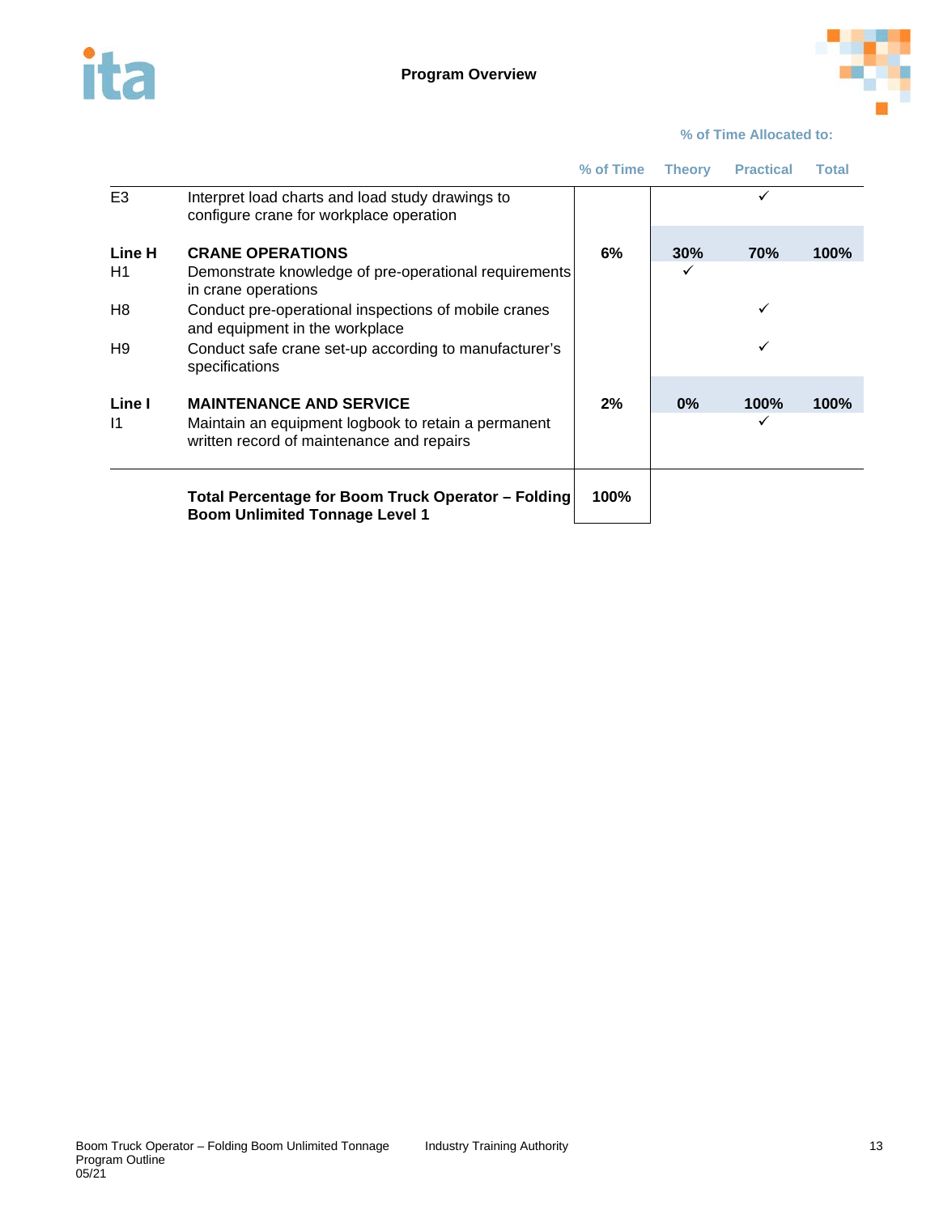## Program Overview

| | | % of Time | % of Time Allocated to: Theory | Practical | Total |
|---|---|---|---|---|---|
| E3 | Interpret load charts and load study drawings to configure crane for workplace operation | | | ✓ | |
| **Line H** | **CRANE OPERATIONS** | **6%** | **30%** | **70%** | **100%** |
| H1 | Demonstrate knowledge of pre-operational requirements in crane operations | | ✓ | | |
| H8 | Conduct pre-operational inspections of mobile cranes and equipment in the workplace | | | ✓ | |
| H9 | Conduct safe crane set-up according to manufacturer's specifications | | | ✓ | |
| **Line I** | **MAINTENANCE AND SERVICE** | **2%** | **0%** | **100%** | **100%** |
| I1 | Maintain an equipment logbook to retain a permanent written record of maintenance and repairs | | | ✓ | |
| | **Total Percentage for Boom Truck Operator – Folding Boom Unlimited Tonnage Level 1** | **100%** | | | |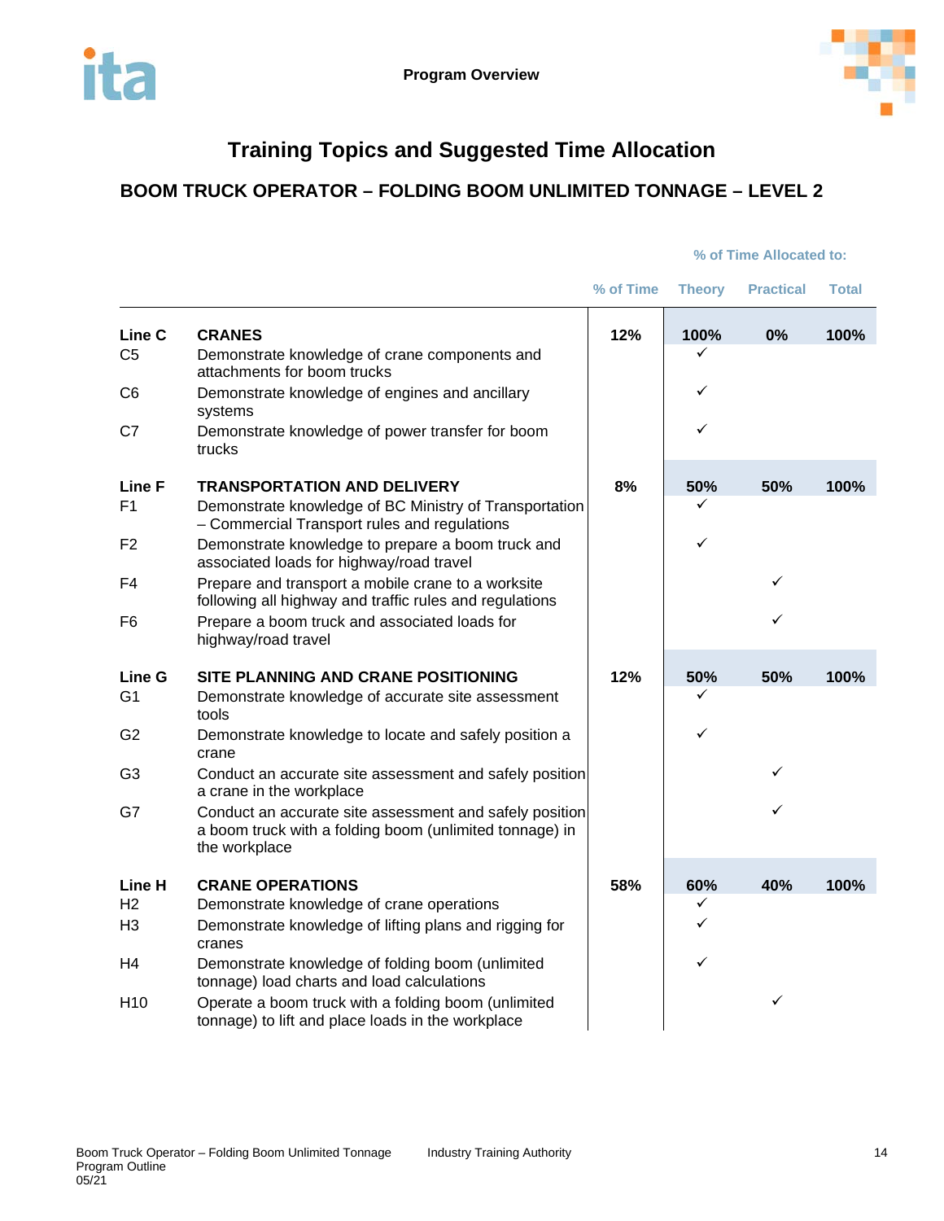# Training Topics and Suggested Time Allocation

## BOOM TRUCK OPERATOR – FOLDING BOOM UNLIMITED TONNAGE – LEVEL 2

| | | | % of Time Allocated to: | | |
|---|---|---|---|---|---|
| | | % of Time | Theory | Practical | Total |
| **Line C** | **CRANES** | **12%** | **100%** | **0%** | **100%** |
| C5 | Demonstrate knowledge of crane components and attachments for boom trucks | | ✓ | | |
| C6 | Demonstrate knowledge of engines and ancillary systems | | ✓ | | |
| C7 | Demonstrate knowledge of power transfer for boom trucks | | ✓ | | |
| **Line F** | **TRANSPORTATION AND DELIVERY** | **8%** | **50%** | **50%** | **100%** |
| F1 | Demonstrate knowledge of BC Ministry of Transportation – Commercial Transport rules and regulations | | ✓ | | |
| F2 | Demonstrate knowledge to prepare a boom truck and associated loads for highway/road travel | | ✓ | | |
| F4 | Prepare and transport a mobile crane to a worksite following all highway and traffic rules and regulations | | | ✓ | |
| F6 | Prepare a boom truck and associated loads for highway/road travel | | | ✓ | |
| **Line G** | **SITE PLANNING AND CRANE POSITIONING** | **12%** | **50%** | **50%** | **100%** |
| G1 | Demonstrate knowledge of accurate site assessment tools | | ✓ | | |
| G2 | Demonstrate knowledge to locate and safely position a crane | | ✓ | | |
| G3 | Conduct an accurate site assessment and safely position a crane in the workplace | | | ✓ | |
| G7 | Conduct an accurate site assessment and safely position a boom truck with a folding boom (unlimited tonnage) in the workplace | | | ✓ | |
| **Line H** | **CRANE OPERATIONS** | **58%** | **60%** | **40%** | **100%** |
| H2 | Demonstrate knowledge of crane operations | | ✓ | | |
| H3 | Demonstrate knowledge of lifting plans and rigging for cranes | | ✓ | | |
| H4 | Demonstrate knowledge of folding boom (unlimited tonnage) load charts and load calculations | | ✓ | | |
| H10 | Operate a boom truck with a folding boom (unlimited tonnage) to lift and place loads in the workplace | | | ✓ | |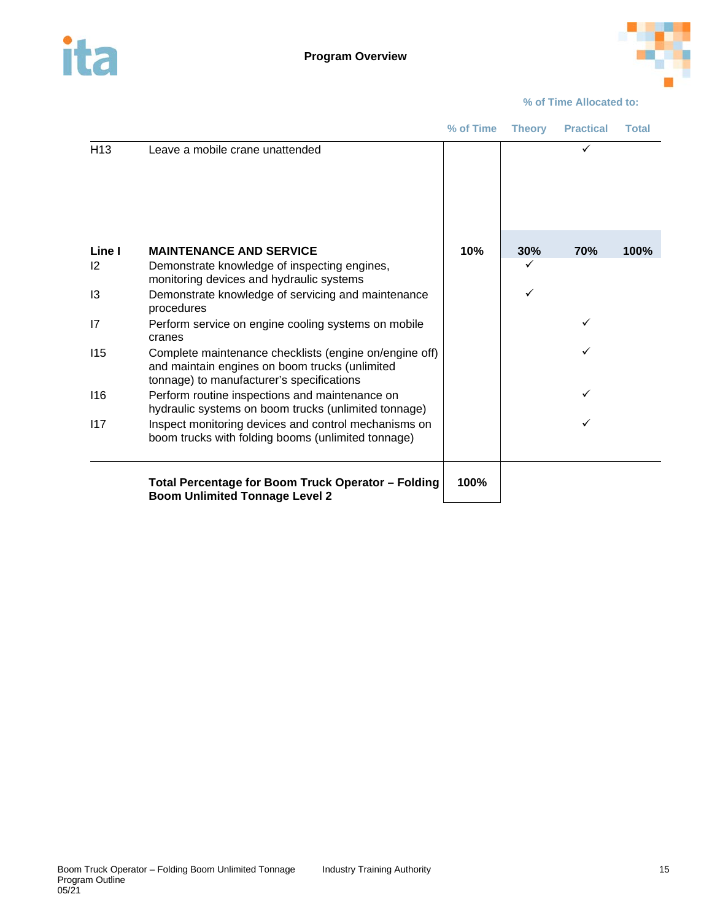## Program Overview

| | | % of Time Allocated to: | | | |
|---|---|---|---|---|---|
| | | **% of Time** | **Theory** | **Practical** | **Total** |
| H13 | Leave a mobile crane unattended | | | ✓ | |
| **Line I** | **MAINTENANCE AND SERVICE** | **10%** | **30%** | **70%** | **100%** |
| I2 | Demonstrate knowledge of inspecting engines, monitoring devices and hydraulic systems | | ✓ | | |
| I3 | Demonstrate knowledge of servicing and maintenance procedures | | ✓ | | |
| I7 | Perform service on engine cooling systems on mobile cranes | | | ✓ | |
| I15 | Complete maintenance checklists (engine on/engine off) and maintain engines on boom trucks (unlimited tonnage) to manufacturer's specifications | | | ✓ | |
| I16 | Perform routine inspections and maintenance on hydraulic systems on boom trucks (unlimited tonnage) | | | ✓ | |
| I17 | Inspect monitoring devices and control mechanisms on boom trucks with folding booms (unlimited tonnage) | | | ✓ | |
| | **Total Percentage for Boom Truck Operator – Folding Boom Unlimited Tonnage Level 2** | **100%** | | | |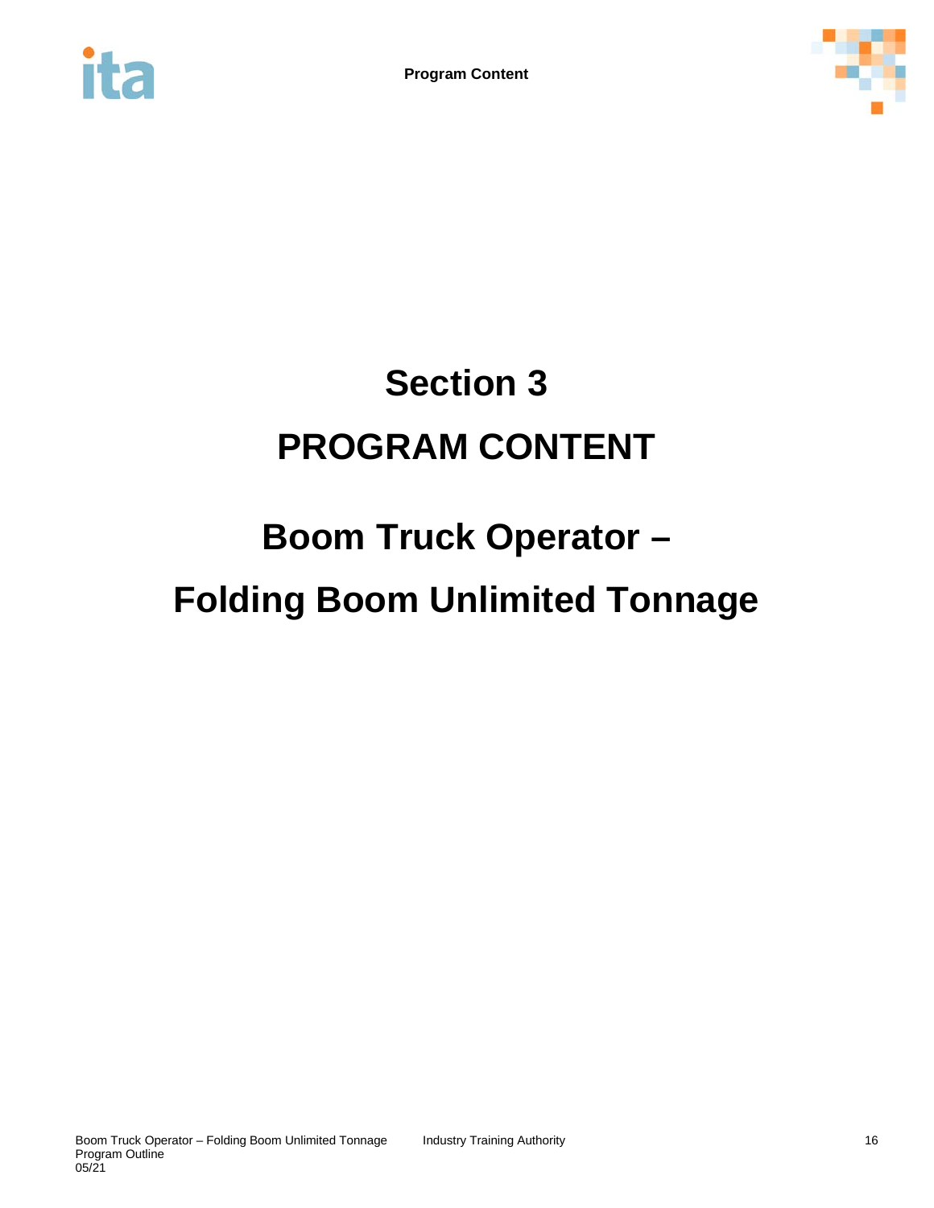# Section 3

# PROGRAM CONTENT

# Boom Truck Operator – Folding Boom Unlimited Tonnage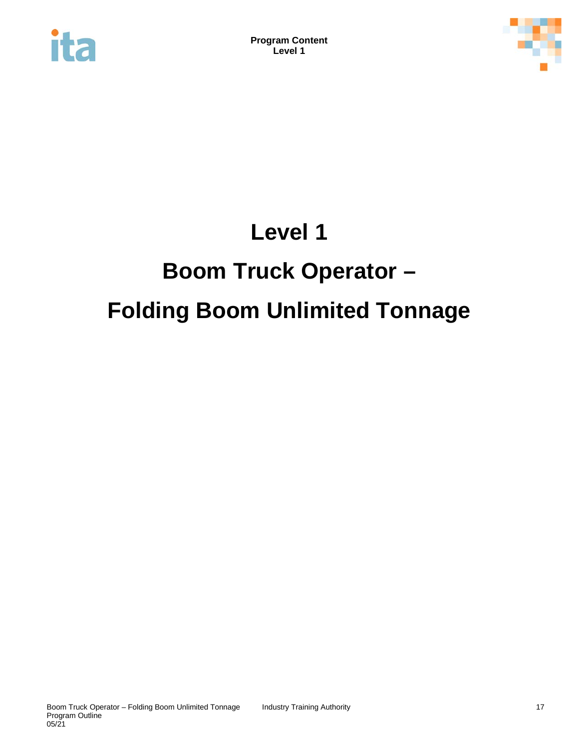# Level 1

# Boom Truck Operator –

# Folding Boom Unlimited Tonnage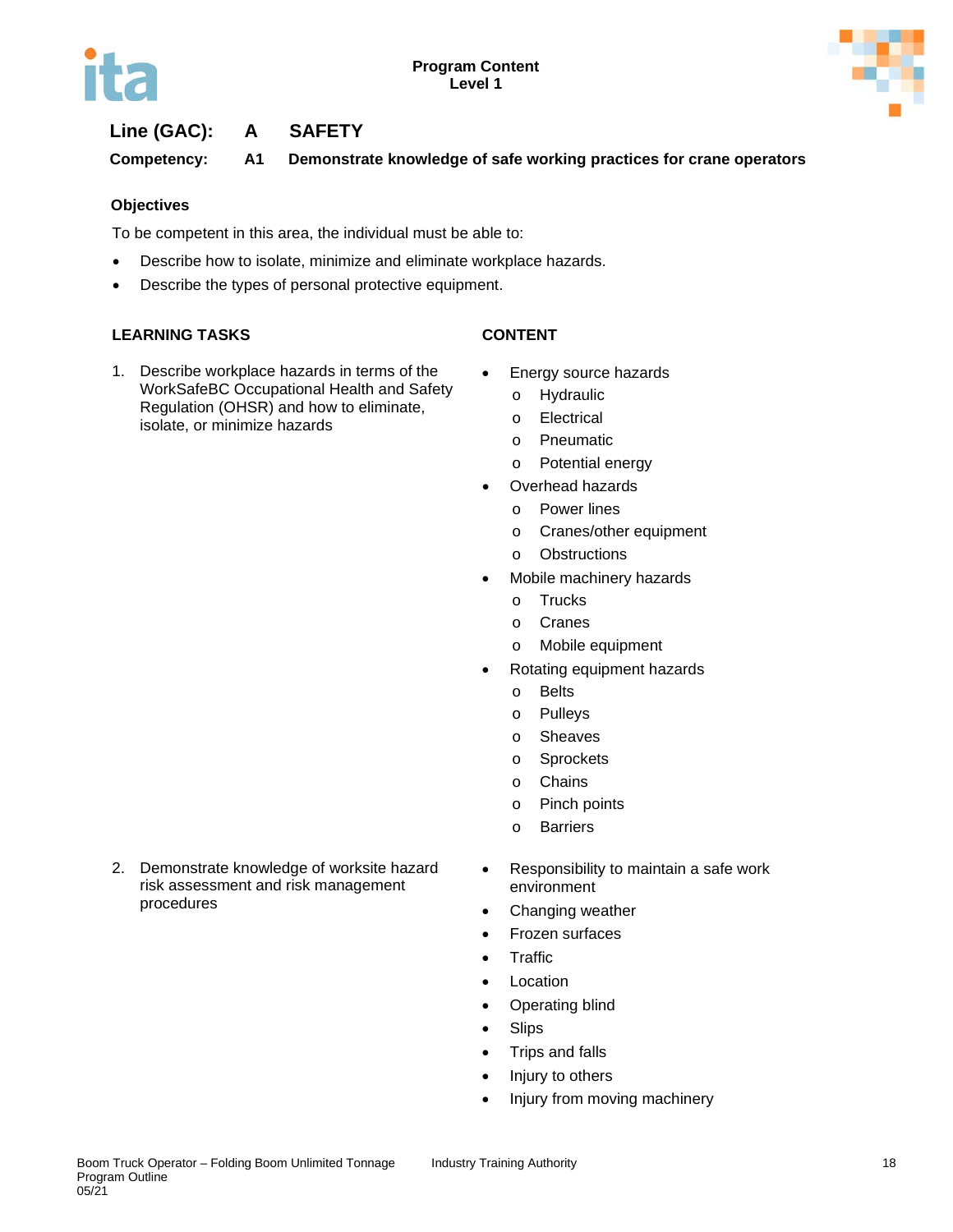**Program Content**
**Level 1**

## Line (GAC): A SAFETY

**Competency: A1 Demonstrate knowledge of safe working practices for crane operators**

### Objectives

To be competent in this area, the individual must be able to:

- Describe how to isolate, minimize and eliminate workplace hazards.
- Describe the types of personal protective equipment.

| LEARNING TASKS | CONTENT |
|---|---|
| 1. Describe workplace hazards in terms of the WorkSafeBC Occupational Health and Safety Regulation (OHSR) and how to eliminate, isolate, or minimize hazards | • Energy source hazards<br>  o Hydraulic<br>  o Electrical<br>  o Pneumatic<br>  o Potential energy<br>• Overhead hazards<br>  o Power lines<br>  o Cranes/other equipment<br>  o Obstructions<br>• Mobile machinery hazards<br>  o Trucks<br>  o Cranes<br>  o Mobile equipment<br>• Rotating equipment hazards<br>  o Belts<br>  o Pulleys<br>  o Sheaves<br>  o Sprockets<br>  o Chains<br>  o Pinch points<br>  o Barriers |
| 2. Demonstrate knowledge of worksite hazard risk assessment and risk management procedures | • Responsibility to maintain a safe work environment<br>• Changing weather<br>• Frozen surfaces<br>• Traffic<br>• Location<br>• Operating blind<br>• Slips<br>• Trips and falls<br>• Injury to others<br>• Injury from moving machinery |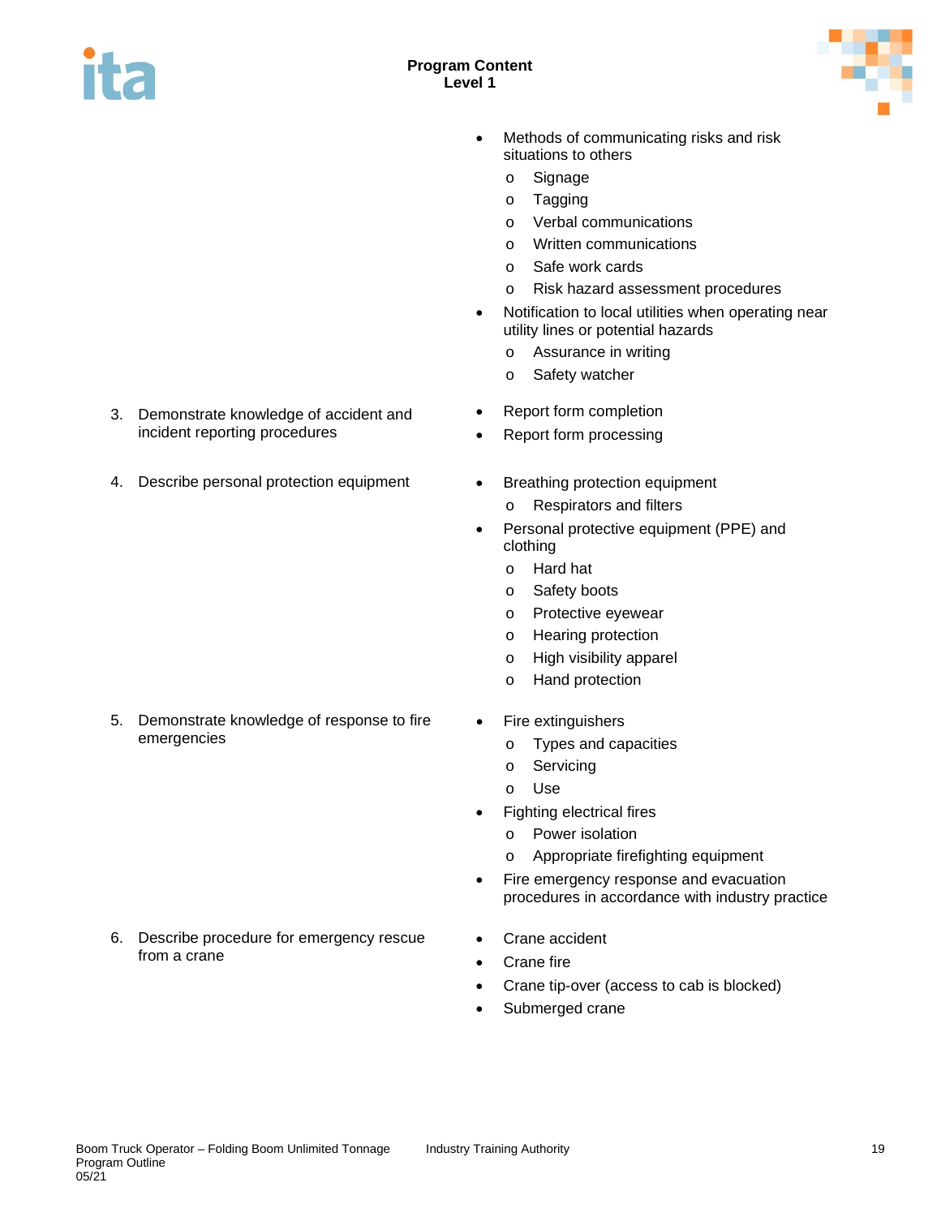|  |  |
|---|---|
|  | • Methods of communicating risks and risk situations to others<br>o Signage<br>o Tagging<br>o Verbal communications<br>o Written communications<br>o Safe work cards<br>o Risk hazard assessment procedures<br>• Notification to local utilities when operating near utility lines or potential hazards<br>o Assurance in writing<br>o Safety watcher |
| 3. Demonstrate knowledge of accident and incident reporting procedures | • Report form completion<br>• Report form processing |
| 4. Describe personal protection equipment | • Breathing protection equipment<br>o Respirators and filters<br>• Personal protective equipment (PPE) and clothing<br>o Hard hat<br>o Safety boots<br>o Protective eyewear<br>o Hearing protection<br>o High visibility apparel<br>o Hand protection |
| 5. Demonstrate knowledge of response to fire emergencies | • Fire extinguishers<br>o Types and capacities<br>o Servicing<br>o Use<br>• Fighting electrical fires<br>o Power isolation<br>o Appropriate firefighting equipment<br>• Fire emergency response and evacuation procedures in accordance with industry practice |
| 6. Describe procedure for emergency rescue from a crane | • Crane accident<br>• Crane fire<br>• Crane tip-over (access to cab is blocked)<br>• Submerged crane |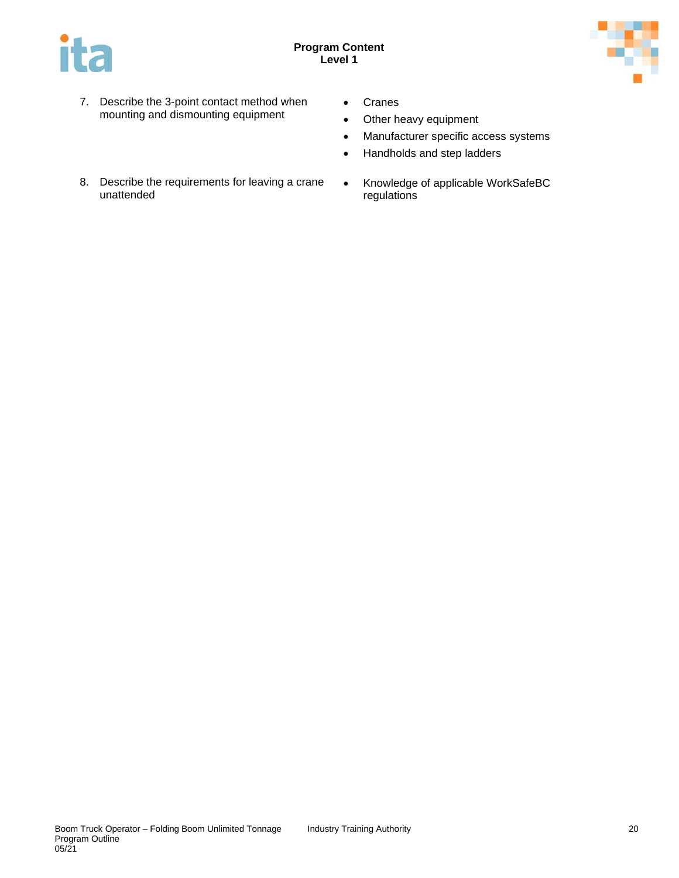7. Describe the 3-point contact method when mounting and dismounting equipment
   - Cranes
   - Other heavy equipment
   - Manufacturer specific access systems
   - Handholds and step ladders

8. Describe the requirements for leaving a crane unattended
   - Knowledge of applicable WorkSafeBC regulations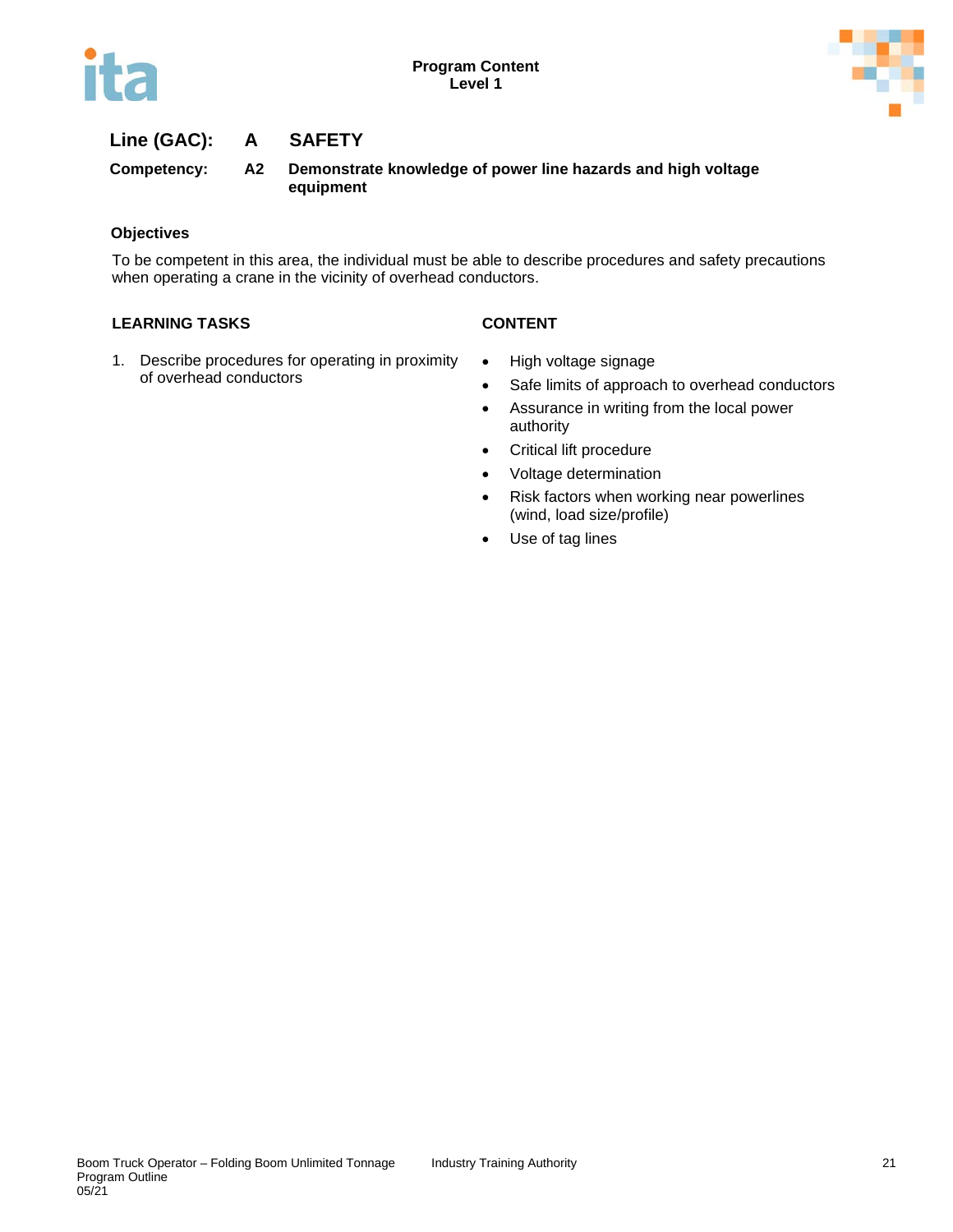**Line (GAC):** **A** **SAFETY**

**Competency:** **A2** **Demonstrate knowledge of power line hazards and high voltage equipment**

### Objectives

To be competent in this area, the individual must be able to describe procedures and safety precautions when operating a crane in the vicinity of overhead conductors.

| LEARNING TASKS | CONTENT |
| --- | --- |
| 1. Describe procedures for operating in proximity of overhead conductors | • High voltage signage<br>• Safe limits of approach to overhead conductors<br>• Assurance in writing from the local power authority<br>• Critical lift procedure<br>• Voltage determination<br>• Risk factors when working near powerlines (wind, load size/profile)<br>• Use of tag lines |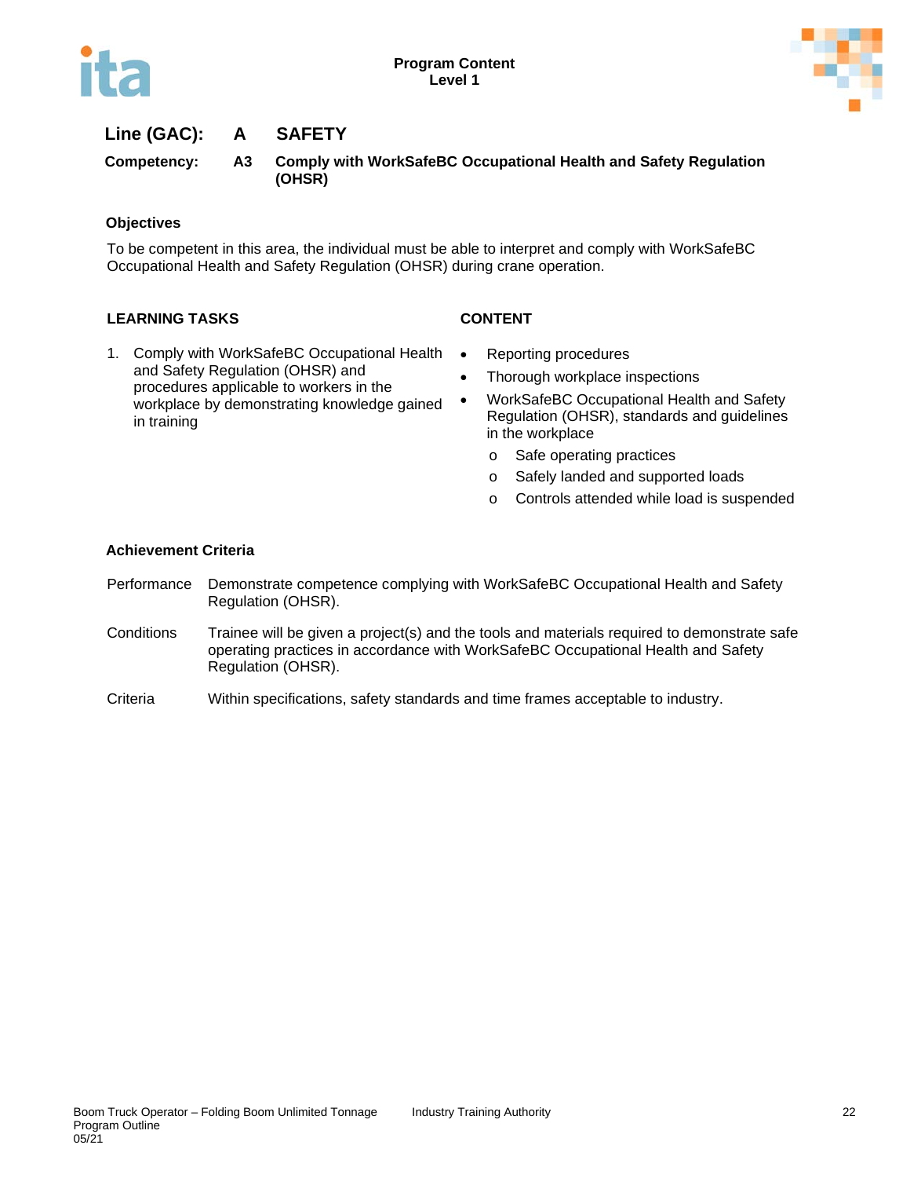**Program Content**
**Level 1**

## Line (GAC): A SAFETY

**Competency: A3 Comply with WorkSafeBC Occupational Health and Safety Regulation (OHSR)**

### Objectives

To be competent in this area, the individual must be able to interpret and comply with WorkSafeBC Occupational Health and Safety Regulation (OHSR) during crane operation.

| LEARNING TASKS | CONTENT |
|---|---|
| 1. Comply with WorkSafeBC Occupational Health and Safety Regulation (OHSR) and procedures applicable to workers in the workplace by demonstrating knowledge gained in training | • Reporting procedures<br>• Thorough workplace inspections<br>• WorkSafeBC Occupational Health and Safety Regulation (OHSR), standards and guidelines in the workplace<br>&nbsp;&nbsp;&nbsp;o Safe operating practices<br>&nbsp;&nbsp;&nbsp;o Safely landed and supported loads<br>&nbsp;&nbsp;&nbsp;o Controls attended while load is suspended |

### Achievement Criteria

| | |
|---|---|
| Performance | Demonstrate competence complying with WorkSafeBC Occupational Health and Safety Regulation (OHSR). |
| Conditions | Trainee will be given a project(s) and the tools and materials required to demonstrate safe operating practices in accordance with WorkSafeBC Occupational Health and Safety Regulation (OHSR). |
| Criteria | Within specifications, safety standards and time frames acceptable to industry. |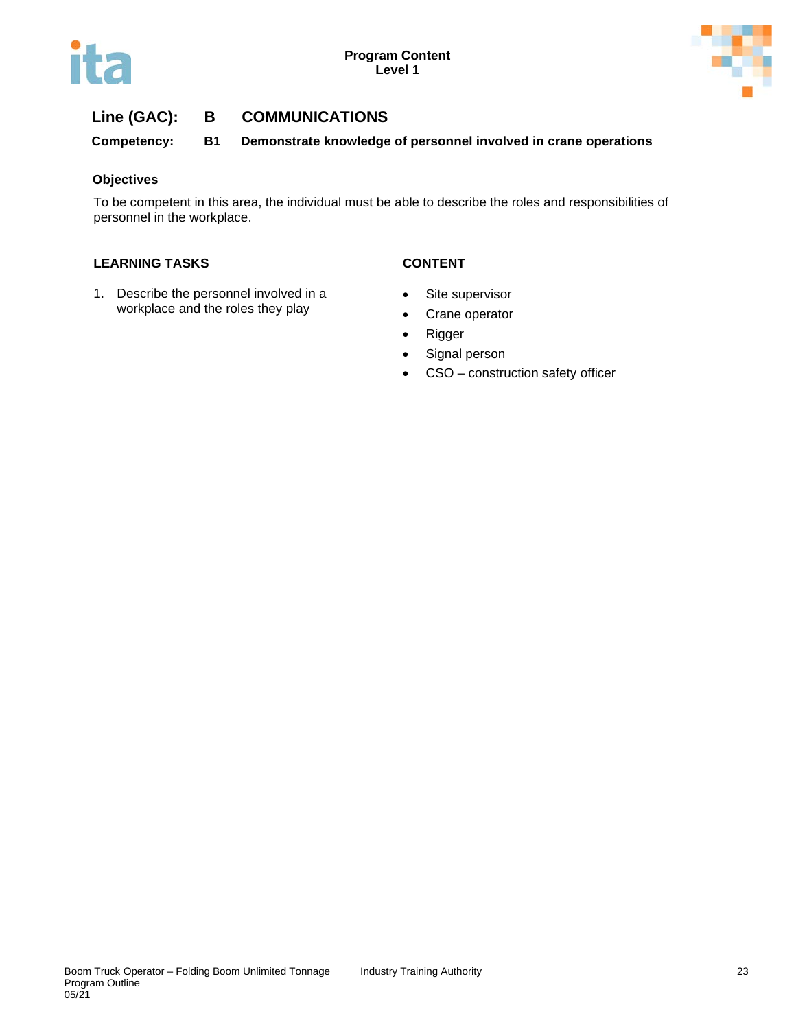## Line (GAC): B COMMUNICATIONS

**Competency: B1 Demonstrate knowledge of personnel involved in crane operations**

### Objectives

To be competent in this area, the individual must be able to describe the roles and responsibilities of personnel in the workplace.

| LEARNING TASKS | CONTENT |
| --- | --- |
| 1. Describe the personnel involved in a workplace and the roles they play | • Site supervisor<br>• Crane operator<br>• Rigger<br>• Signal person<br>• CSO – construction safety officer |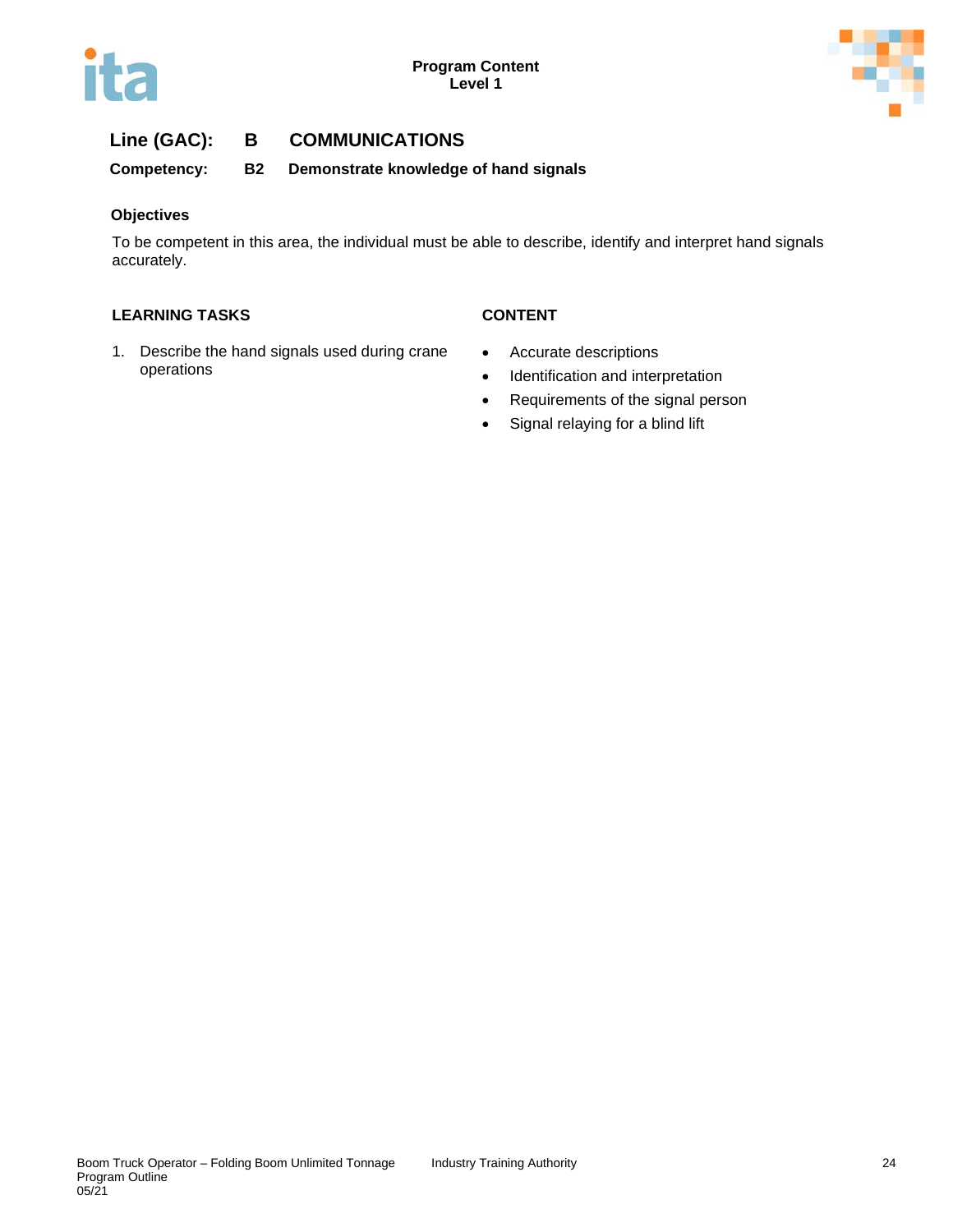## Line (GAC): B COMMUNICATIONS

**Competency: B2 Demonstrate knowledge of hand signals**

### Objectives

To be competent in this area, the individual must be able to describe, identify and interpret hand signals accurately.

| LEARNING TASKS | CONTENT |
| --- | --- |
| 1. Describe the hand signals used during crane operations | • Accurate descriptions<br>• Identification and interpretation<br>• Requirements of the signal person<br>• Signal relaying for a blind lift |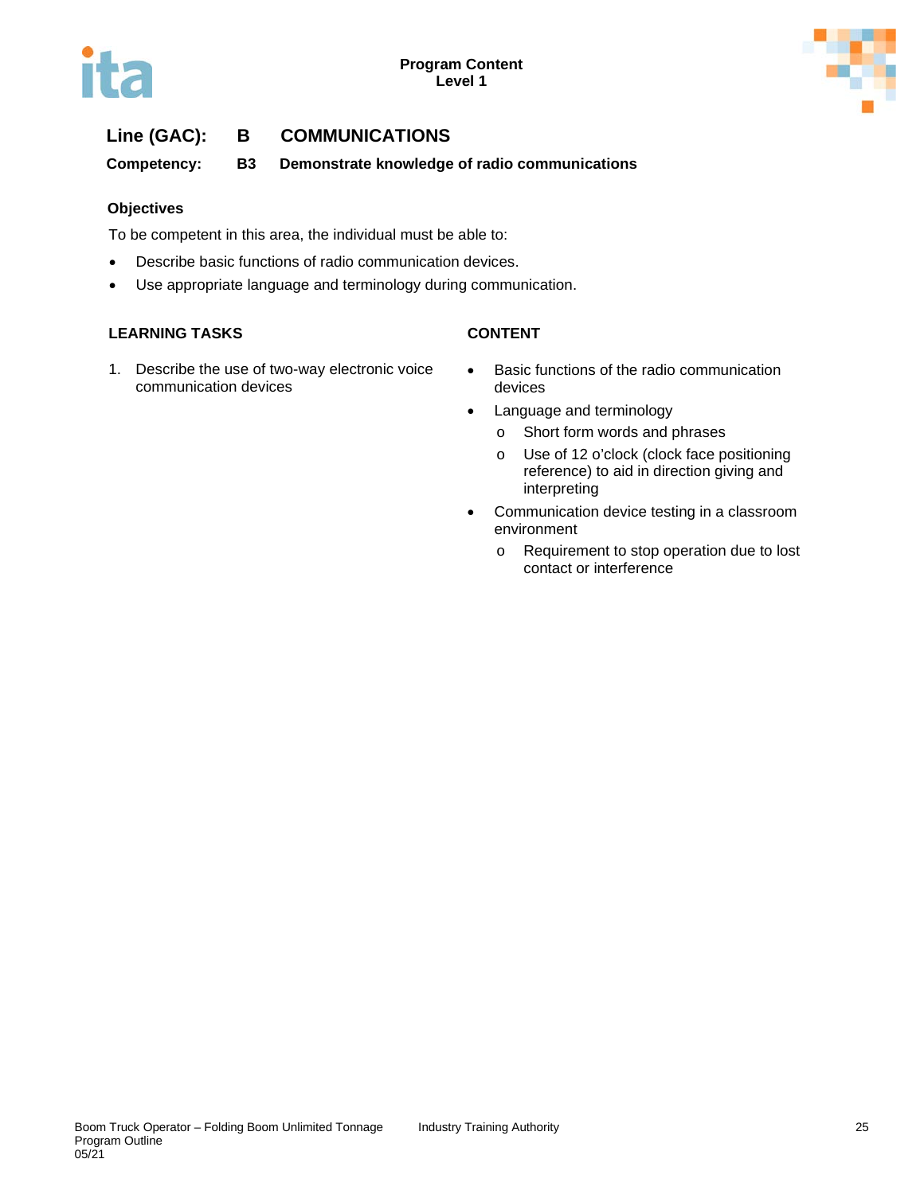## Line (GAC): B COMMUNICATIONS

**Competency: B3 Demonstrate knowledge of radio communications**

### Objectives

To be competent in this area, the individual must be able to:

- Describe basic functions of radio communication devices.
- Use appropriate language and terminology during communication.

| LEARNING TASKS | CONTENT |
| --- | --- |
| 1. Describe the use of two-way electronic voice communication devices | • Basic functions of the radio communication devices<br>• Language and terminology<br>  o Short form words and phrases<br>  o Use of 12 o'clock (clock face positioning reference) to aid in direction giving and interpreting<br>• Communication device testing in a classroom environment<br>  o Requirement to stop operation due to lost contact or interference |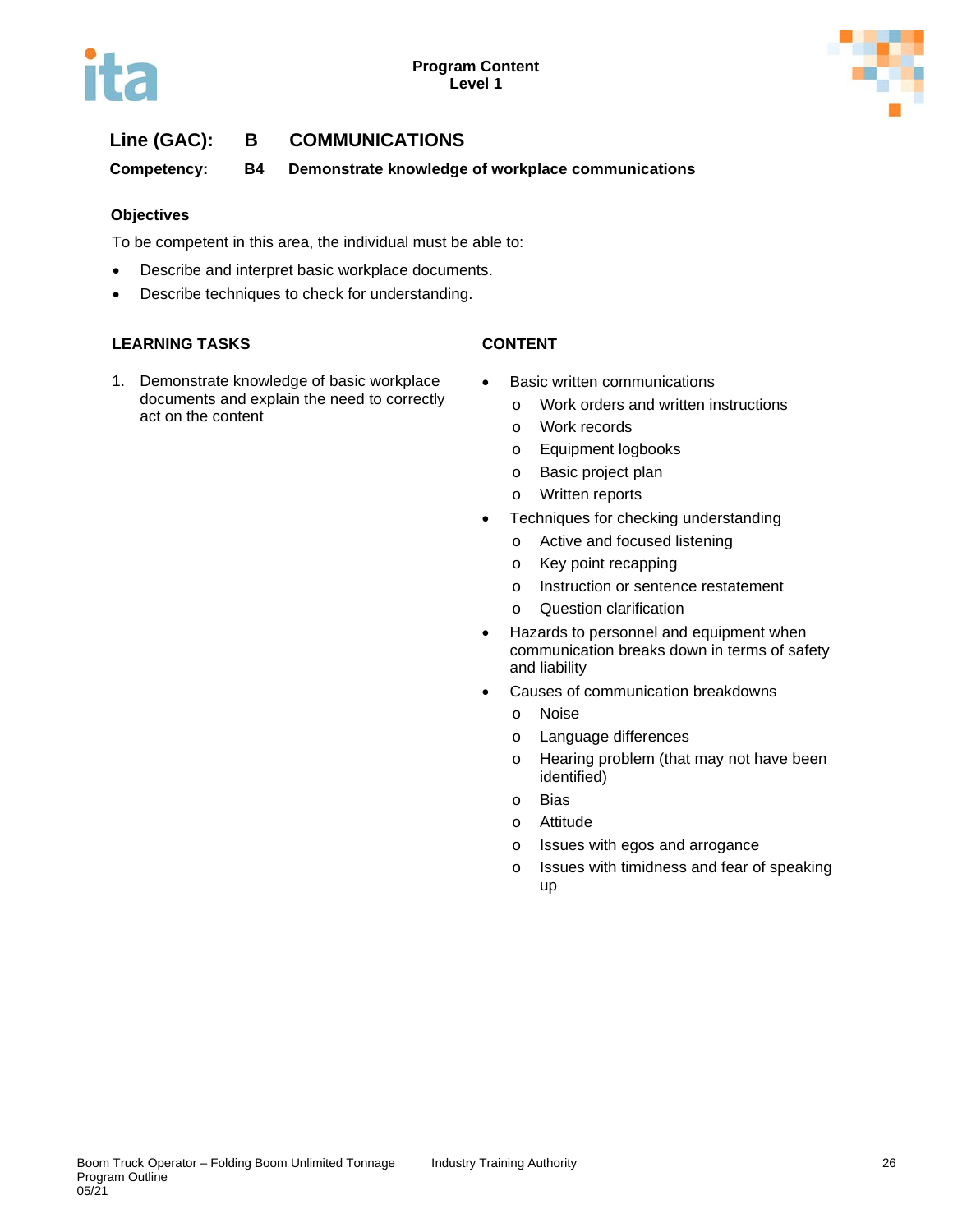**Line (GAC):** **B** **COMMUNICATIONS**

**Competency:** **B4** **Demonstrate knowledge of workplace communications**

### Objectives

To be competent in this area, the individual must be able to:

- Describe and interpret basic workplace documents.
- Describe techniques to check for understanding.

| LEARNING TASKS | CONTENT |
|---|---|
| 1. Demonstrate knowledge of basic workplace documents and explain the need to correctly act on the content | • Basic written communications<br>  o Work orders and written instructions<br>  o Work records<br>  o Equipment logbooks<br>  o Basic project plan<br>  o Written reports<br>• Techniques for checking understanding<br>  o Active and focused listening<br>  o Key point recapping<br>  o Instruction or sentence restatement<br>  o Question clarification<br>• Hazards to personnel and equipment when communication breaks down in terms of safety and liability<br>• Causes of communication breakdowns<br>  o Noise<br>  o Language differences<br>  o Hearing problem (that may not have been identified)<br>  o Bias<br>  o Attitude<br>  o Issues with egos and arrogance<br>  o Issues with timidness and fear of speaking up |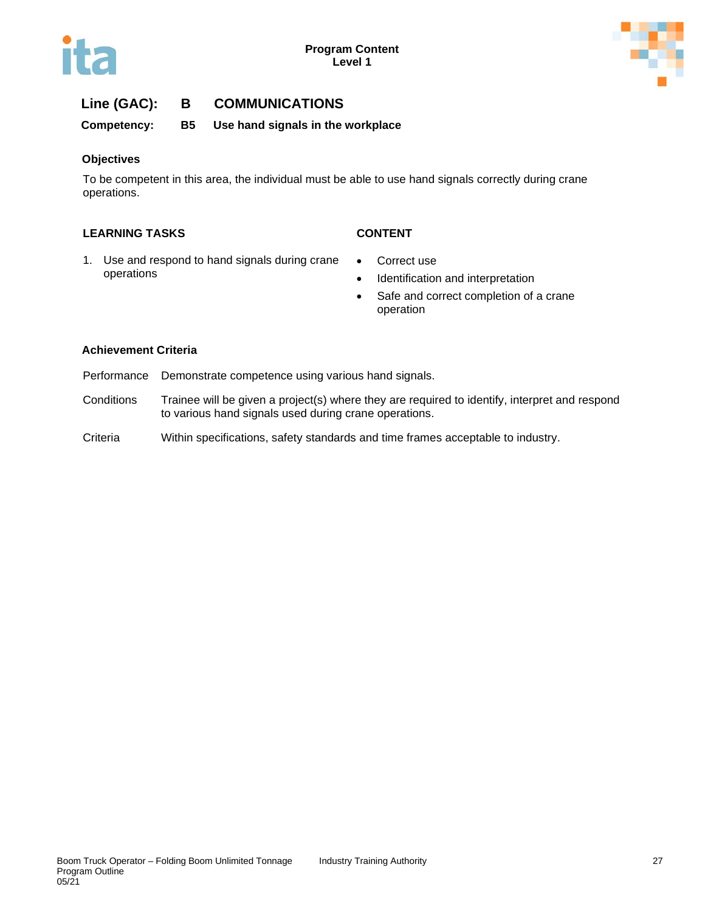## Line (GAC): B COMMUNICATIONS

**Competency: B5 Use hand signals in the workplace**

### Objectives

To be competent in this area, the individual must be able to use hand signals correctly during crane operations.

| LEARNING TASKS | CONTENT |
|---|---|
| 1. Use and respond to hand signals during crane operations | • Correct use<br>• Identification and interpretation<br>• Safe and correct completion of a crane operation |

### Achievement Criteria

| | |
|---|---|
| Performance | Demonstrate competence using various hand signals. |
| Conditions | Trainee will be given a project(s) where they are required to identify, interpret and respond to various hand signals used during crane operations. |
| Criteria | Within specifications, safety standards and time frames acceptable to industry. |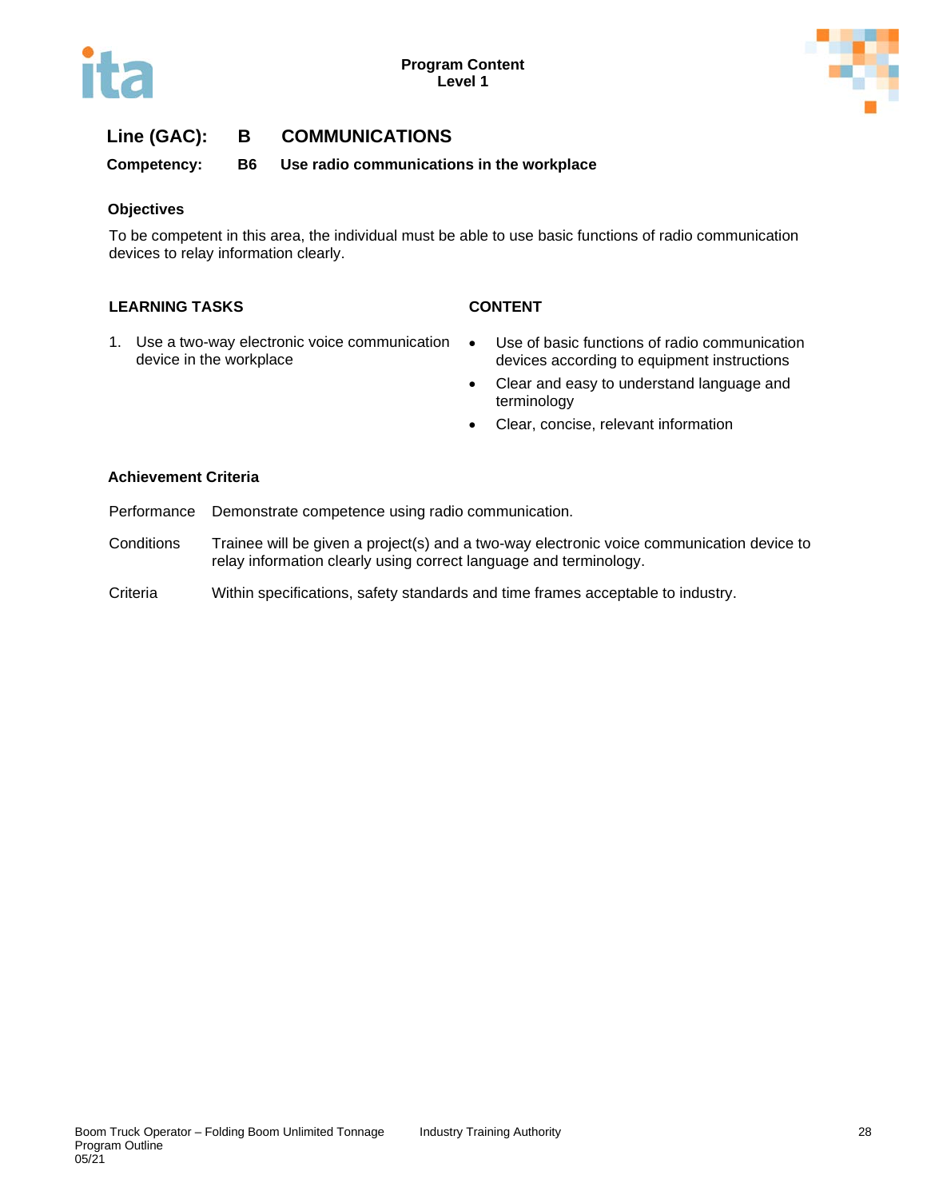**Program Content**
**Level 1**

## Line (GAC): B COMMUNICATIONS

**Competency: B6 Use radio communications in the workplace**

### Objectives

To be competent in this area, the individual must be able to use basic functions of radio communication devices to relay information clearly.

| LEARNING TASKS | CONTENT |
| --- | --- |
| 1. Use a two-way electronic voice communication device in the workplace | • Use of basic functions of radio communication devices according to equipment instructions<br>• Clear and easy to understand language and terminology<br>• Clear, concise, relevant information |

### Achievement Criteria

| | |
| --- | --- |
| Performance | Demonstrate competence using radio communication. |
| Conditions | Trainee will be given a project(s) and a two-way electronic voice communication device to relay information clearly using correct language and terminology. |
| Criteria | Within specifications, safety standards and time frames acceptable to industry. |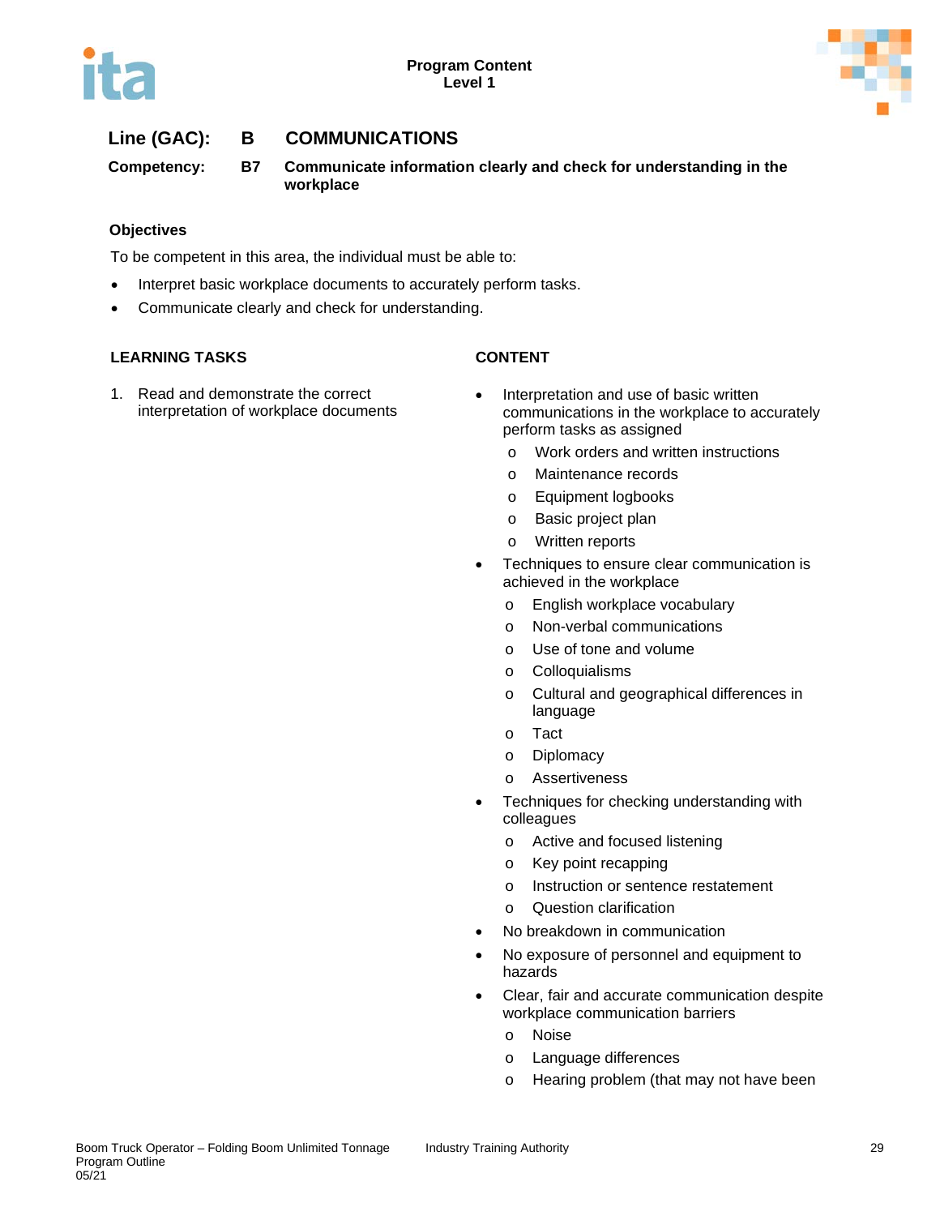**Program Content**
**Level 1**

## Line (GAC): B COMMUNICATIONS

**Competency: B7 Communicate information clearly and check for understanding in the workplace**

### Objectives

To be competent in this area, the individual must be able to:

- Interpret basic workplace documents to accurately perform tasks.
- Communicate clearly and check for understanding.

| LEARNING TASKS | CONTENT |
|---|---|
| 1. Read and demonstrate the correct interpretation of workplace documents | • Interpretation and use of basic written communications in the workplace to accurately perform tasks as assigned<br>  o Work orders and written instructions<br>  o Maintenance records<br>  o Equipment logbooks<br>  o Basic project plan<br>  o Written reports<br>• Techniques to ensure clear communication is achieved in the workplace<br>  o English workplace vocabulary<br>  o Non-verbal communications<br>  o Use of tone and volume<br>  o Colloquialisms<br>  o Cultural and geographical differences in language<br>  o Tact<br>  o Diplomacy<br>  o Assertiveness<br>• Techniques for checking understanding with colleagues<br>  o Active and focused listening<br>  o Key point recapping<br>  o Instruction or sentence restatement<br>  o Question clarification<br>• No breakdown in communication<br>• No exposure of personnel and equipment to hazards<br>• Clear, fair and accurate communication despite workplace communication barriers<br>  o Noise<br>  o Language differences<br>  o Hearing problem (that may not have been |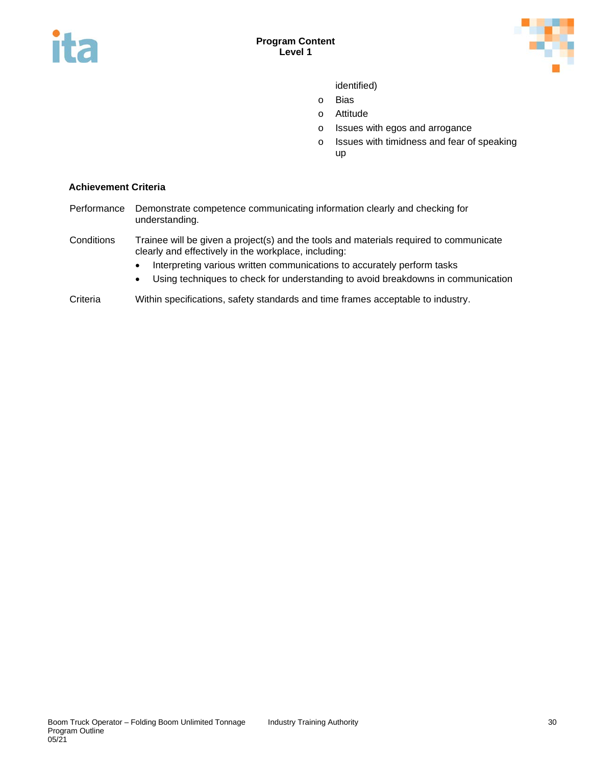identified)
   - Bias
   - Attitude
   - Issues with egos and arrogance
   - Issues with timidness and fear of speaking up

**Achievement Criteria**

| | |
|---|---|
| Performance | Demonstrate competence communicating information clearly and checking for understanding. |
| Conditions | Trainee will be given a project(s) and the tools and materials required to communicate clearly and effectively in the workplace, including:<br>• Interpreting various written communications to accurately perform tasks<br>• Using techniques to check for understanding to avoid breakdowns in communication |
| Criteria | Within specifications, safety standards and time frames acceptable to industry. |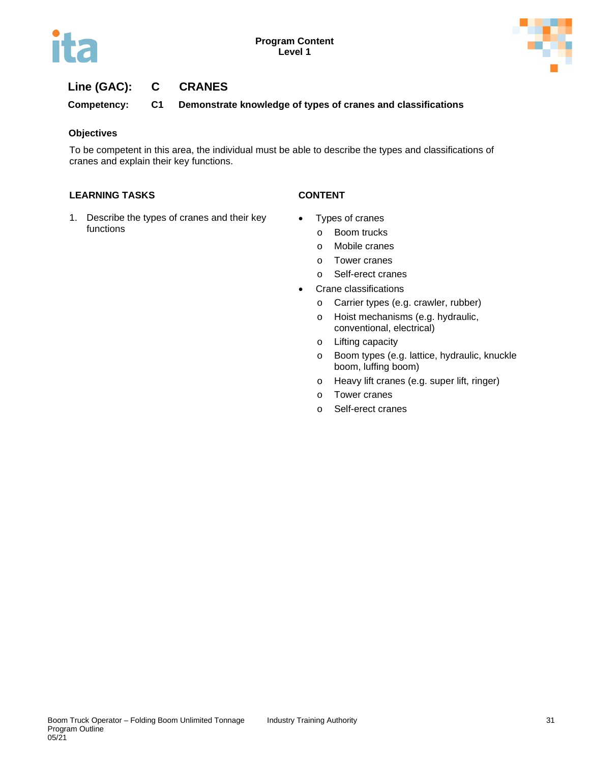**Line (GAC):** C **CRANES**

**Competency:** C1 **Demonstrate knowledge of types of cranes and classifications**

### Objectives

To be competent in this area, the individual must be able to describe the types and classifications of cranes and explain their key functions.

| LEARNING TASKS | CONTENT |
| --- | --- |
| 1. Describe the types of cranes and their key functions | • Types of cranes<br>o Boom trucks<br>o Mobile cranes<br>o Tower cranes<br>o Self-erect cranes<br>• Crane classifications<br>o Carrier types (e.g. crawler, rubber)<br>o Hoist mechanisms (e.g. hydraulic, conventional, electrical)<br>o Lifting capacity<br>o Boom types (e.g. lattice, hydraulic, knuckle boom, luffing boom)<br>o Heavy lift cranes (e.g. super lift, ringer)<br>o Tower cranes<br>o Self-erect cranes |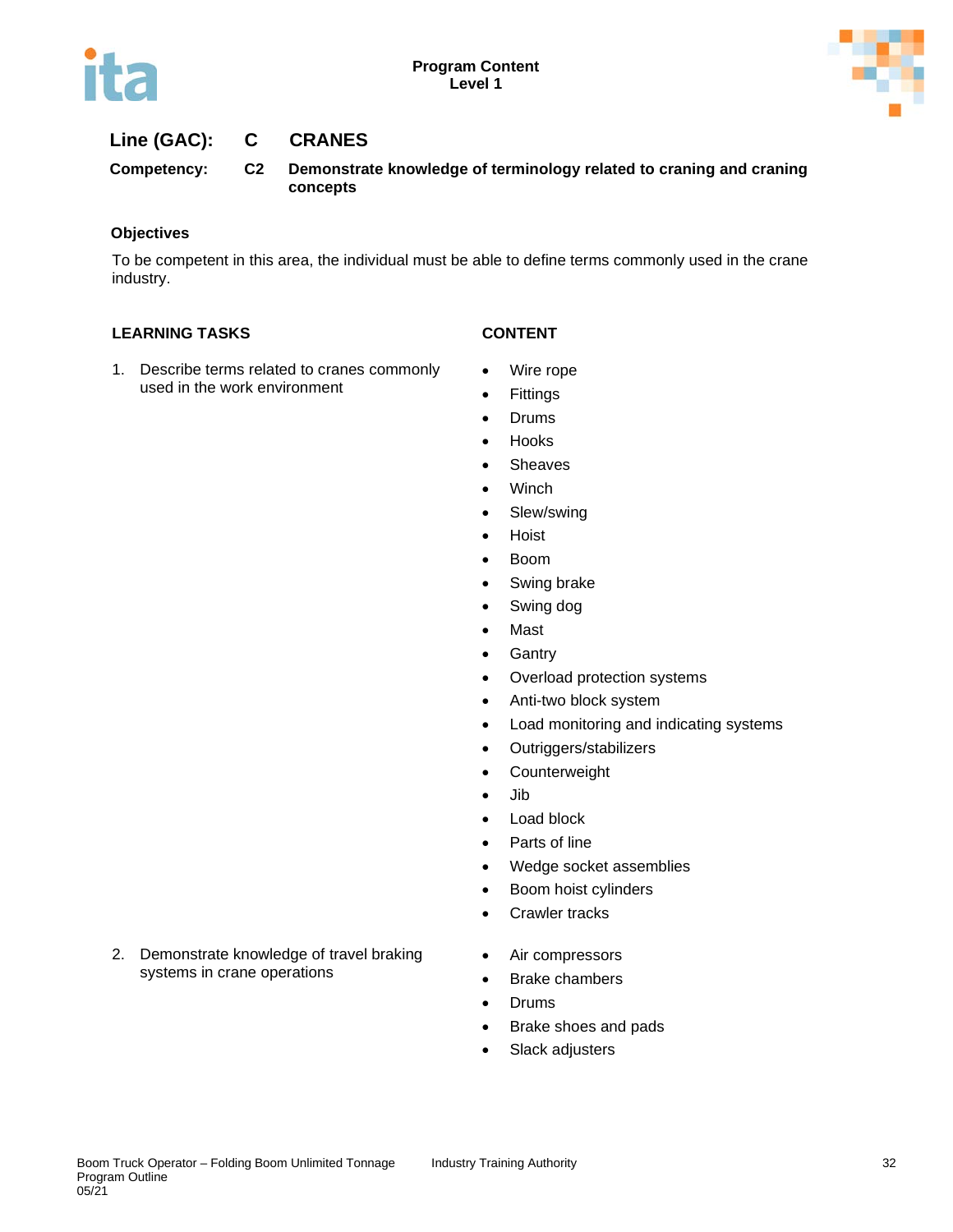Program Content
Level 1

**Line (GAC):** C **CRANES**

**Competency:** C2 **Demonstrate knowledge of terminology related to craning and craning concepts**

**Objectives**

To be competent in this area, the individual must be able to define terms commonly used in the crane industry.

| LEARNING TASKS | CONTENT |
| --- | --- |
| 1. Describe terms related to cranes commonly used in the work environment | • Wire rope<br>• Fittings<br>• Drums<br>• Hooks<br>• Sheaves<br>• Winch<br>• Slew/swing<br>• Hoist<br>• Boom<br>• Swing brake<br>• Swing dog<br>• Mast<br>• Gantry<br>• Overload protection systems<br>• Anti-two block system<br>• Load monitoring and indicating systems<br>• Outriggers/stabilizers<br>• Counterweight<br>• Jib<br>• Load block<br>• Parts of line<br>• Wedge socket assemblies<br>• Boom hoist cylinders<br>• Crawler tracks |
| 2. Demonstrate knowledge of travel braking systems in crane operations | • Air compressors<br>• Brake chambers<br>• Drums<br>• Brake shoes and pads<br>• Slack adjusters |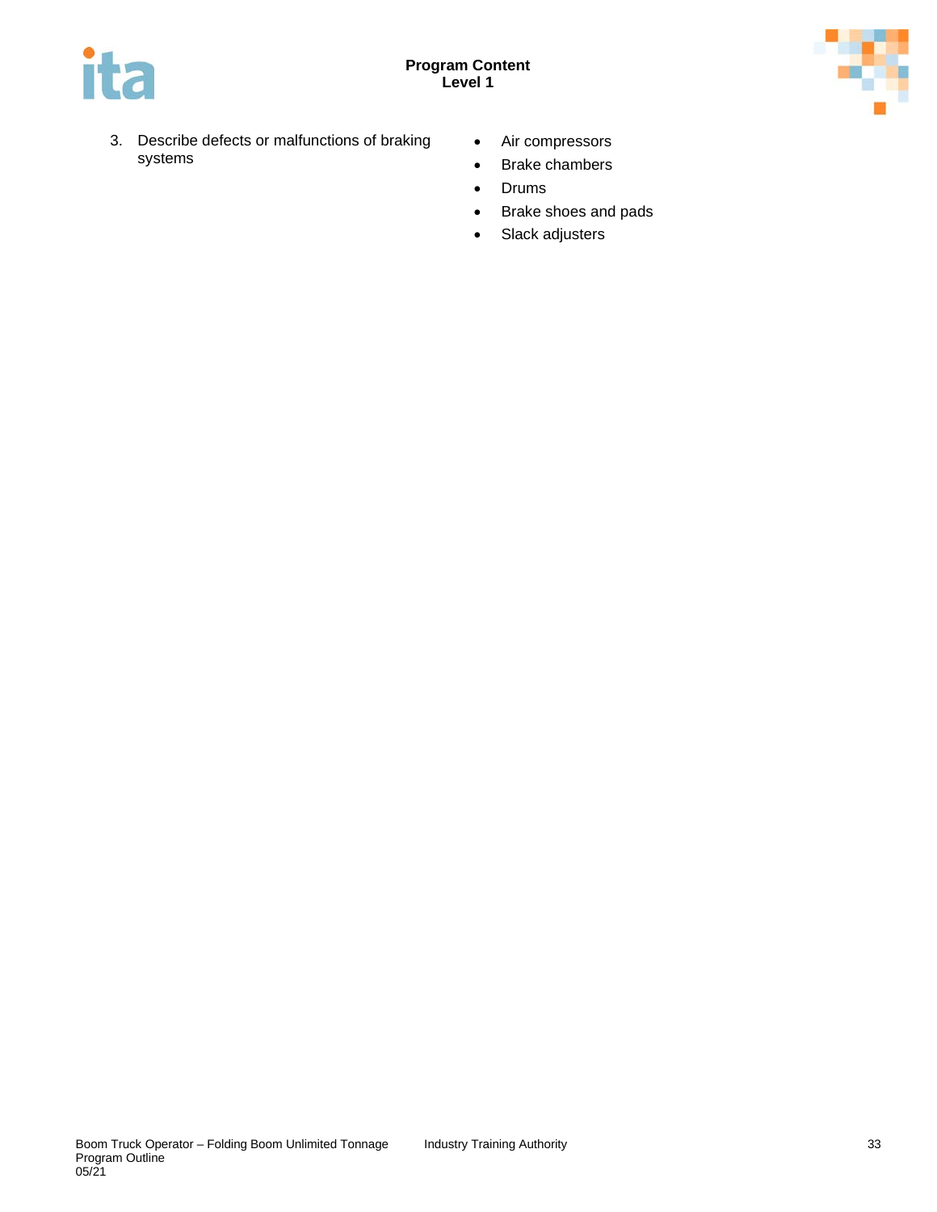3. Describe defects or malfunctions of braking systems

- Air compressors
- Brake chambers
- Drums
- Brake shoes and pads
- Slack adjusters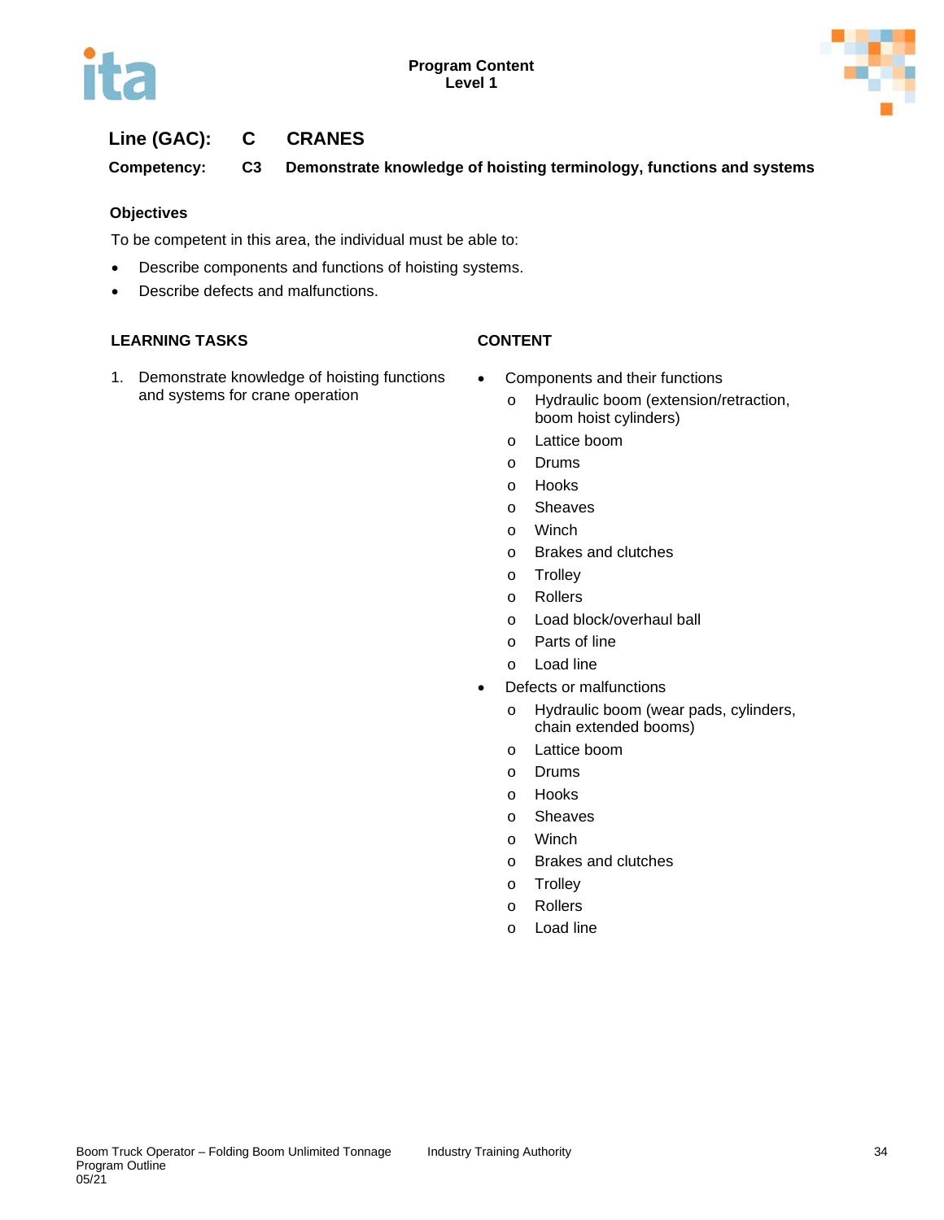Program Content
Level 1

**Line (GAC):** C **CRANES**

**Competency:** C3 **Demonstrate knowledge of hoisting terminology, functions and systems**

### Objectives

To be competent in this area, the individual must be able to:

- Describe components and functions of hoisting systems.
- Describe defects and malfunctions.

| LEARNING TASKS | CONTENT |
|---|---|
| 1. Demonstrate knowledge of hoisting functions and systems for crane operation | • Components and their functions<br>  o Hydraulic boom (extension/retraction, boom hoist cylinders)<br>  o Lattice boom<br>  o Drums<br>  o Hooks<br>  o Sheaves<br>  o Winch<br>  o Brakes and clutches<br>  o Trolley<br>  o Rollers<br>  o Load block/overhaul ball<br>  o Parts of line<br>  o Load line<br>• Defects or malfunctions<br>  o Hydraulic boom (wear pads, cylinders, chain extended booms)<br>  o Lattice boom<br>  o Drums<br>  o Hooks<br>  o Sheaves<br>  o Winch<br>  o Brakes and clutches<br>  o Trolley<br>  o Rollers<br>  o Load line |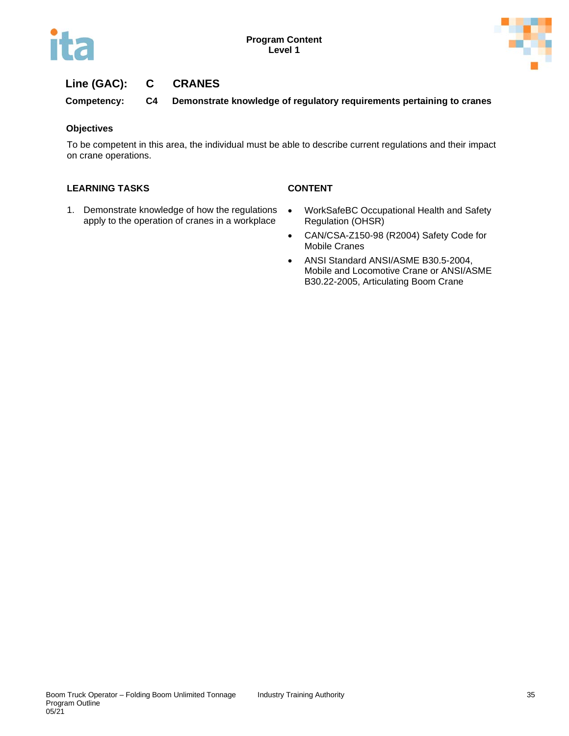**Line (GAC): C CRANES**

**Competency: C4 Demonstrate knowledge of regulatory requirements pertaining to cranes**

**Objectives**

To be competent in this area, the individual must be able to describe current regulations and their impact on crane operations.

| LEARNING TASKS | CONTENT |
|---|---|
| 1. Demonstrate knowledge of how the regulations apply to the operation of cranes in a workplace | • WorkSafeBC Occupational Health and Safety Regulation (OHSR)<br>• CAN/CSA-Z150-98 (R2004) Safety Code for Mobile Cranes<br>• ANSI Standard ANSI/ASME B30.5-2004, Mobile and Locomotive Crane or ANSI/ASME B30.22-2005, Articulating Boom Crane |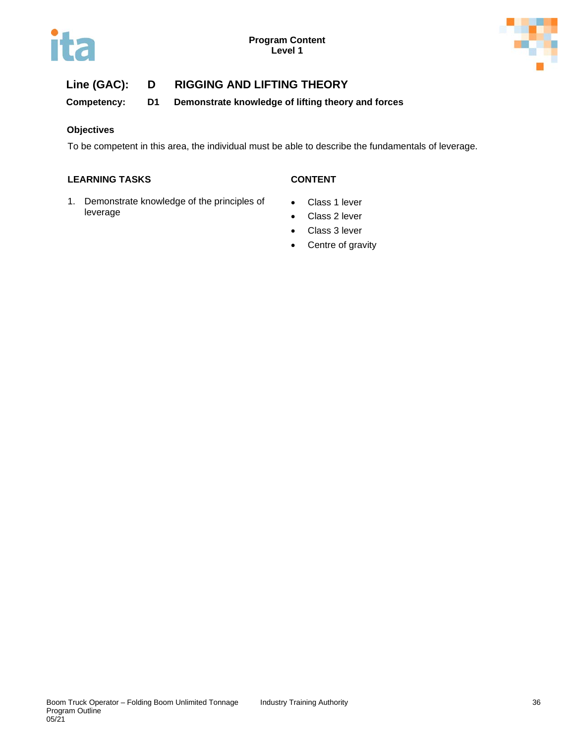**Line (GAC):** **D** **RIGGING AND LIFTING THEORY**

**Competency:** **D1** **Demonstrate knowledge of lifting theory and forces**

### Objectives

To be competent in this area, the individual must be able to describe the fundamentals of leverage.

| LEARNING TASKS | CONTENT |
| --- | --- |
| 1. Demonstrate knowledge of the principles of leverage | • Class 1 lever<br>• Class 2 lever<br>• Class 3 lever<br>• Centre of gravity |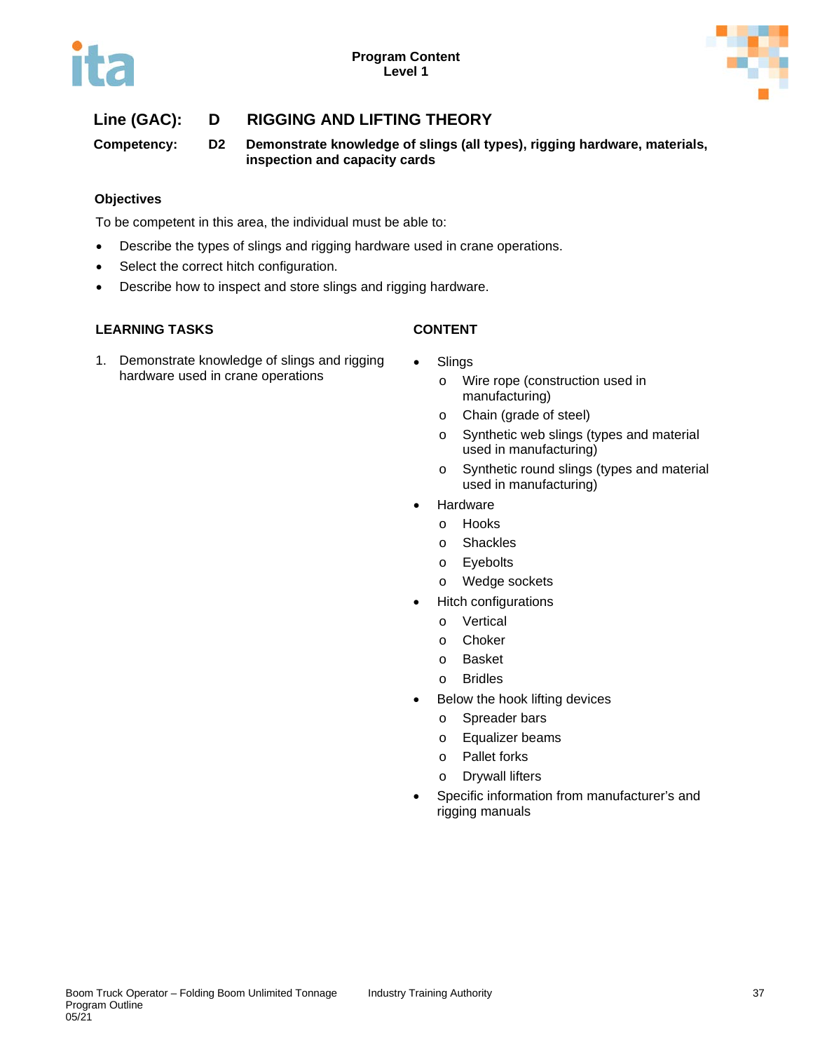## Line (GAC): D RIGGING AND LIFTING THEORY

**Competency: D2 Demonstrate knowledge of slings (all types), rigging hardware, materials, inspection and capacity cards**

### Objectives

To be competent in this area, the individual must be able to:

- Describe the types of slings and rigging hardware used in crane operations.
- Select the correct hitch configuration.
- Describe how to inspect and store slings and rigging hardware.

| LEARNING TASKS | CONTENT |
| --- | --- |
| 1. Demonstrate knowledge of slings and rigging hardware used in crane operations | • Slings<br>o Wire rope (construction used in manufacturing)<br>o Chain (grade of steel)<br>o Synthetic web slings (types and material used in manufacturing)<br>o Synthetic round slings (types and material used in manufacturing)<br>• Hardware<br>o Hooks<br>o Shackles<br>o Eyebolts<br>o Wedge sockets<br>• Hitch configurations<br>o Vertical<br>o Choker<br>o Basket<br>o Bridles<br>• Below the hook lifting devices<br>o Spreader bars<br>o Equalizer beams<br>o Pallet forks<br>o Drywall lifters<br>• Specific information from manufacturer's and rigging manuals |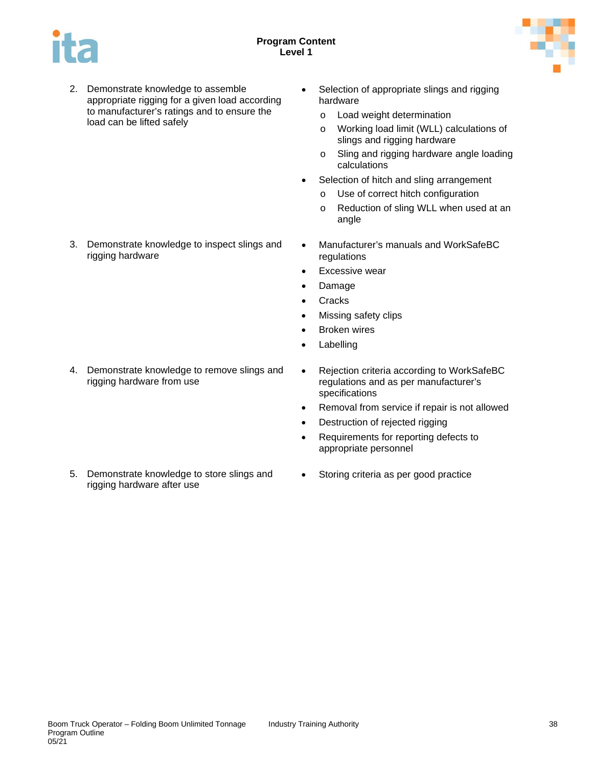| | |
|---|---|
| 2. Demonstrate knowledge to assemble appropriate rigging for a given load according to manufacturer's ratings and to ensure the load can be lifted safely | • Selection of appropriate slings and rigging hardware<br>  o Load weight determination<br>  o Working load limit (WLL) calculations of slings and rigging hardware<br>  o Sling and rigging hardware angle loading calculations<br>• Selection of hitch and sling arrangement<br>  o Use of correct hitch configuration<br>  o Reduction of sling WLL when used at an angle |
| 3. Demonstrate knowledge to inspect slings and rigging hardware | • Manufacturer's manuals and WorkSafeBC regulations<br>• Excessive wear<br>• Damage<br>• Cracks<br>• Missing safety clips<br>• Broken wires<br>• Labelling |
| 4. Demonstrate knowledge to remove slings and rigging hardware from use | • Rejection criteria according to WorkSafeBC regulations and as per manufacturer's specifications<br>• Removal from service if repair is not allowed<br>• Destruction of rejected rigging<br>• Requirements for reporting defects to appropriate personnel |
| 5. Demonstrate knowledge to store slings and rigging hardware after use | • Storing criteria as per good practice |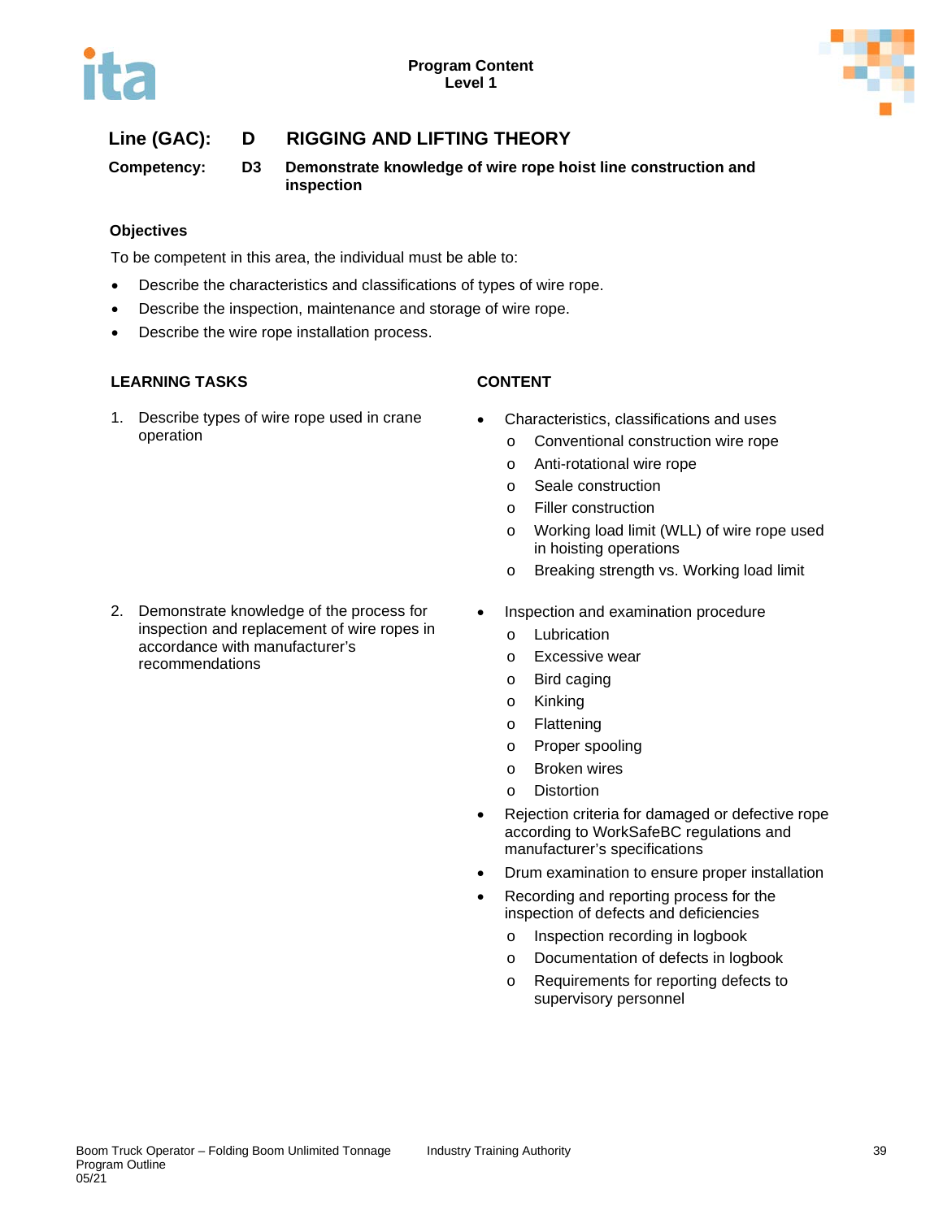**Program Content**
**Level 1**

## Line (GAC): D RIGGING AND LIFTING THEORY

**Competency: D3 Demonstrate knowledge of wire rope hoist line construction and inspection**

### Objectives

To be competent in this area, the individual must be able to:

- Describe the characteristics and classifications of types of wire rope.
- Describe the inspection, maintenance and storage of wire rope.
- Describe the wire rope installation process.

| LEARNING TASKS | CONTENT |
|---|---|
| 1. Describe types of wire rope used in crane operation | • Characteristics, classifications and uses<br>o Conventional construction wire rope<br>o Anti-rotational wire rope<br>o Seale construction<br>o Filler construction<br>o Working load limit (WLL) of wire rope used in hoisting operations<br>o Breaking strength vs. Working load limit |
| 2. Demonstrate knowledge of the process for inspection and replacement of wire ropes in accordance with manufacturer's recommendations | • Inspection and examination procedure<br>o Lubrication<br>o Excessive wear<br>o Bird caging<br>o Kinking<br>o Flattening<br>o Proper spooling<br>o Broken wires<br>o Distortion<br>• Rejection criteria for damaged or defective rope according to WorkSafeBC regulations and manufacturer's specifications<br>• Drum examination to ensure proper installation<br>• Recording and reporting process for the inspection of defects and deficiencies<br>o Inspection recording in logbook<br>o Documentation of defects in logbook<br>o Requirements for reporting defects to supervisory personnel |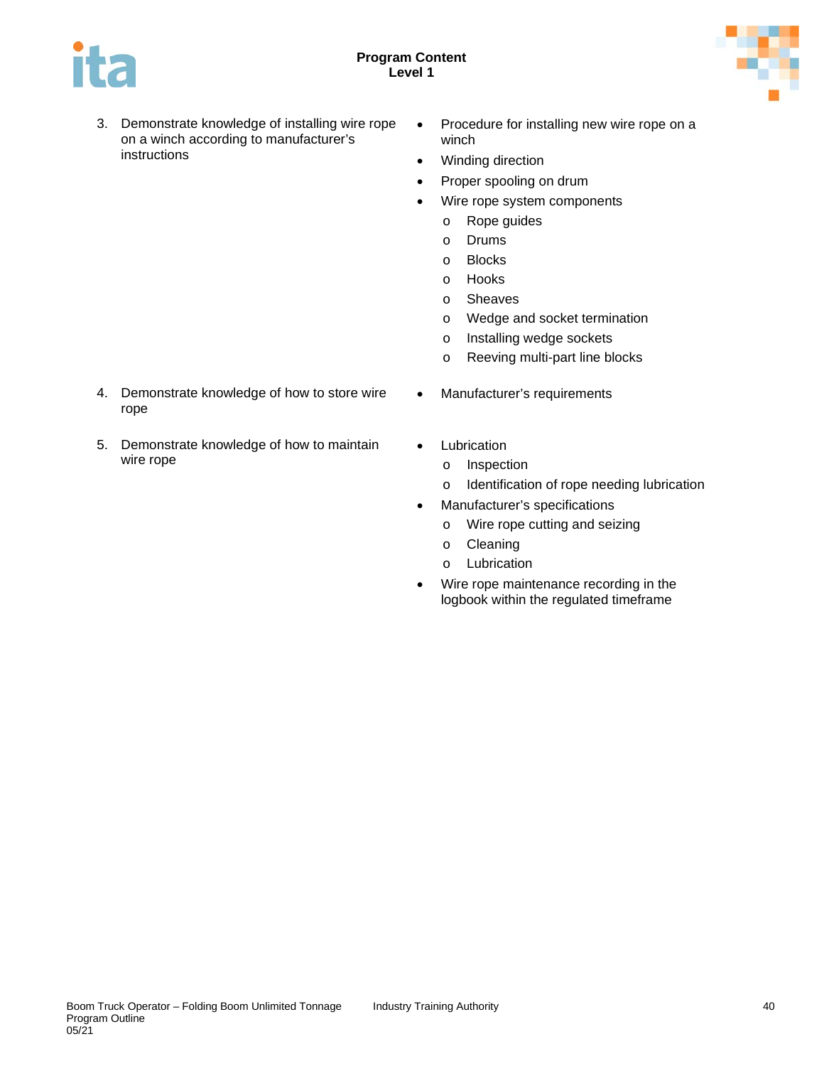| | |
|---|---|
| 3. Demonstrate knowledge of installing wire rope on a winch according to manufacturer's instructions | • Procedure for installing new wire rope on a winch<br>• Winding direction<br>• Proper spooling on drum<br>• Wire rope system components<br>  o Rope guides<br>  o Drums<br>  o Blocks<br>  o Hooks<br>  o Sheaves<br>  o Wedge and socket termination<br>  o Installing wedge sockets<br>  o Reeving multi-part line blocks |
| 4. Demonstrate knowledge of how to store wire rope | • Manufacturer's requirements |
| 5. Demonstrate knowledge of how to maintain wire rope | • Lubrication<br>  o Inspection<br>  o Identification of rope needing lubrication<br>• Manufacturer's specifications<br>  o Wire rope cutting and seizing<br>  o Cleaning<br>  o Lubrication<br>• Wire rope maintenance recording in the logbook within the regulated timeframe |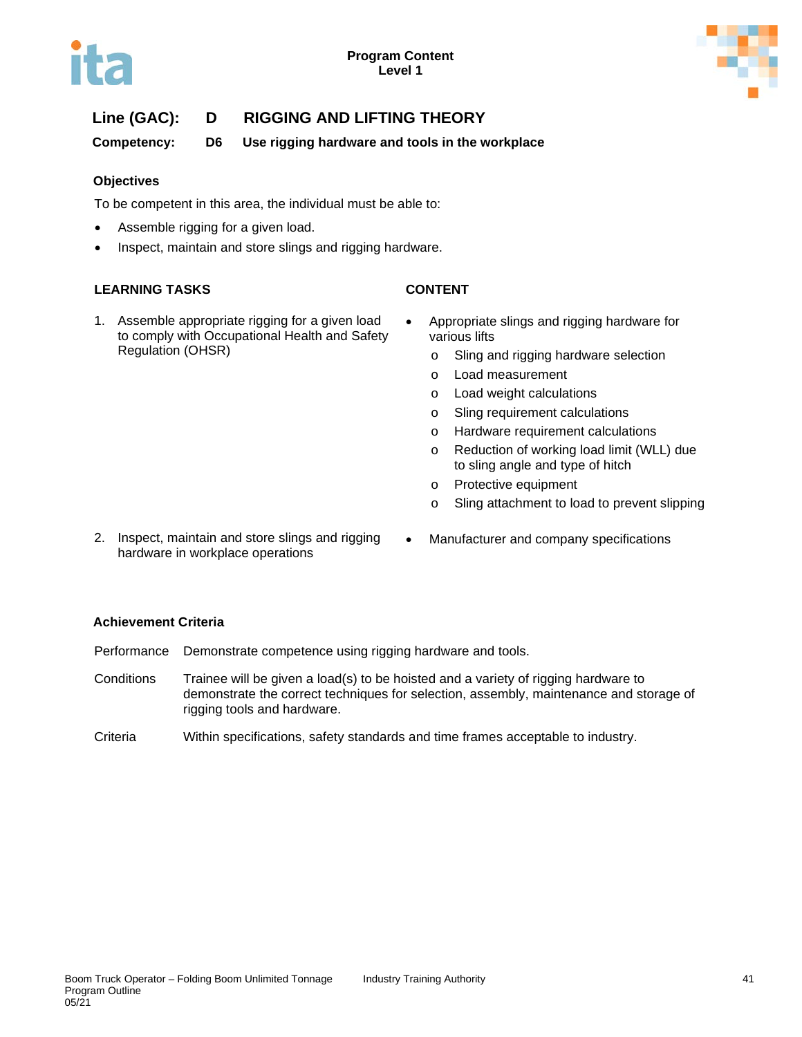## Line (GAC): D RIGGING AND LIFTING THEORY

**Competency: D6 Use rigging hardware and tools in the workplace**

### Objectives

To be competent in this area, the individual must be able to:

- Assemble rigging for a given load.
- Inspect, maintain and store slings and rigging hardware.

| LEARNING TASKS | CONTENT |
| --- | --- |
| 1. Assemble appropriate rigging for a given load to comply with Occupational Health and Safety Regulation (OHSR) | • Appropriate slings and rigging hardware for various lifts<br>o Sling and rigging hardware selection<br>o Load measurement<br>o Load weight calculations<br>o Sling requirement calculations<br>o Hardware requirement calculations<br>o Reduction of working load limit (WLL) due to sling angle and type of hitch<br>o Protective equipment<br>o Sling attachment to load to prevent slipping |
| 2. Inspect, maintain and store slings and rigging hardware in workplace operations | • Manufacturer and company specifications |

### Achievement Criteria

| | |
| --- | --- |
| Performance | Demonstrate competence using rigging hardware and tools. |
| Conditions | Trainee will be given a load(s) to be hoisted and a variety of rigging hardware to demonstrate the correct techniques for selection, assembly, maintenance and storage of rigging tools and hardware. |
| Criteria | Within specifications, safety standards and time frames acceptable to industry. |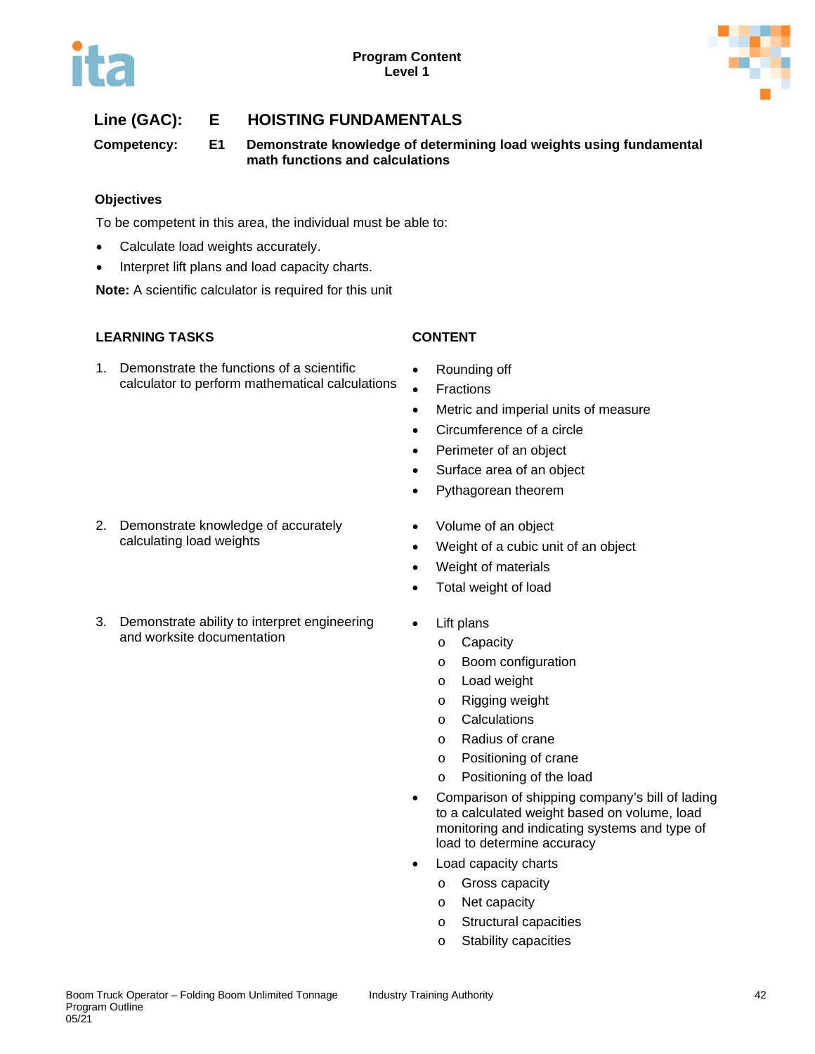## Line (GAC): E HOISTING FUNDAMENTALS

**Competency: E1 Demonstrate knowledge of determining load weights using fundamental math functions and calculations**

### Objectives

To be competent in this area, the individual must be able to:

- Calculate load weights accurately.
- Interpret lift plans and load capacity charts.

**Note:** A scientific calculator is required for this unit

| LEARNING TASKS | CONTENT |
|---|---|
| 1. Demonstrate the functions of a scientific calculator to perform mathematical calculations | • Rounding off<br>• Fractions<br>• Metric and imperial units of measure<br>• Circumference of a circle<br>• Perimeter of an object<br>• Surface area of an object<br>• Pythagorean theorem |
| 2. Demonstrate knowledge of accurately calculating load weights | • Volume of an object<br>• Weight of a cubic unit of an object<br>• Weight of materials<br>• Total weight of load |
| 3. Demonstrate ability to interpret engineering and worksite documentation | • Lift plans<br>  o Capacity<br>  o Boom configuration<br>  o Load weight<br>  o Rigging weight<br>  o Calculations<br>  o Radius of crane<br>  o Positioning of crane<br>  o Positioning of the load<br>• Comparison of shipping company's bill of lading to a calculated weight based on volume, load monitoring and indicating systems and type of load to determine accuracy<br>• Load capacity charts<br>  o Gross capacity<br>  o Net capacity<br>  o Structural capacities<br>  o Stability capacities |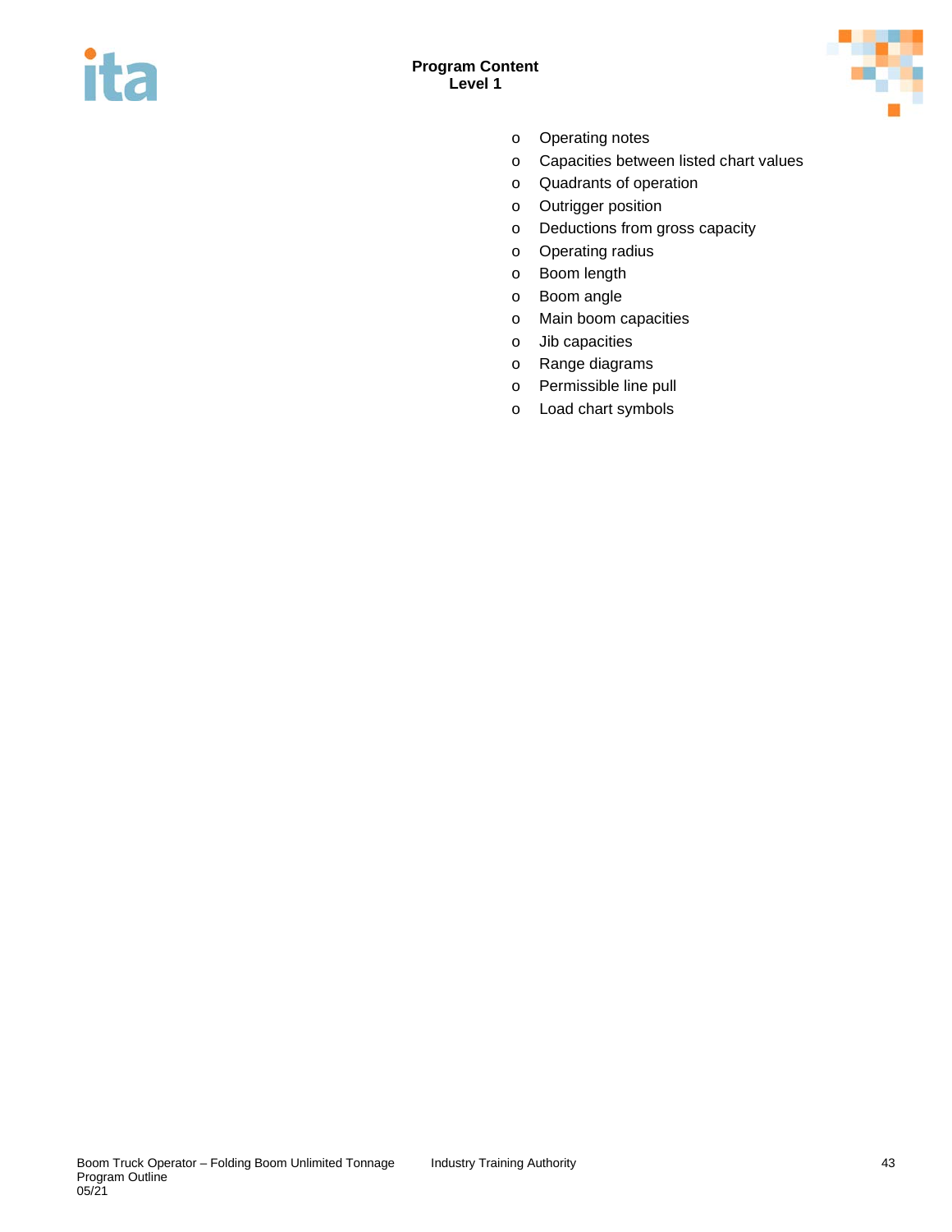- Operating notes
- Capacities between listed chart values
- Quadrants of operation
- Outrigger position
- Deductions from gross capacity
- Operating radius
- Boom length
- Boom angle
- Main boom capacities
- Jib capacities
- Range diagrams
- Permissible line pull
- Load chart symbols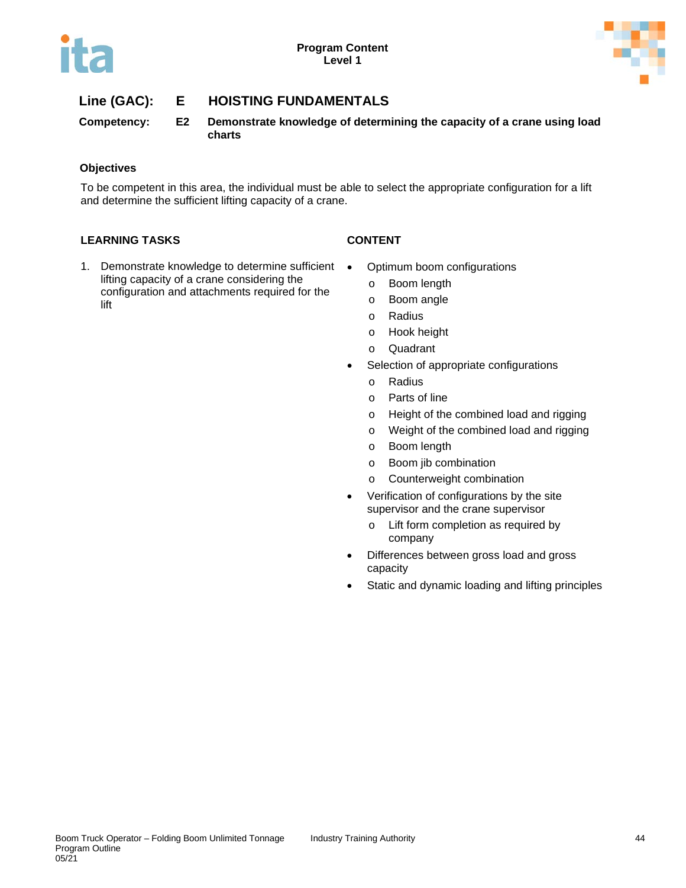## Line (GAC): E HOISTING FUNDAMENTALS

**Competency: E2 Demonstrate knowledge of determining the capacity of a crane using load charts**

### Objectives

To be competent in this area, the individual must be able to select the appropriate configuration for a lift and determine the sufficient lifting capacity of a crane.

| LEARNING TASKS | CONTENT |
|---|---|
| 1. Demonstrate knowledge to determine sufficient lifting capacity of a crane considering the configuration and attachments required for the lift | • Optimum boom configurations<br>  o Boom length<br>  o Boom angle<br>  o Radius<br>  o Hook height<br>  o Quadrant<br>• Selection of appropriate configurations<br>  o Radius<br>  o Parts of line<br>  o Height of the combined load and rigging<br>  o Weight of the combined load and rigging<br>  o Boom length<br>  o Boom jib combination<br>  o Counterweight combination<br>• Verification of configurations by the site supervisor and the crane supervisor<br>  o Lift form completion as required by company<br>• Differences between gross load and gross capacity<br>• Static and dynamic loading and lifting principles |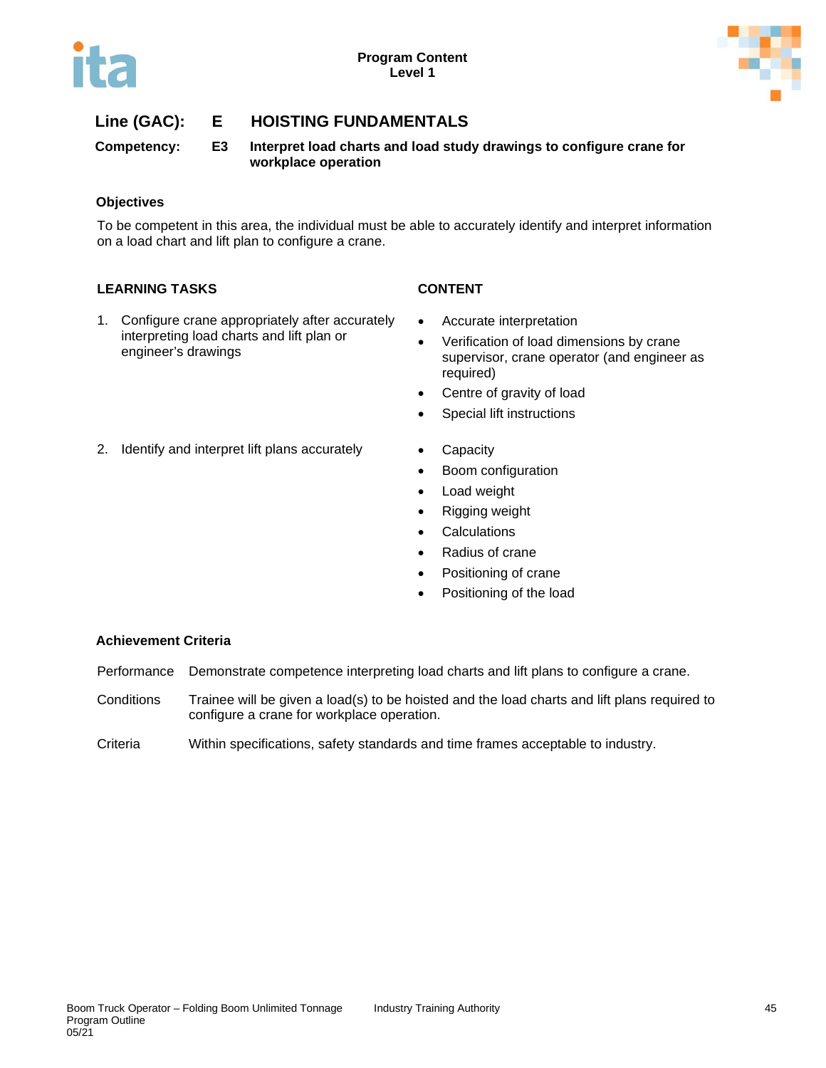**Program Content**
**Level 1**

## Line (GAC): E HOISTING FUNDAMENTALS

**Competency: E3 Interpret load charts and load study drawings to configure crane for workplace operation**

### Objectives

To be competent in this area, the individual must be able to accurately identify and interpret information on a load chart and lift plan to configure a crane.

| LEARNING TASKS | CONTENT |
|---|---|
| 1. Configure crane appropriately after accurately interpreting load charts and lift plan or engineer's drawings | • Accurate interpretation<br>• Verification of load dimensions by crane supervisor, crane operator (and engineer as required)<br>• Centre of gravity of load<br>• Special lift instructions |
| 2. Identify and interpret lift plans accurately | • Capacity<br>• Boom configuration<br>• Load weight<br>• Rigging weight<br>• Calculations<br>• Radius of crane<br>• Positioning of crane<br>• Positioning of the load |

### Achievement Criteria

Performance: Demonstrate competence interpreting load charts and lift plans to configure a crane.

Conditions: Trainee will be given a load(s) to be hoisted and the load charts and lift plans required to configure a crane for workplace operation.

Criteria: Within specifications, safety standards and time frames acceptable to industry.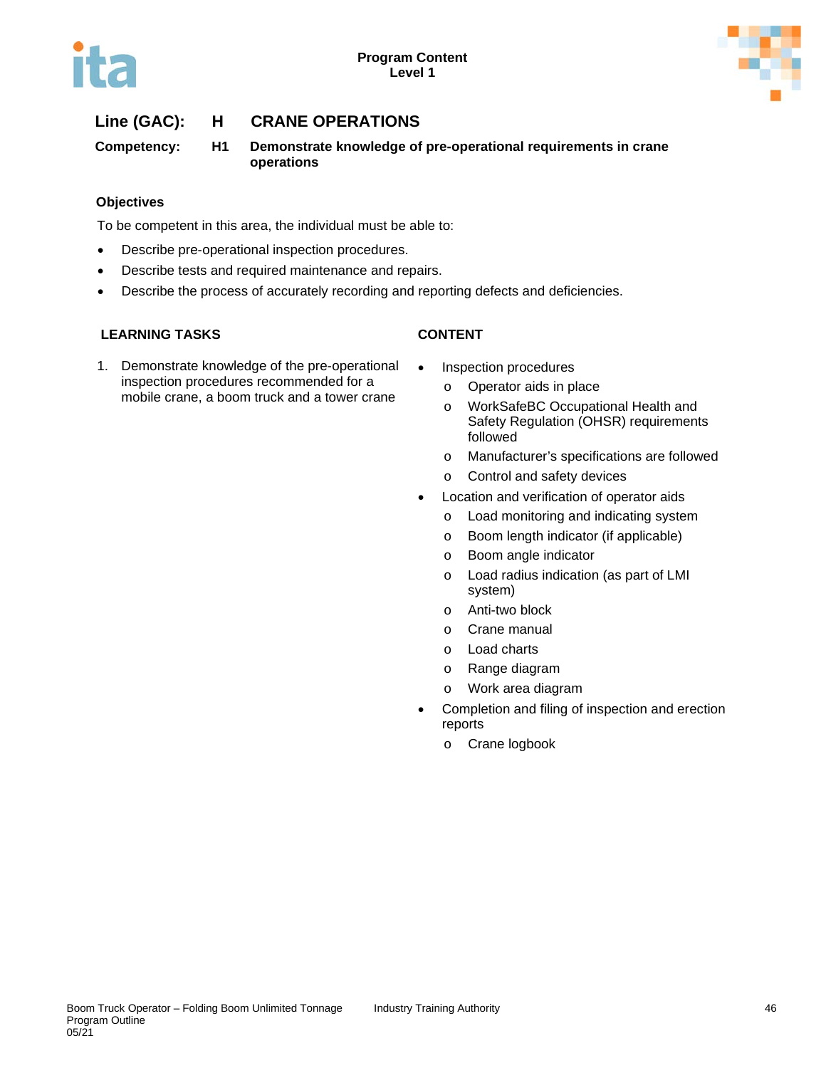**Line (GAC): H CRANE OPERATIONS**

**Competency: H1 Demonstrate knowledge of pre-operational requirements in crane operations**

**Objectives**

To be competent in this area, the individual must be able to:

- Describe pre-operational inspection procedures.
- Describe tests and required maintenance and repairs.
- Describe the process of accurately recording and reporting defects and deficiencies.

| LEARNING TASKS | CONTENT |
|---|---|
| 1. Demonstrate knowledge of the pre-operational inspection procedures recommended for a mobile crane, a boom truck and a tower crane | • Inspection procedures<br>  o Operator aids in place<br>  o WorkSafeBC Occupational Health and Safety Regulation (OHSR) requirements followed<br>  o Manufacturer's specifications are followed<br>  o Control and safety devices<br>• Location and verification of operator aids<br>  o Load monitoring and indicating system<br>  o Boom length indicator (if applicable)<br>  o Boom angle indicator<br>  o Load radius indication (as part of LMI system)<br>  o Anti-two block<br>  o Crane manual<br>  o Load charts<br>  o Range diagram<br>  o Work area diagram<br>• Completion and filing of inspection and erection reports<br>  o Crane logbook |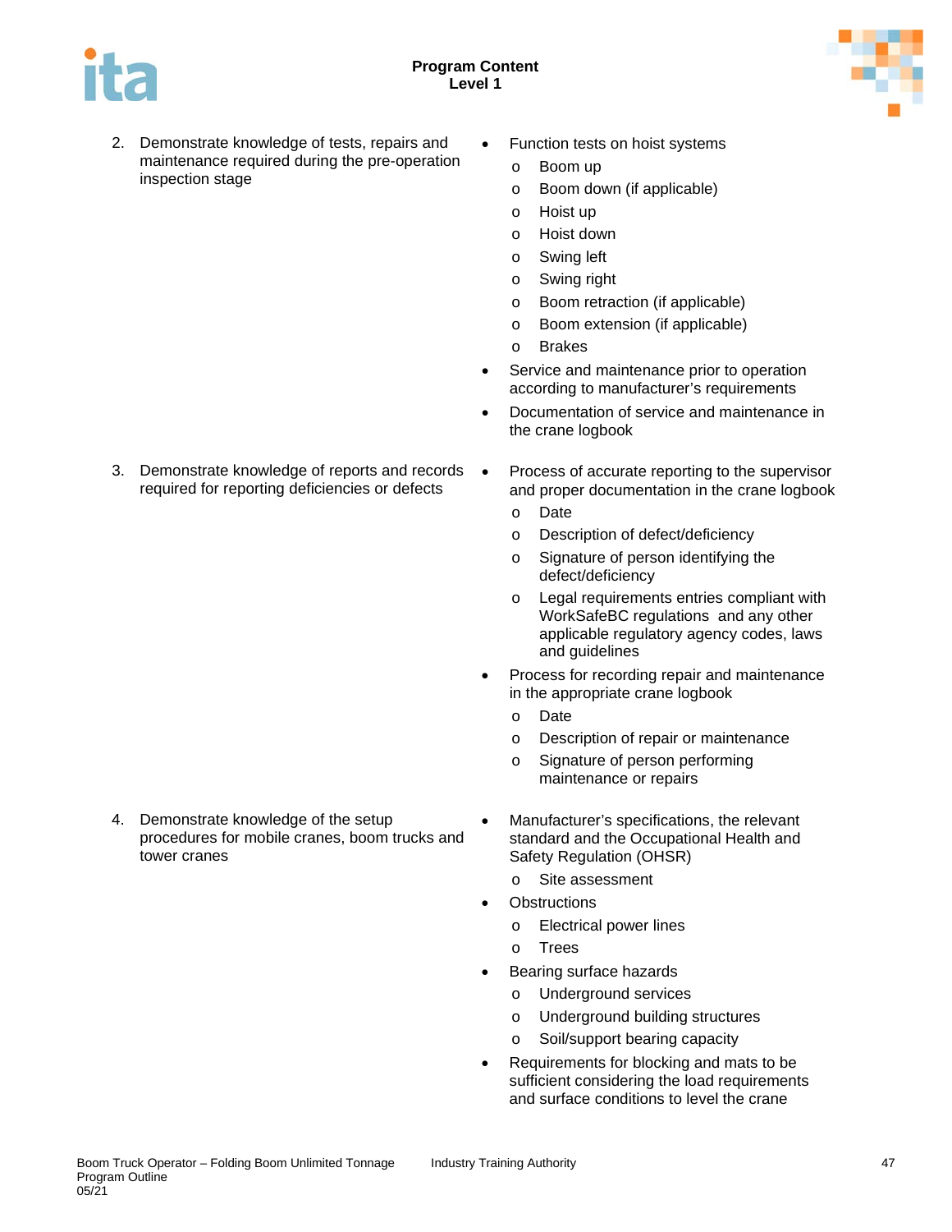| | |
|---|---|
| 2. Demonstrate knowledge of tests, repairs and maintenance required during the pre-operation inspection stage | • Function tests on hoist systems<br>o Boom up<br>o Boom down (if applicable)<br>o Hoist up<br>o Hoist down<br>o Swing left<br>o Swing right<br>o Boom retraction (if applicable)<br>o Boom extension (if applicable)<br>o Brakes<br>• Service and maintenance prior to operation according to manufacturer's requirements<br>• Documentation of service and maintenance in the crane logbook |
| 3. Demonstrate knowledge of reports and records required for reporting deficiencies or defects | • Process of accurate reporting to the supervisor and proper documentation in the crane logbook<br>o Date<br>o Description of defect/deficiency<br>o Signature of person identifying the defect/deficiency<br>o Legal requirements entries compliant with WorkSafeBC regulations and any other applicable regulatory agency codes, laws and guidelines<br>• Process for recording repair and maintenance in the appropriate crane logbook<br>o Date<br>o Description of repair or maintenance<br>o Signature of person performing maintenance or repairs |
| 4. Demonstrate knowledge of the setup procedures for mobile cranes, boom trucks and tower cranes | • Manufacturer's specifications, the relevant standard and the Occupational Health and Safety Regulation (OHSR)<br>o Site assessment<br>• Obstructions<br>o Electrical power lines<br>o Trees<br>• Bearing surface hazards<br>o Underground services<br>o Underground building structures<br>o Soil/support bearing capacity<br>• Requirements for blocking and mats to be sufficient considering the load requirements and surface conditions to level the crane |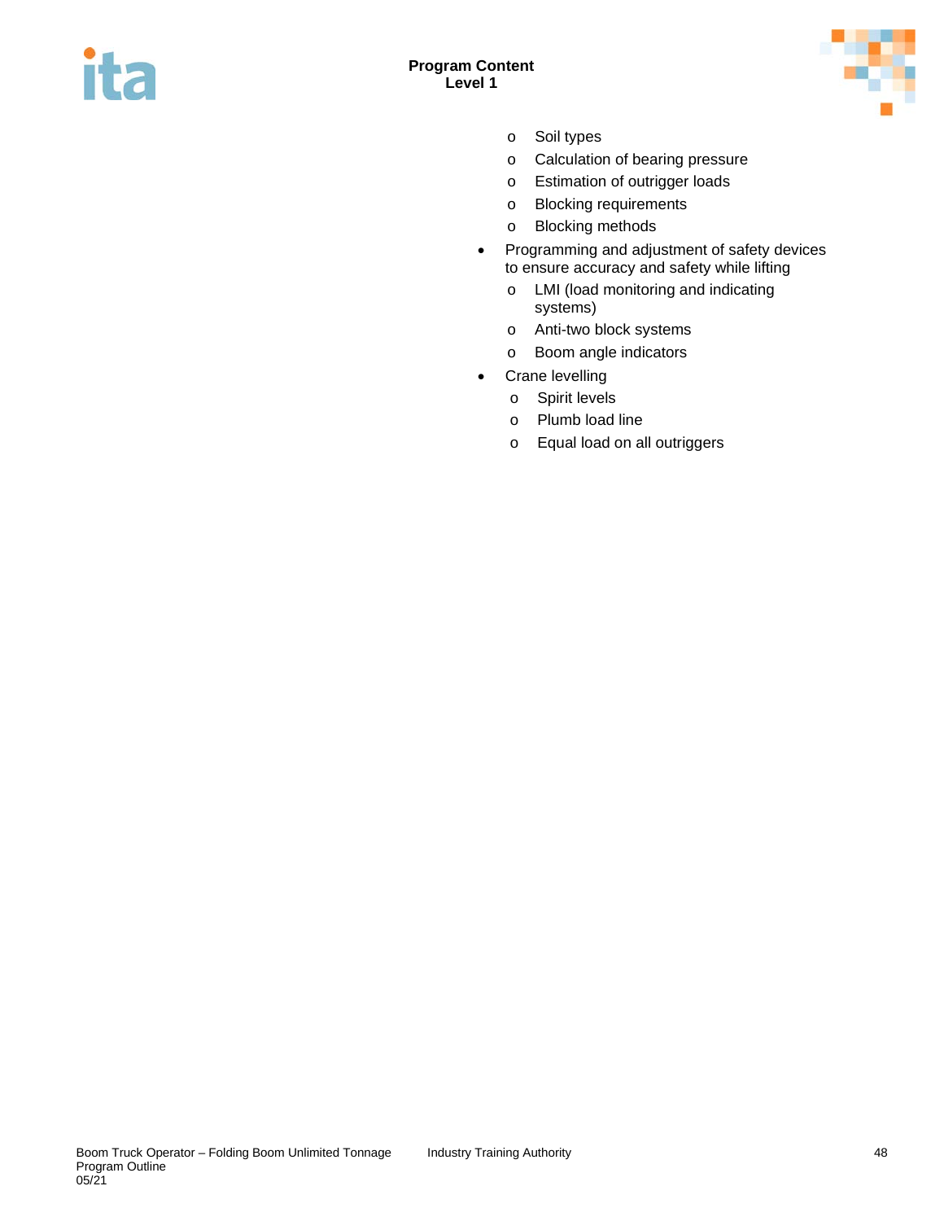- Soil types
  - Calculation of bearing pressure
  - Estimation of outrigger loads
  - Blocking requirements
  - Blocking methods
- Programming and adjustment of safety devices to ensure accuracy and safety while lifting
  - LMI (load monitoring and indicating systems)
  - Anti-two block systems
  - Boom angle indicators
- Crane levelling
  - Spirit levels
  - Plumb load line
  - Equal load on all outriggers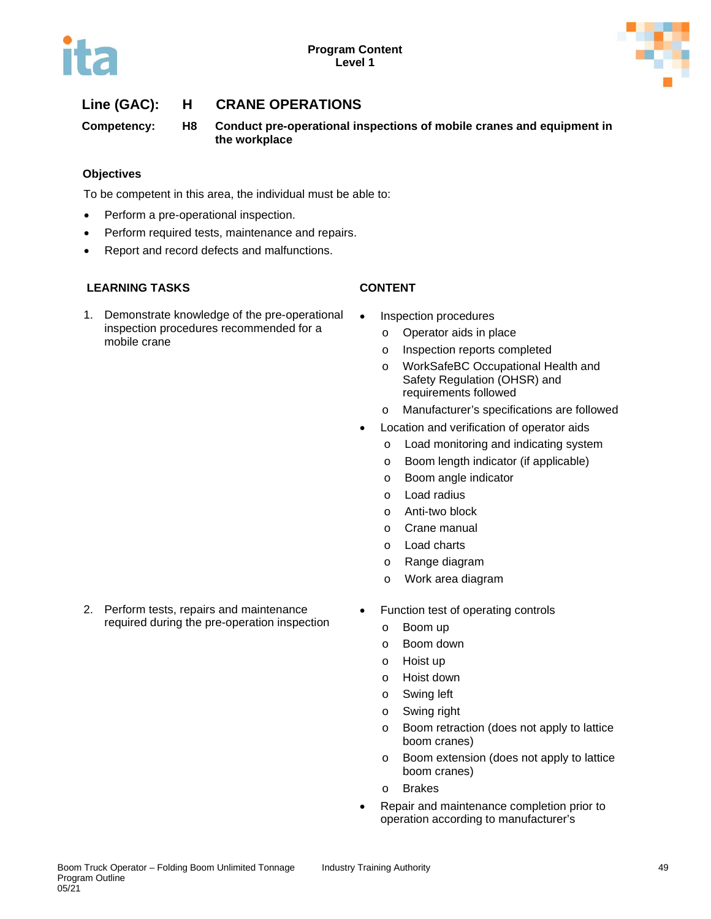**Line (GAC):** **H** **CRANE OPERATIONS**

**Competency:** **H8** **Conduct pre-operational inspections of mobile cranes and equipment in the workplace**

### Objectives

To be competent in this area, the individual must be able to:

- Perform a pre-operational inspection.
- Perform required tests, maintenance and repairs.
- Report and record defects and malfunctions.

| LEARNING TASKS | CONTENT |
|---|---|
| 1. Demonstrate knowledge of the pre-operational inspection procedures recommended for a mobile crane | • Inspection procedures<br>  o Operator aids in place<br>  o Inspection reports completed<br>  o WorkSafeBC Occupational Health and Safety Regulation (OHSR) and requirements followed<br>  o Manufacturer's specifications are followed<br>• Location and verification of operator aids<br>  o Load monitoring and indicating system<br>  o Boom length indicator (if applicable)<br>  o Boom angle indicator<br>  o Load radius<br>  o Anti-two block<br>  o Crane manual<br>  o Load charts<br>  o Range diagram<br>  o Work area diagram |
| 2. Perform tests, repairs and maintenance required during the pre-operation inspection | • Function test of operating controls<br>  o Boom up<br>  o Boom down<br>  o Hoist up<br>  o Hoist down<br>  o Swing left<br>  o Swing right<br>  o Boom retraction (does not apply to lattice boom cranes)<br>  o Boom extension (does not apply to lattice boom cranes)<br>  o Brakes<br>• Repair and maintenance completion prior to operation according to manufacturer's |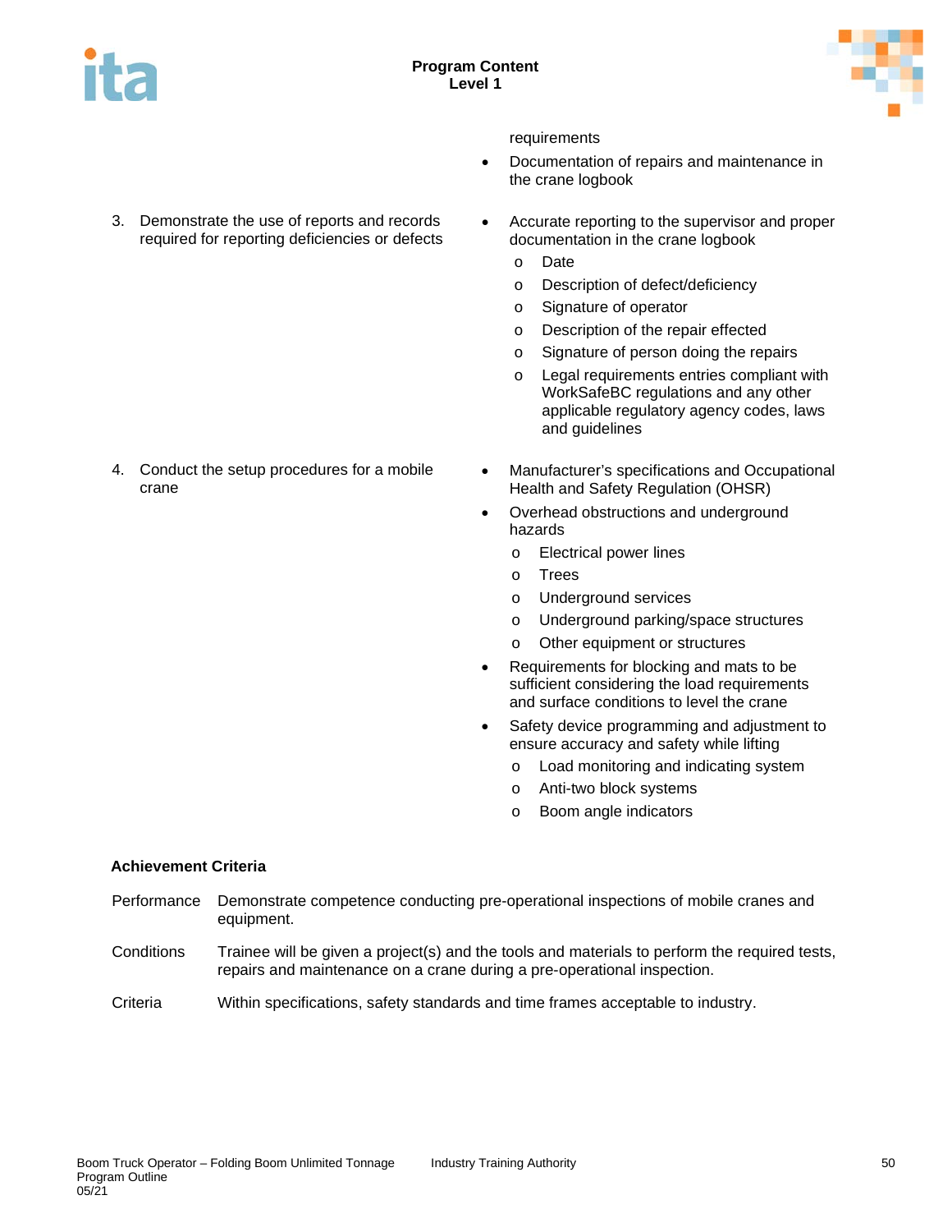| | |
|---|---|
| | requirements<br>• Documentation of repairs and maintenance in the crane logbook |
| 3. Demonstrate the use of reports and records required for reporting deficiencies or defects | • Accurate reporting to the supervisor and proper documentation in the crane logbook<br>o Date<br>o Description of defect/deficiency<br>o Signature of operator<br>o Description of the repair effected<br>o Signature of person doing the repairs<br>o Legal requirements entries compliant with WorkSafeBC regulations and any other applicable regulatory agency codes, laws and guidelines |
| 4. Conduct the setup procedures for a mobile crane | • Manufacturer's specifications and Occupational Health and Safety Regulation (OHSR)<br>• Overhead obstructions and underground hazards<br>o Electrical power lines<br>o Trees<br>o Underground services<br>o Underground parking/space structures<br>o Other equipment or structures<br>• Requirements for blocking and mats to be sufficient considering the load requirements and surface conditions to level the crane<br>• Safety device programming and adjustment to ensure accuracy and safety while lifting<br>o Load monitoring and indicating system<br>o Anti-two block systems<br>o Boom angle indicators |

**Achievement Criteria**

| | |
|---|---|
| Performance | Demonstrate competence conducting pre-operational inspections of mobile cranes and equipment. |
| Conditions | Trainee will be given a project(s) and the tools and materials to perform the required tests, repairs and maintenance on a crane during a pre-operational inspection. |
| Criteria | Within specifications, safety standards and time frames acceptable to industry. |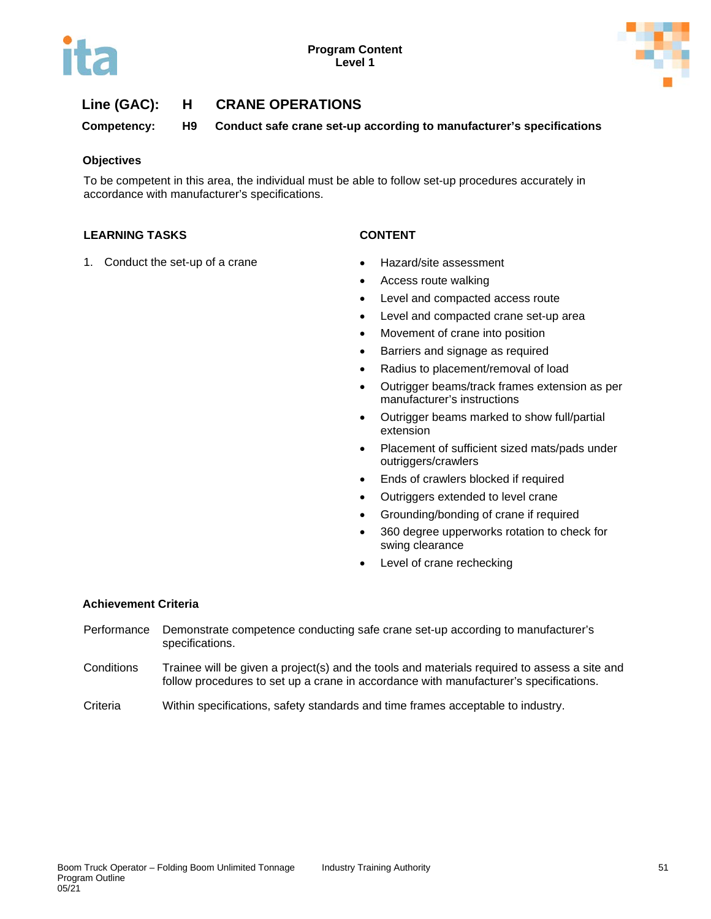**Line (GAC): H CRANE OPERATIONS**

**Competency: H9 Conduct safe crane set-up according to manufacturer's specifications**

### Objectives

To be competent in this area, the individual must be able to follow set-up procedures accurately in accordance with manufacturer's specifications.

| LEARNING TASKS | CONTENT |
|---|---|
| 1. Conduct the set-up of a crane | • Hazard/site assessment<br>• Access route walking<br>• Level and compacted access route<br>• Level and compacted crane set-up area<br>• Movement of crane into position<br>• Barriers and signage as required<br>• Radius to placement/removal of load<br>• Outrigger beams/track frames extension as per manufacturer's instructions<br>• Outrigger beams marked to show full/partial extension<br>• Placement of sufficient sized mats/pads under outriggers/crawlers<br>• Ends of crawlers blocked if required<br>• Outriggers extended to level crane<br>• Grounding/bonding of crane if required<br>• 360 degree upperworks rotation to check for swing clearance<br>• Level of crane rechecking |

### Achievement Criteria

| | |
|---|---|
| Performance | Demonstrate competence conducting safe crane set-up according to manufacturer's specifications. |
| Conditions | Trainee will be given a project(s) and the tools and materials required to assess a site and follow procedures to set up a crane in accordance with manufacturer's specifications. |
| Criteria | Within specifications, safety standards and time frames acceptable to industry. |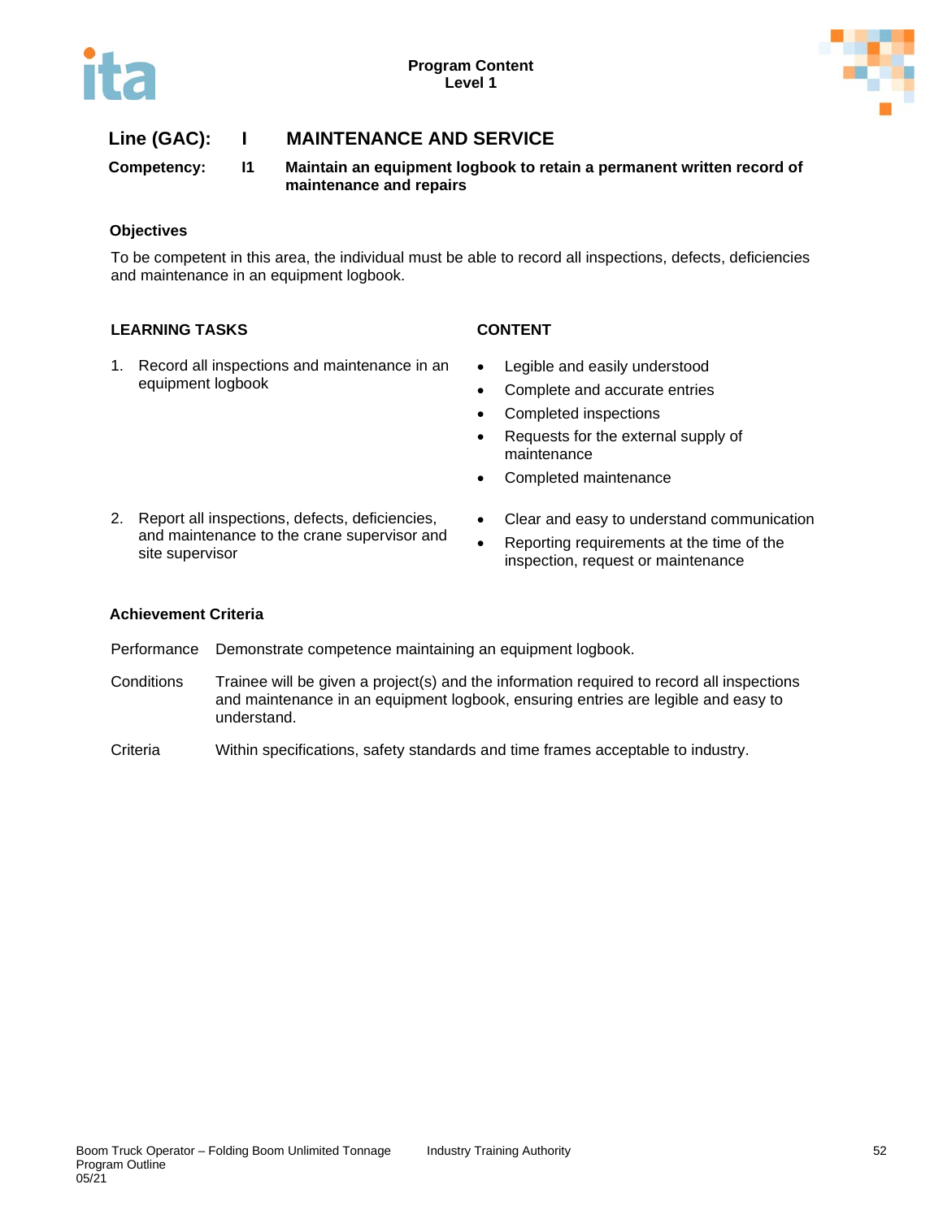**Program Content**
**Level 1**

## Line (GAC): I MAINTENANCE AND SERVICE

**Competency: I1 Maintain an equipment logbook to retain a permanent written record of maintenance and repairs**

### Objectives

To be competent in this area, the individual must be able to record all inspections, defects, deficiencies and maintenance in an equipment logbook.

| LEARNING TASKS | CONTENT |
|---|---|
| 1. Record all inspections and maintenance in an equipment logbook | • Legible and easily understood<br>• Complete and accurate entries<br>• Completed inspections<br>• Requests for the external supply of maintenance<br>• Completed maintenance |
| 2. Report all inspections, defects, deficiencies, and maintenance to the crane supervisor and site supervisor | • Clear and easy to understand communication<br>• Reporting requirements at the time of the inspection, request or maintenance |

### Achievement Criteria

| | |
|---|---|
| Performance | Demonstrate competence maintaining an equipment logbook. |
| Conditions | Trainee will be given a project(s) and the information required to record all inspections and maintenance in an equipment logbook, ensuring entries are legible and easy to understand. |
| Criteria | Within specifications, safety standards and time frames acceptable to industry. |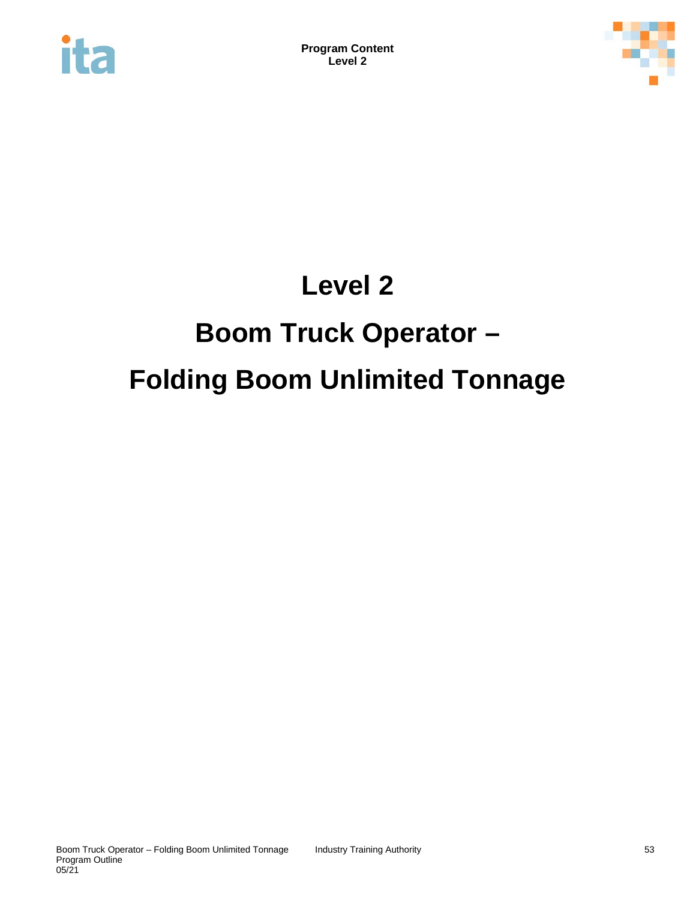# Level 2

# Boom Truck Operator –

# Folding Boom Unlimited Tonnage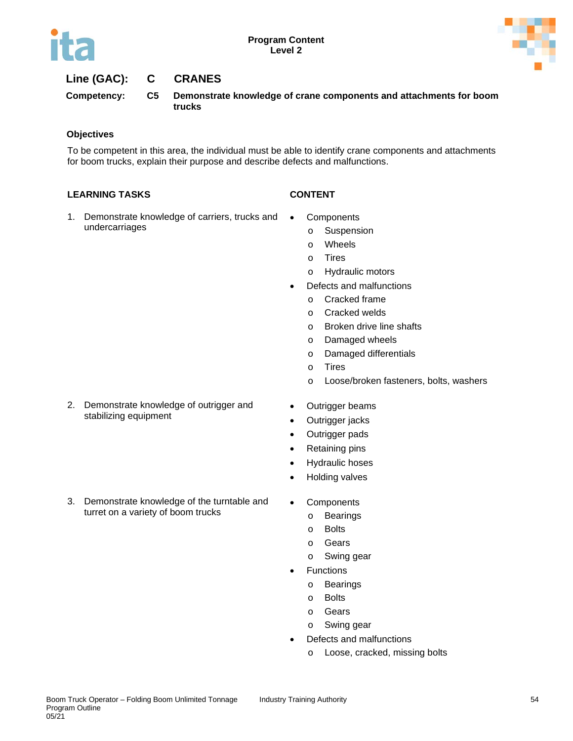**Line (GAC):** C **CRANES**

**Competency:** C5 **Demonstrate knowledge of crane components and attachments for boom trucks**

### Objectives

To be competent in this area, the individual must be able to identify crane components and attachments for boom trucks, explain their purpose and describe defects and malfunctions.

| LEARNING TASKS | CONTENT |
|---|---|
| 1. Demonstrate knowledge of carriers, trucks and undercarriages | • Components<br>  o Suspension<br>  o Wheels<br>  o Tires<br>  o Hydraulic motors<br>• Defects and malfunctions<br>  o Cracked frame<br>  o Cracked welds<br>  o Broken drive line shafts<br>  o Damaged wheels<br>  o Damaged differentials<br>  o Tires<br>  o Loose/broken fasteners, bolts, washers |
| 2. Demonstrate knowledge of outrigger and stabilizing equipment | • Outrigger beams<br>• Outrigger jacks<br>• Outrigger pads<br>• Retaining pins<br>• Hydraulic hoses<br>• Holding valves |
| 3. Demonstrate knowledge of the turntable and turret on a variety of boom trucks | • Components<br>  o Bearings<br>  o Bolts<br>  o Gears<br>  o Swing gear<br>• Functions<br>  o Bearings<br>  o Bolts<br>  o Gears<br>  o Swing gear<br>• Defects and malfunctions<br>  o Loose, cracked, missing bolts |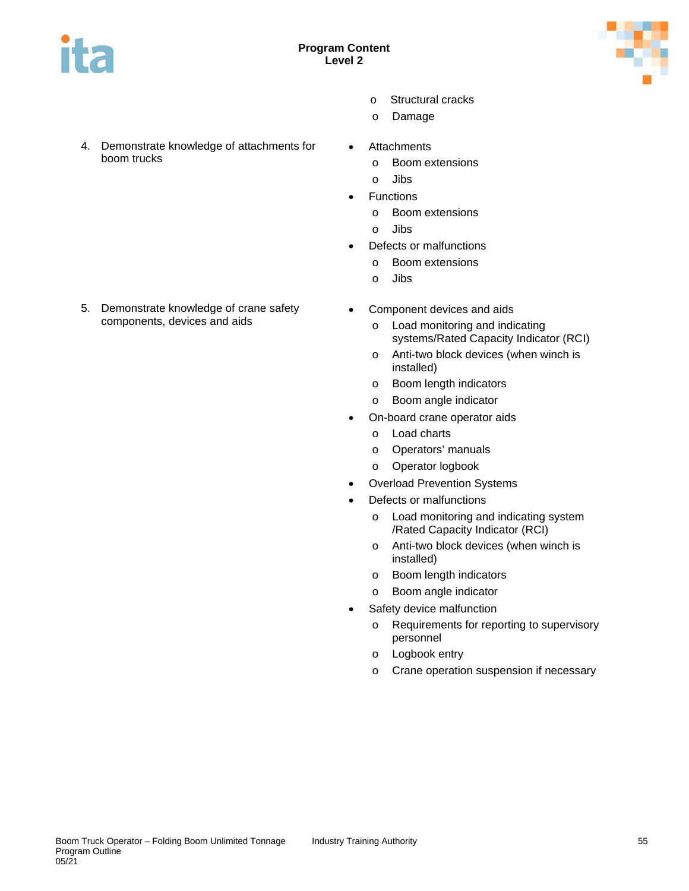- Structural cracks
- Damage

| Learning Objective | Content |
|---|---|
| 4. Demonstrate knowledge of attachments for boom trucks | • Attachments<br>  o Boom extensions<br>  o Jibs<br>• Functions<br>  o Boom extensions<br>  o Jibs<br>• Defects or malfunctions<br>  o Boom extensions<br>  o Jibs |
| 5. Demonstrate knowledge of crane safety components, devices and aids | • Component devices and aids<br>  o Load monitoring and indicating systems/Rated Capacity Indicator (RCI)<br>  o Anti-two block devices (when winch is installed)<br>  o Boom length indicators<br>  o Boom angle indicator<br>• On-board crane operator aids<br>  o Load charts<br>  o Operators' manuals<br>  o Operator logbook<br>• Overload Prevention Systems<br>• Defects or malfunctions<br>  o Load monitoring and indicating system /Rated Capacity Indicator (RCI)<br>  o Anti-two block devices (when winch is installed)<br>  o Boom length indicators<br>  o Boom angle indicator<br>• Safety device malfunction<br>  o Requirements for reporting to supervisory personnel<br>  o Logbook entry<br>  o Crane operation suspension if necessary |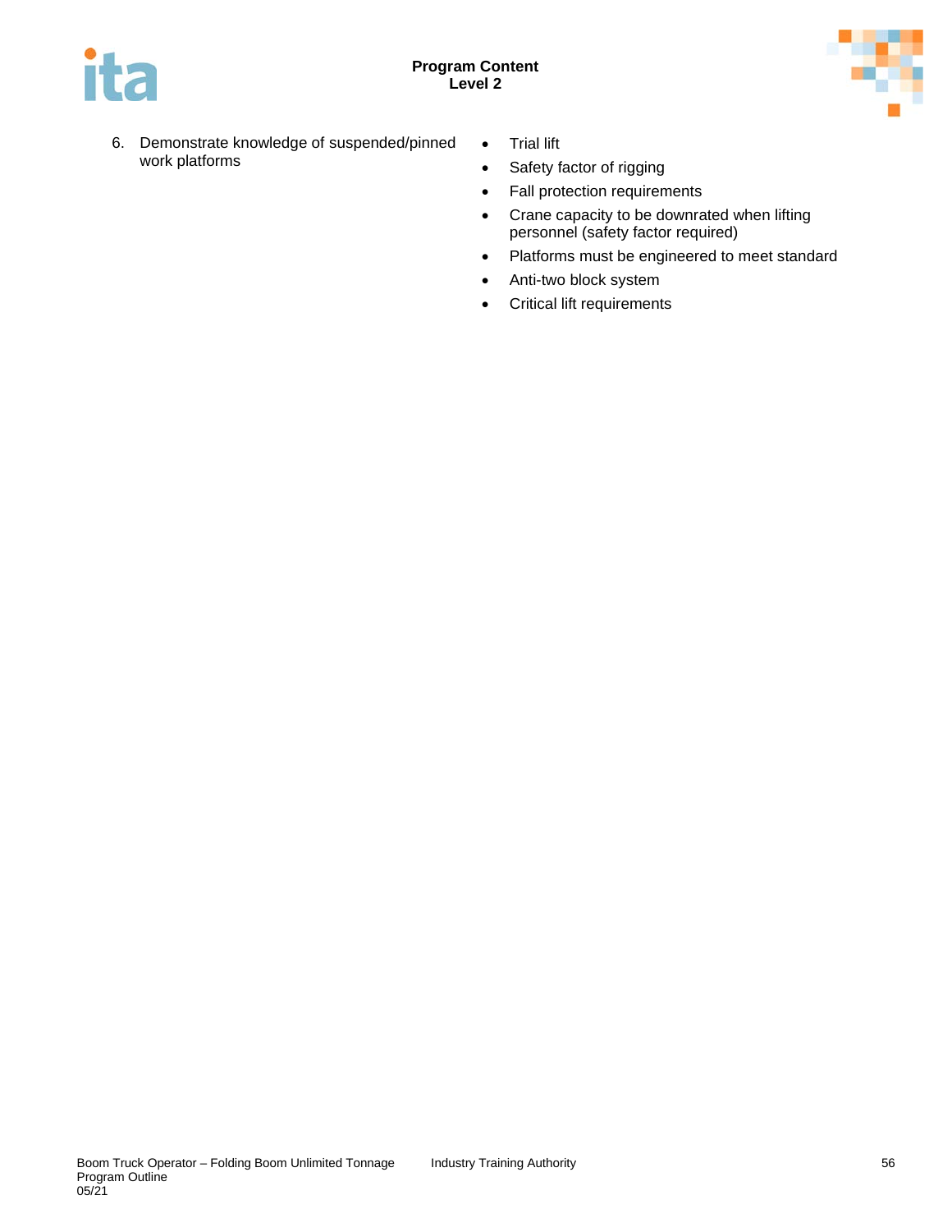**Program Content**
**Level 2**

| | |
|---|---|
| 6. Demonstrate knowledge of suspended/pinned work platforms | • Trial lift<br>• Safety factor of rigging<br>• Fall protection requirements<br>• Crane capacity to be downrated when lifting personnel (safety factor required)<br>• Platforms must be engineered to meet standard<br>• Anti-two block system<br>• Critical lift requirements |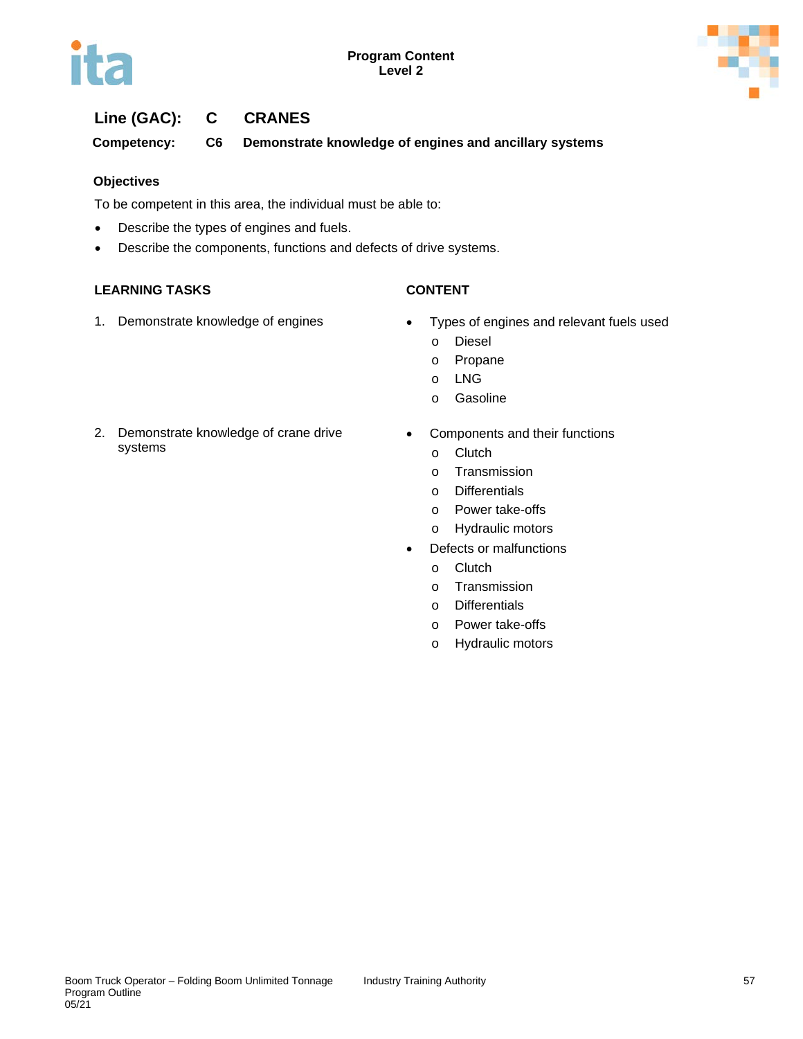## Line (GAC): C CRANES

**Competency: C6 Demonstrate knowledge of engines and ancillary systems**

### Objectives

To be competent in this area, the individual must be able to:

- Describe the types of engines and fuels.
- Describe the components, functions and defects of drive systems.

| LEARNING TASKS | CONTENT |
|---|---|
| 1. Demonstrate knowledge of engines | • Types of engines and relevant fuels used<br>  o Diesel<br>  o Propane<br>  o LNG<br>  o Gasoline |
| 2. Demonstrate knowledge of crane drive systems | • Components and their functions<br>  o Clutch<br>  o Transmission<br>  o Differentials<br>  o Power take-offs<br>  o Hydraulic motors<br>• Defects or malfunctions<br>  o Clutch<br>  o Transmission<br>  o Differentials<br>  o Power take-offs<br>  o Hydraulic motors |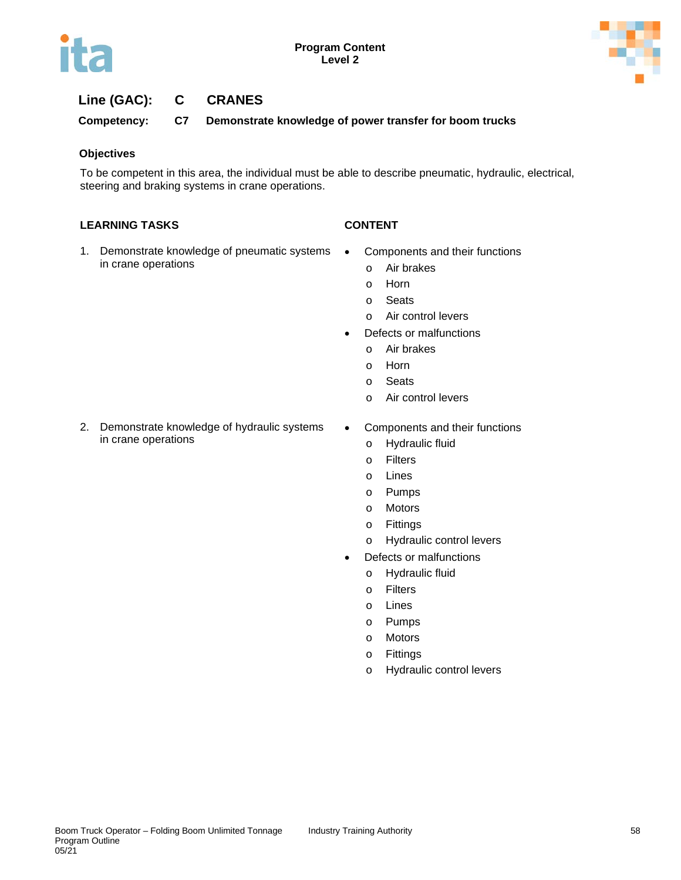**Program Content**
**Level 2**

## Line (GAC): C CRANES

**Competency: C7 Demonstrate knowledge of power transfer for boom trucks**

### Objectives

To be competent in this area, the individual must be able to describe pneumatic, hydraulic, electrical, steering and braking systems in crane operations.

| LEARNING TASKS | CONTENT |
|---|---|
| 1. Demonstrate knowledge of pneumatic systems in crane operations | • Components and their functions<br>  o Air brakes<br>  o Horn<br>  o Seats<br>  o Air control levers<br>• Defects or malfunctions<br>  o Air brakes<br>  o Horn<br>  o Seats<br>  o Air control levers |
| 2. Demonstrate knowledge of hydraulic systems in crane operations | • Components and their functions<br>  o Hydraulic fluid<br>  o Filters<br>  o Lines<br>  o Pumps<br>  o Motors<br>  o Fittings<br>  o Hydraulic control levers<br>• Defects or malfunctions<br>  o Hydraulic fluid<br>  o Filters<br>  o Lines<br>  o Pumps<br>  o Motors<br>  o Fittings<br>  o Hydraulic control levers |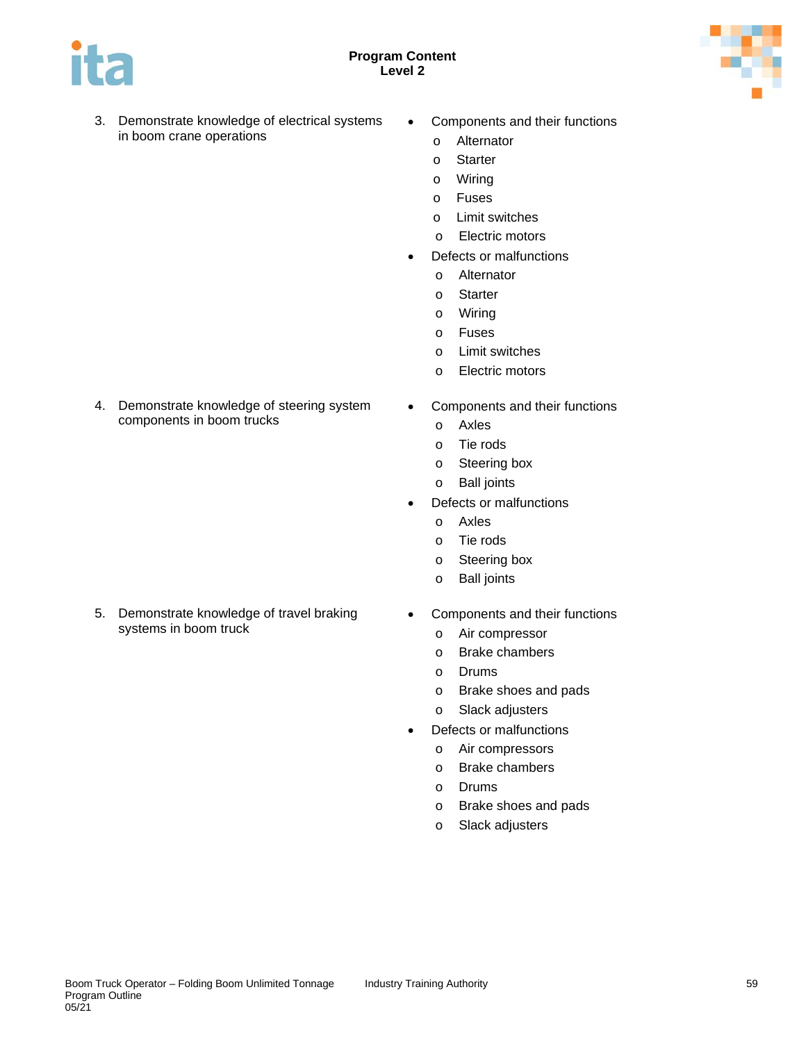3. Demonstrate knowledge of electrical systems in boom crane operations

- Components and their functions
  - Alternator
  - Starter
  - Wiring
  - Fuses
  - Limit switches
  - Electric motors
- Defects or malfunctions
  - Alternator
  - Starter
  - Wiring
  - Fuses
  - Limit switches
  - Electric motors

4. Demonstrate knowledge of steering system components in boom trucks

- Components and their functions
  - Axles
  - Tie rods
  - Steering box
  - Ball joints
- Defects or malfunctions
  - Axles
  - Tie rods
  - Steering box
  - Ball joints

5. Demonstrate knowledge of travel braking systems in boom truck

- Components and their functions
  - Air compressor
  - Brake chambers
  - Drums
  - Brake shoes and pads
  - Slack adjusters
- Defects or malfunctions
  - Air compressors
  - Brake chambers
  - Drums
  - Brake shoes and pads
  - Slack adjusters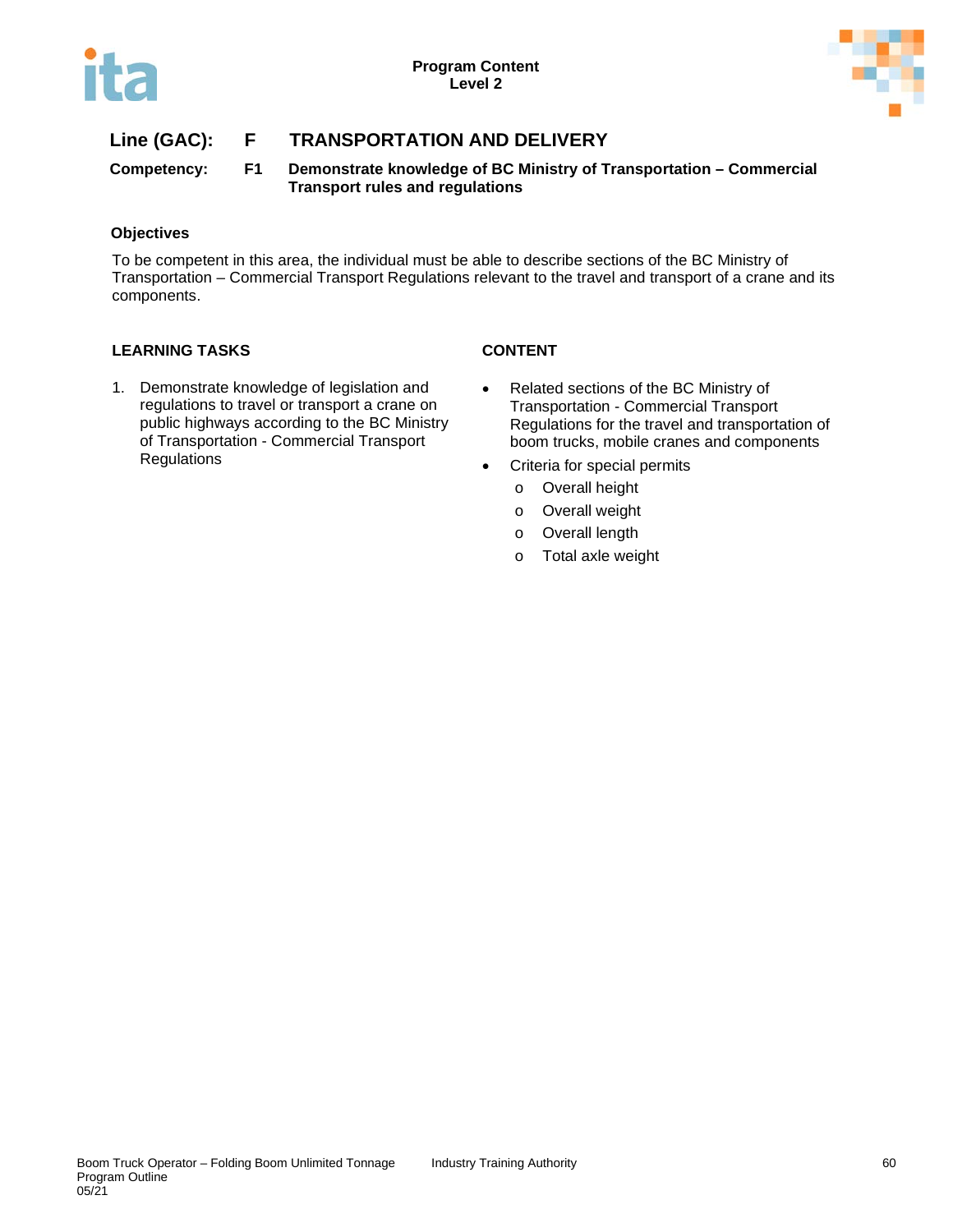**Line (GAC):** **F** **TRANSPORTATION AND DELIVERY**

**Competency:** **F1** **Demonstrate knowledge of BC Ministry of Transportation – Commercial Transport rules and regulations**

### Objectives

To be competent in this area, the individual must be able to describe sections of the BC Ministry of Transportation – Commercial Transport Regulations relevant to the travel and transport of a crane and its components.

| LEARNING TASKS | CONTENT |
| --- | --- |
| 1. Demonstrate knowledge of legislation and regulations to travel or transport a crane on public highways according to the BC Ministry of Transportation - Commercial Transport Regulations | • Related sections of the BC Ministry of Transportation - Commercial Transport Regulations for the travel and transportation of boom trucks, mobile cranes and components<br>• Criteria for special permits<br>&nbsp;&nbsp;o Overall height<br>&nbsp;&nbsp;o Overall weight<br>&nbsp;&nbsp;o Overall length<br>&nbsp;&nbsp;o Total axle weight |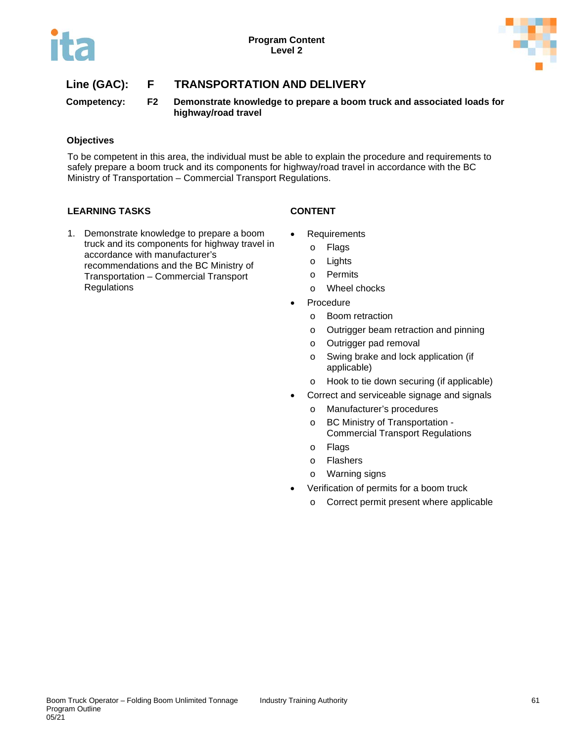## Line (GAC): F TRANSPORTATION AND DELIVERY

**Competency: F2 Demonstrate knowledge to prepare a boom truck and associated loads for highway/road travel**

### Objectives

To be competent in this area, the individual must be able to explain the procedure and requirements to safely prepare a boom truck and its components for highway/road travel in accordance with the BC Ministry of Transportation – Commercial Transport Regulations.

| LEARNING TASKS | CONTENT |
|---|---|
| 1. Demonstrate knowledge to prepare a boom truck and its components for highway travel in accordance with manufacturer's recommendations and the BC Ministry of Transportation – Commercial Transport Regulations | • Requirements<br>  o Flags<br>  o Lights<br>  o Permits<br>  o Wheel chocks<br>• Procedure<br>  o Boom retraction<br>  o Outrigger beam retraction and pinning<br>  o Outrigger pad removal<br>  o Swing brake and lock application (if applicable)<br>  o Hook to tie down securing (if applicable)<br>• Correct and serviceable signage and signals<br>  o Manufacturer's procedures<br>  o BC Ministry of Transportation - Commercial Transport Regulations<br>  o Flags<br>  o Flashers<br>  o Warning signs<br>• Verification of permits for a boom truck<br>  o Correct permit present where applicable |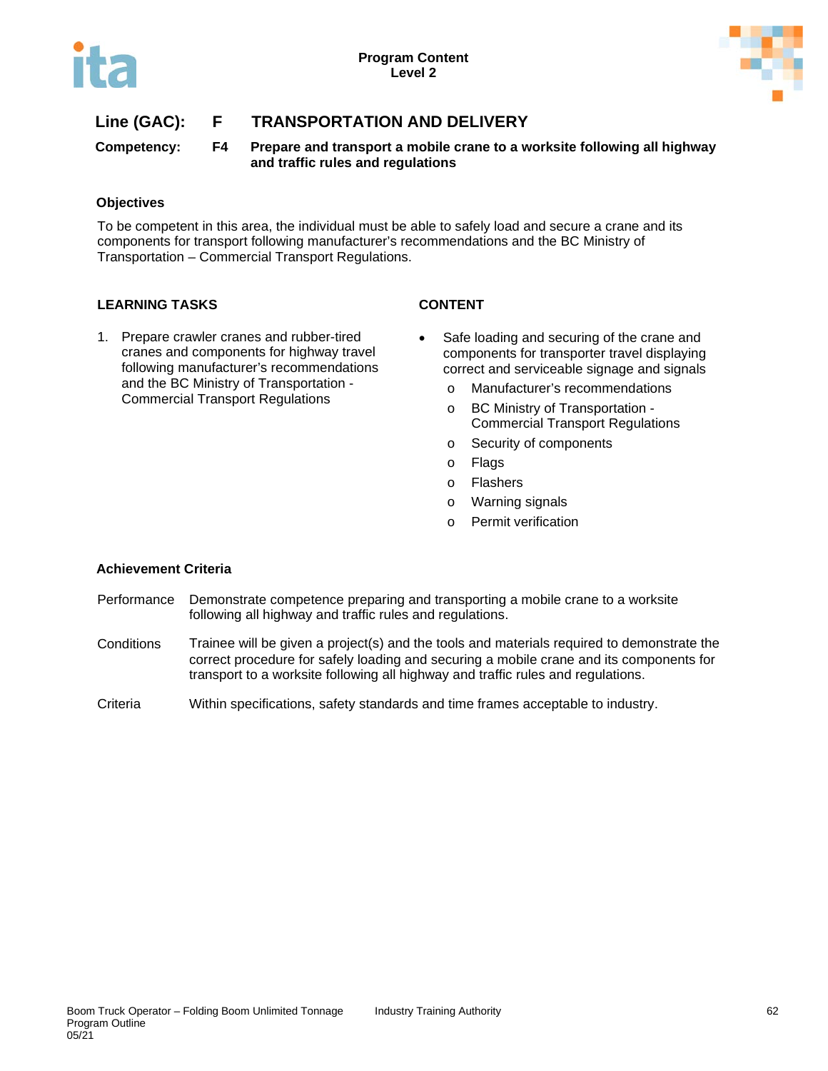**Program Content**
**Level 2**

## Line (GAC): F TRANSPORTATION AND DELIVERY

**Competency: F4 Prepare and transport a mobile crane to a worksite following all highway and traffic rules and regulations**

### Objectives

To be competent in this area, the individual must be able to safely load and secure a crane and its components for transport following manufacturer's recommendations and the BC Ministry of Transportation – Commercial Transport Regulations.

| LEARNING TASKS | CONTENT |
|---|---|
| 1. Prepare crawler cranes and rubber-tired cranes and components for highway travel following manufacturer's recommendations and the BC Ministry of Transportation - Commercial Transport Regulations | • Safe loading and securing of the crane and components for transporter travel displaying correct and serviceable signage and signals<br>o Manufacturer's recommendations<br>o BC Ministry of Transportation - Commercial Transport Regulations<br>o Security of components<br>o Flags<br>o Flashers<br>o Warning signals<br>o Permit verification |

### Achievement Criteria

| | |
|---|---|
| Performance | Demonstrate competence preparing and transporting a mobile crane to a worksite following all highway and traffic rules and regulations. |
| Conditions | Trainee will be given a project(s) and the tools and materials required to demonstrate the correct procedure for safely loading and securing a mobile crane and its components for transport to a worksite following all highway and traffic rules and regulations. |
| Criteria | Within specifications, safety standards and time frames acceptable to industry. |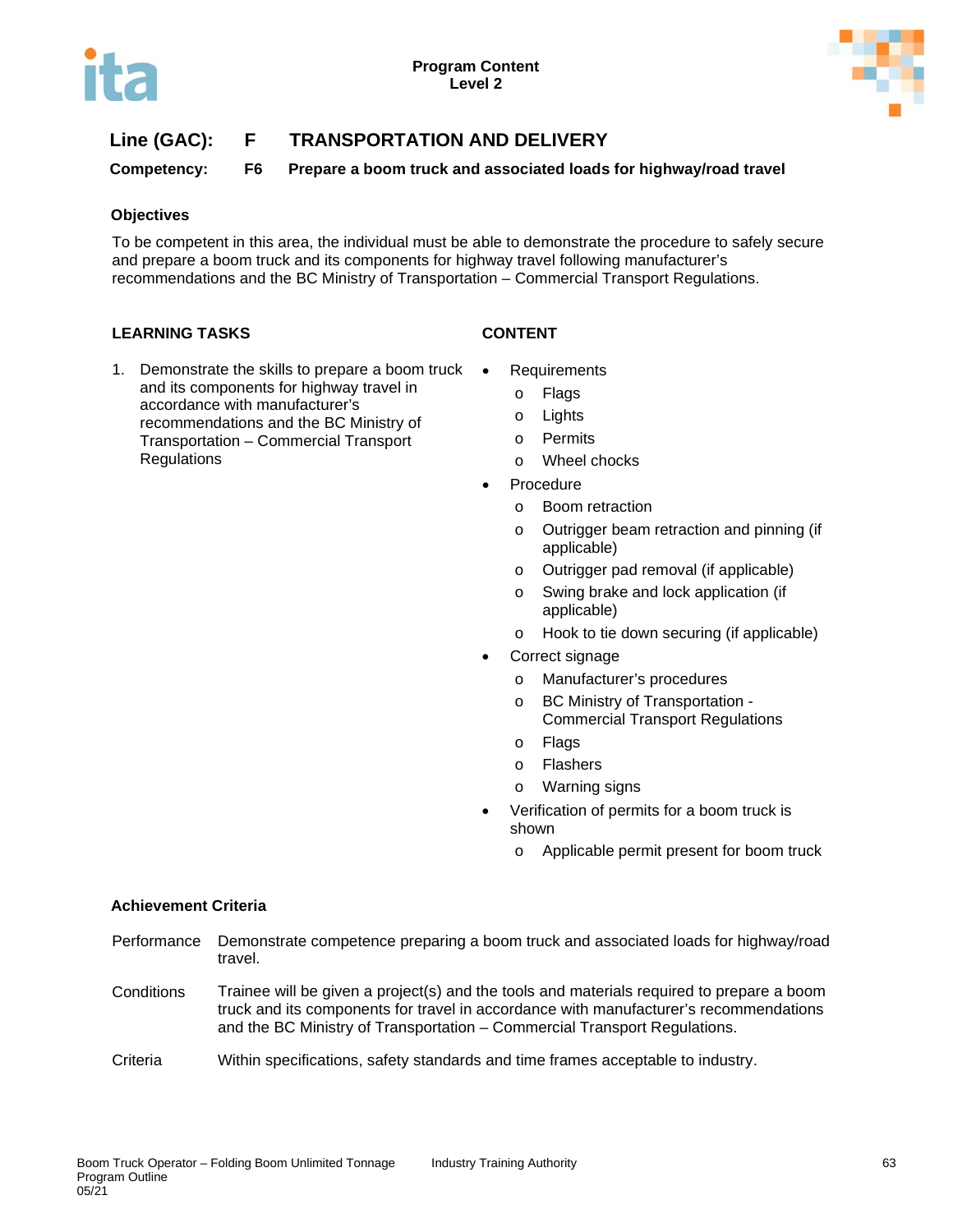**Program Content**
**Level 2**

## Line (GAC): F TRANSPORTATION AND DELIVERY

**Competency: F6 Prepare a boom truck and associated loads for highway/road travel**

### Objectives

To be competent in this area, the individual must be able to demonstrate the procedure to safely secure and prepare a boom truck and its components for highway travel following manufacturer's recommendations and the BC Ministry of Transportation – Commercial Transport Regulations.

| LEARNING TASKS | CONTENT |
|---|---|
| 1. Demonstrate the skills to prepare a boom truck and its components for highway travel in accordance with manufacturer's recommendations and the BC Ministry of Transportation – Commercial Transport Regulations | • Requirements<br>o Flags<br>o Lights<br>o Permits<br>o Wheel chocks<br>• Procedure<br>o Boom retraction<br>o Outrigger beam retraction and pinning (if applicable)<br>o Outrigger pad removal (if applicable)<br>o Swing brake and lock application (if applicable)<br>o Hook to tie down securing (if applicable)<br>• Correct signage<br>o Manufacturer's procedures<br>o BC Ministry of Transportation - Commercial Transport Regulations<br>o Flags<br>o Flashers<br>o Warning signs<br>• Verification of permits for a boom truck is shown<br>o Applicable permit present for boom truck |

### Achievement Criteria

| | |
|---|---|
| Performance | Demonstrate competence preparing a boom truck and associated loads for highway/road travel. |
| Conditions | Trainee will be given a project(s) and the tools and materials required to prepare a boom truck and its components for travel in accordance with manufacturer's recommendations and the BC Ministry of Transportation – Commercial Transport Regulations. |
| Criteria | Within specifications, safety standards and time frames acceptable to industry. |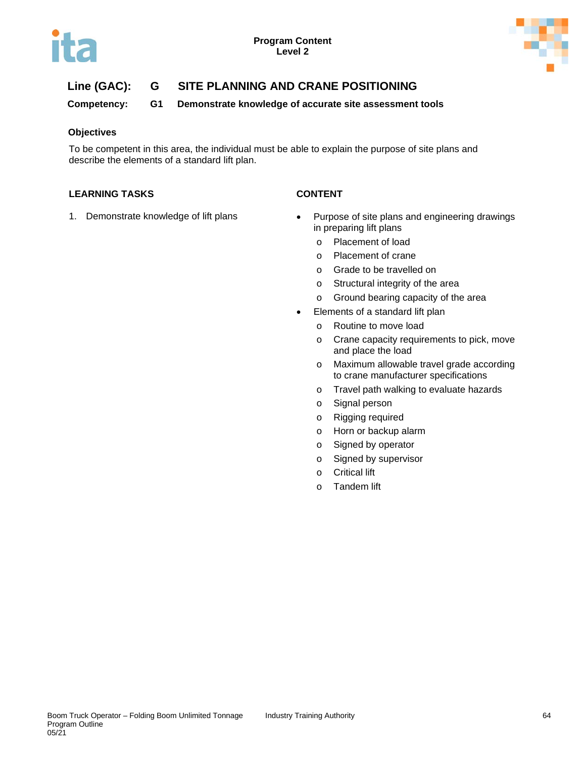**Program Content**
**Level 2**

## Line (GAC): G SITE PLANNING AND CRANE POSITIONING

**Competency: G1 Demonstrate knowledge of accurate site assessment tools**

### Objectives

To be competent in this area, the individual must be able to explain the purpose of site plans and describe the elements of a standard lift plan.

| LEARNING TASKS | CONTENT |
|---|---|
| 1. Demonstrate knowledge of lift plans | • Purpose of site plans and engineering drawings in preparing lift plans<br>  o Placement of load<br>  o Placement of crane<br>  o Grade to be travelled on<br>  o Structural integrity of the area<br>  o Ground bearing capacity of the area<br>• Elements of a standard lift plan<br>  o Routine to move load<br>  o Crane capacity requirements to pick, move and place the load<br>  o Maximum allowable travel grade according to crane manufacturer specifications<br>  o Travel path walking to evaluate hazards<br>  o Signal person<br>  o Rigging required<br>  o Horn or backup alarm<br>  o Signed by operator<br>  o Signed by supervisor<br>  o Critical lift<br>  o Tandem lift |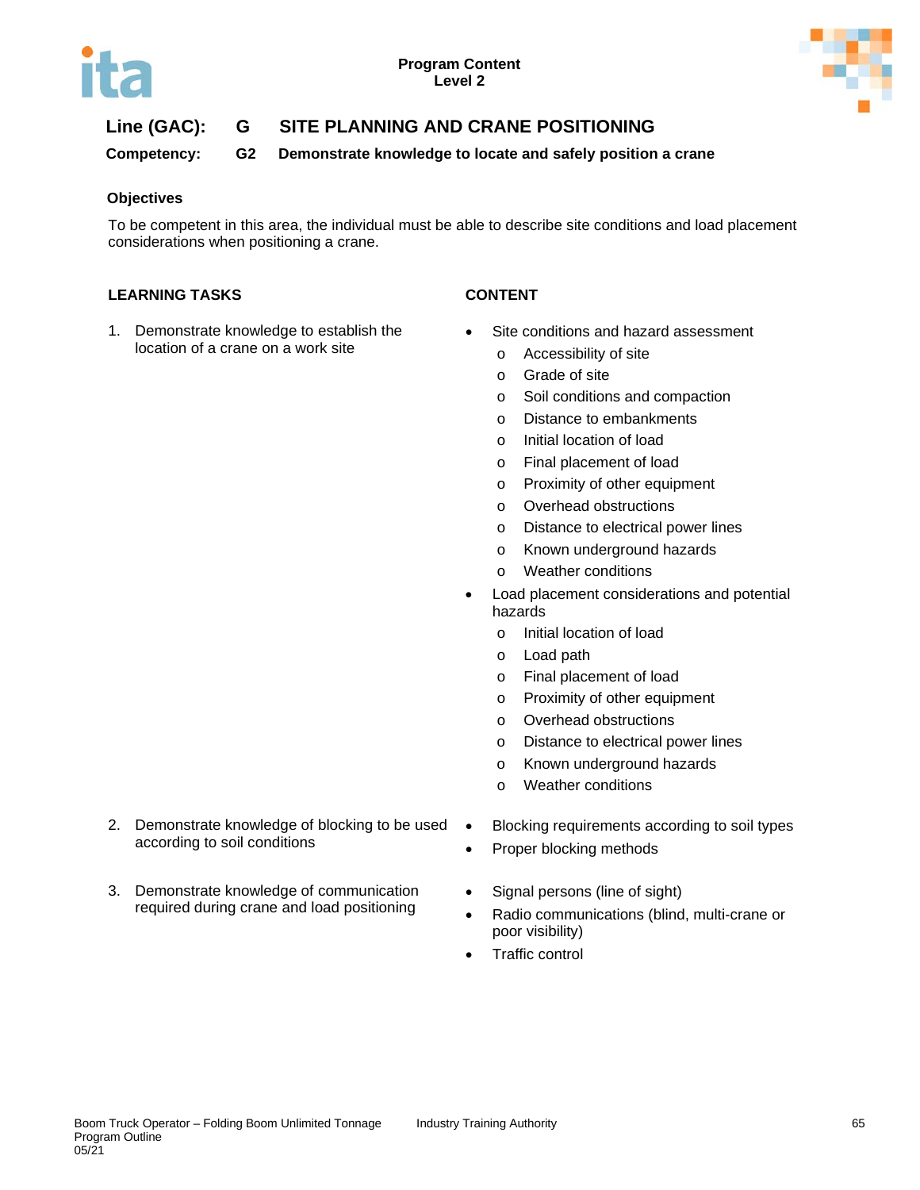## Line (GAC): G SITE PLANNING AND CRANE POSITIONING

**Competency: G2 Demonstrate knowledge to locate and safely position a crane**

### Objectives

To be competent in this area, the individual must be able to describe site conditions and load placement considerations when positioning a crane.

| LEARNING TASKS | CONTENT |
| --- | --- |
| 1. Demonstrate knowledge to establish the location of a crane on a work site | • Site conditions and hazard assessment<br>o Accessibility of site<br>o Grade of site<br>o Soil conditions and compaction<br>o Distance to embankments<br>o Initial location of load<br>o Final placement of load<br>o Proximity of other equipment<br>o Overhead obstructions<br>o Distance to electrical power lines<br>o Known underground hazards<br>o Weather conditions<br>• Load placement considerations and potential hazards<br>o Initial location of load<br>o Load path<br>o Final placement of load<br>o Proximity of other equipment<br>o Overhead obstructions<br>o Distance to electrical power lines<br>o Known underground hazards<br>o Weather conditions |
| 2. Demonstrate knowledge of blocking to be used according to soil conditions | • Blocking requirements according to soil types<br>• Proper blocking methods |
| 3. Demonstrate knowledge of communication required during crane and load positioning | • Signal persons (line of sight)<br>• Radio communications (blind, multi-crane or poor visibility)<br>• Traffic control |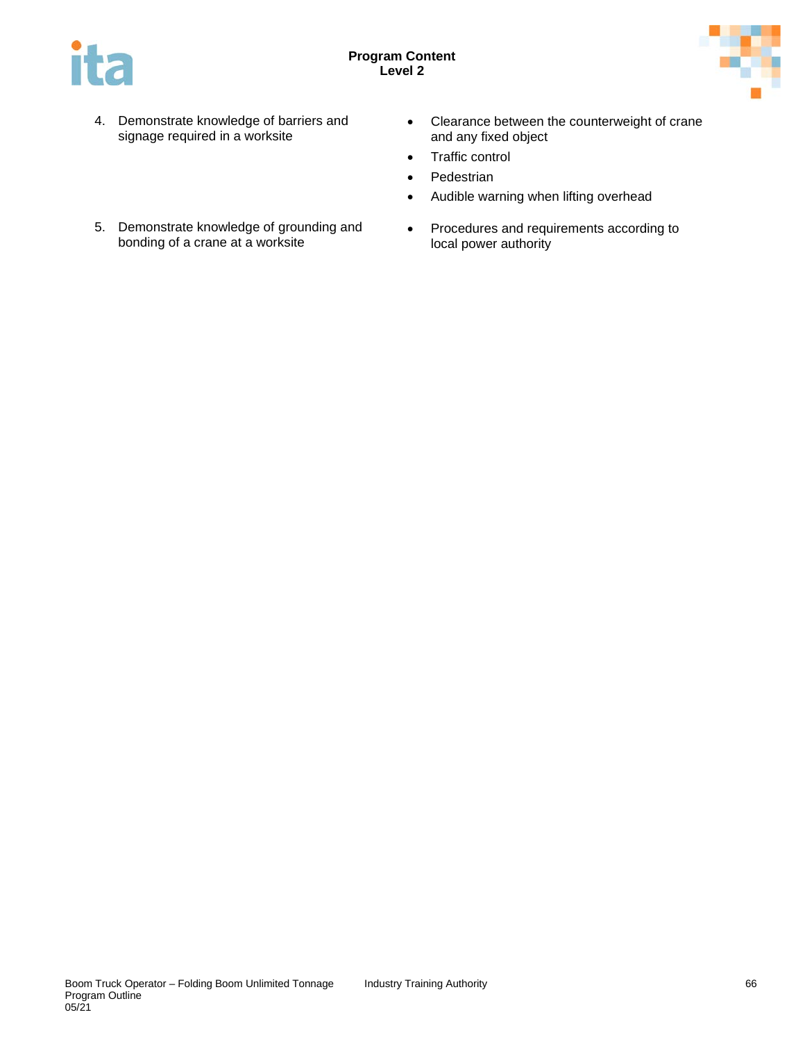| | |
|---|---|
| 4. Demonstrate knowledge of barriers and signage required in a worksite | • Clearance between the counterweight of crane and any fixed object<br>• Traffic control<br>• Pedestrian<br>• Audible warning when lifting overhead |
| 5. Demonstrate knowledge of grounding and bonding of a crane at a worksite | • Procedures and requirements according to local power authority |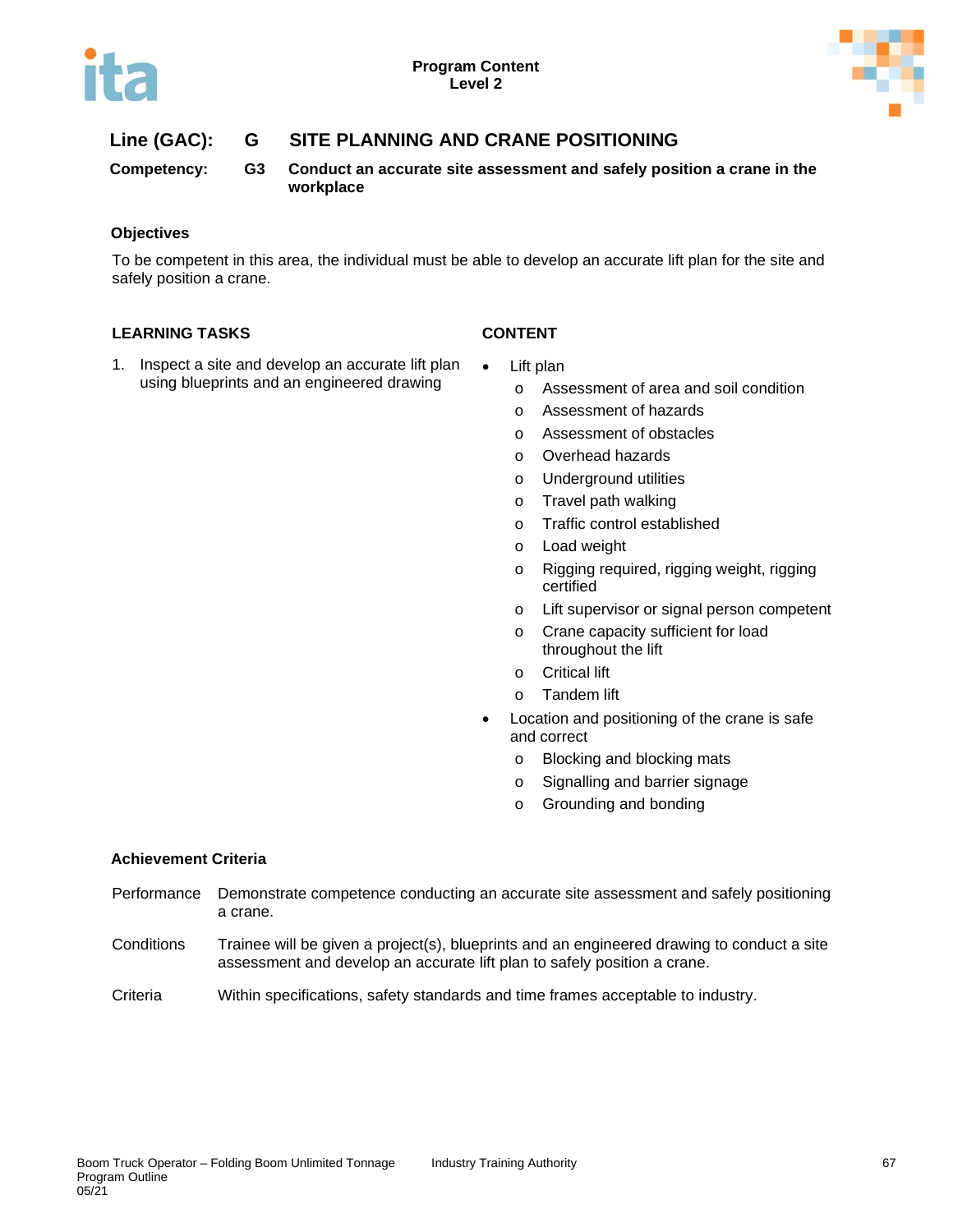**Program Content**
**Level 2**

## Line (GAC): G SITE PLANNING AND CRANE POSITIONING

**Competency: G3 Conduct an accurate site assessment and safely position a crane in the workplace**

### Objectives

To be competent in this area, the individual must be able to develop an accurate lift plan for the site and safely position a crane.

| LEARNING TASKS | CONTENT |
| --- | --- |
| 1. Inspect a site and develop an accurate lift plan using blueprints and an engineered drawing | • Lift plan<br>o Assessment of area and soil condition<br>o Assessment of hazards<br>o Assessment of obstacles<br>o Overhead hazards<br>o Underground utilities<br>o Travel path walking<br>o Traffic control established<br>o Load weight<br>o Rigging required, rigging weight, rigging certified<br>o Lift supervisor or signal person competent<br>o Crane capacity sufficient for load throughout the lift<br>o Critical lift<br>o Tandem lift<br>• Location and positioning of the crane is safe and correct<br>o Blocking and blocking mats<br>o Signalling and barrier signage<br>o Grounding and bonding |

### Achievement Criteria

| | |
| --- | --- |
| Performance | Demonstrate competence conducting an accurate site assessment and safely positioning a crane. |
| Conditions | Trainee will be given a project(s), blueprints and an engineered drawing to conduct a site assessment and develop an accurate lift plan to safely position a crane. |
| Criteria | Within specifications, safety standards and time frames acceptable to industry. |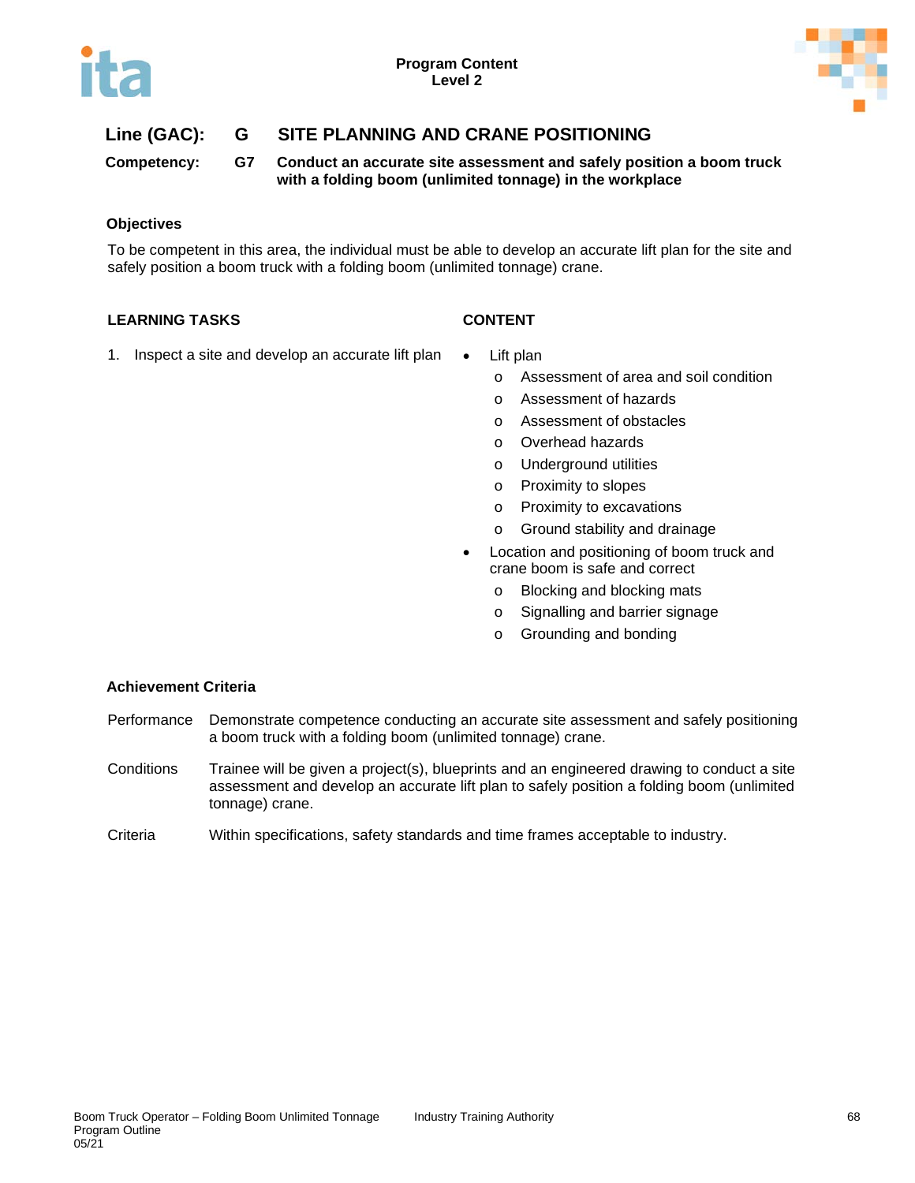**Line (GAC): G SITE PLANNING AND CRANE POSITIONING**

**Competency: G7 Conduct an accurate site assessment and safely position a boom truck with a folding boom (unlimited tonnage) in the workplace**

**Objectives**

To be competent in this area, the individual must be able to develop an accurate lift plan for the site and safely position a boom truck with a folding boom (unlimited tonnage) crane.

| LEARNING TASKS | CONTENT |
|---|---|
| 1. Inspect a site and develop an accurate lift plan | • Lift plan<br>o Assessment of area and soil condition<br>o Assessment of hazards<br>o Assessment of obstacles<br>o Overhead hazards<br>o Underground utilities<br>o Proximity to slopes<br>o Proximity to excavations<br>o Ground stability and drainage<br>• Location and positioning of boom truck and crane boom is safe and correct<br>o Blocking and blocking mats<br>o Signalling and barrier signage<br>o Grounding and bonding |

**Achievement Criteria**

Performance Demonstrate competence conducting an accurate site assessment and safely positioning a boom truck with a folding boom (unlimited tonnage) crane.

Conditions Trainee will be given a project(s), blueprints and an engineered drawing to conduct a site assessment and develop an accurate lift plan to safely position a folding boom (unlimited tonnage) crane.

Criteria Within specifications, safety standards and time frames acceptable to industry.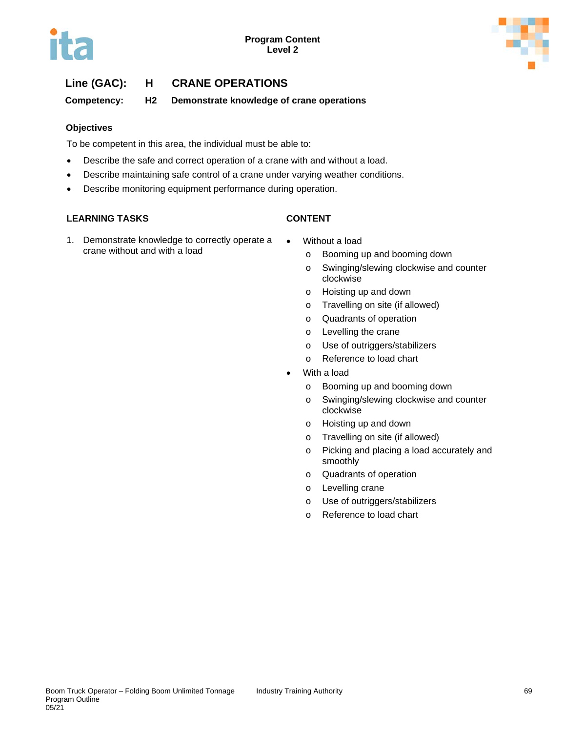**Line (GAC):** **H** **CRANE OPERATIONS**

**Competency:** **H2** **Demonstrate knowledge of crane operations**

### Objectives

To be competent in this area, the individual must be able to:

- Describe the safe and correct operation of a crane with and without a load.
- Describe maintaining safe control of a crane under varying weather conditions.
- Describe monitoring equipment performance during operation.

| LEARNING TASKS | CONTENT |
| --- | --- |
| 1. Demonstrate knowledge to correctly operate a crane without and with a load | • Without a load<br>o Booming up and booming down<br>o Swinging/slewing clockwise and counter clockwise<br>o Hoisting up and down<br>o Travelling on site (if allowed)<br>o Quadrants of operation<br>o Levelling the crane<br>o Use of outriggers/stabilizers<br>o Reference to load chart<br>• With a load<br>o Booming up and booming down<br>o Swinging/slewing clockwise and counter clockwise<br>o Hoisting up and down<br>o Travelling on site (if allowed)<br>o Picking and placing a load accurately and smoothly<br>o Quadrants of operation<br>o Levelling crane<br>o Use of outriggers/stabilizers<br>o Reference to load chart |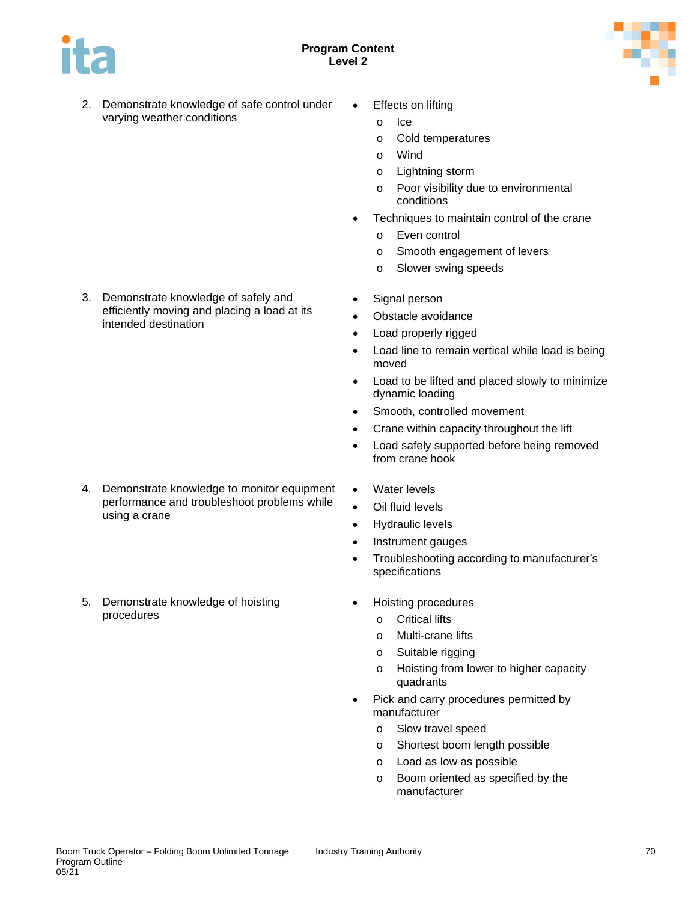| | |
|---|---|
| 2. Demonstrate knowledge of safe control under varying weather conditions | • Effects on lifting<br>o Ice<br>o Cold temperatures<br>o Wind<br>o Lightning storm<br>o Poor visibility due to environmental conditions<br>• Techniques to maintain control of the crane<br>o Even control<br>o Smooth engagement of levers<br>o Slower swing speeds |
| 3. Demonstrate knowledge of safely and efficiently moving and placing a load at its intended destination | • Signal person<br>• Obstacle avoidance<br>• Load properly rigged<br>• Load line to remain vertical while load is being moved<br>• Load to be lifted and placed slowly to minimize dynamic loading<br>• Smooth, controlled movement<br>• Crane within capacity throughout the lift<br>• Load safely supported before being removed from crane hook |
| 4. Demonstrate knowledge to monitor equipment performance and troubleshoot problems while using a crane | • Water levels<br>• Oil fluid levels<br>• Hydraulic levels<br>• Instrument gauges<br>• Troubleshooting according to manufacturer's specifications |
| 5. Demonstrate knowledge of hoisting procedures | • Hoisting procedures<br>o Critical lifts<br>o Multi-crane lifts<br>o Suitable rigging<br>o Hoisting from lower to higher capacity quadrants<br>• Pick and carry procedures permitted by manufacturer<br>o Slow travel speed<br>o Shortest boom length possible<br>o Load as low as possible<br>o Boom oriented as specified by the manufacturer |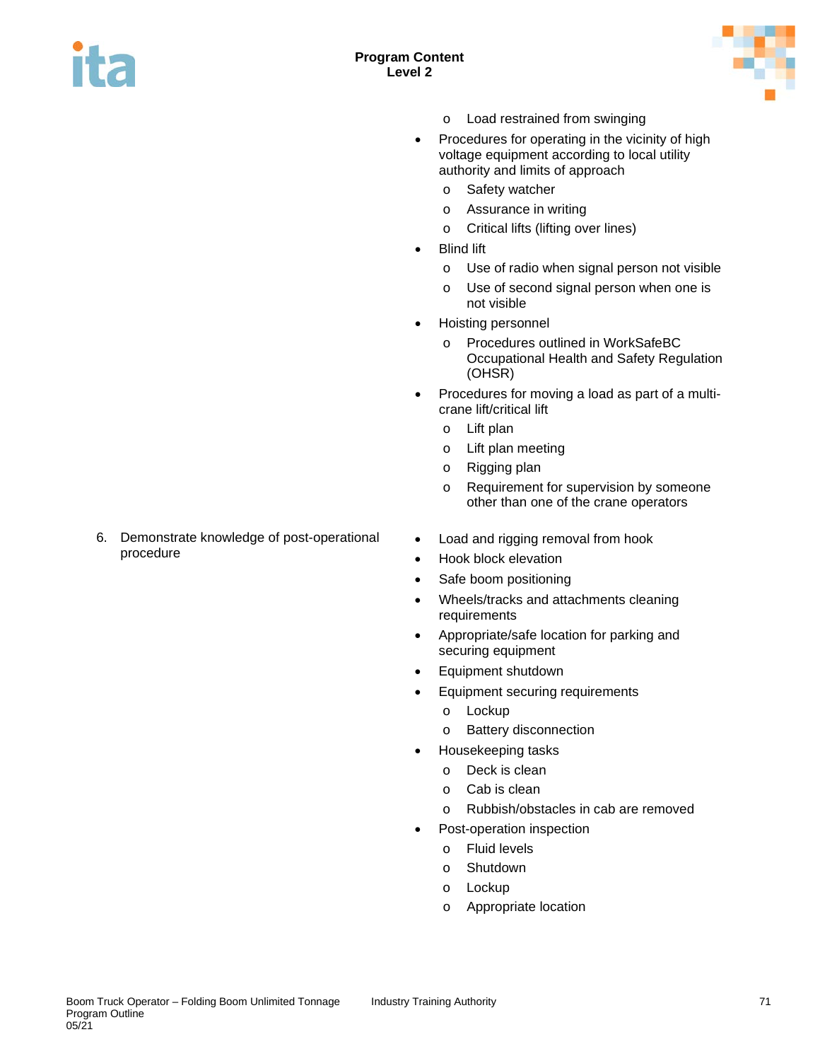- Load restrained from swinging
- Procedures for operating in the vicinity of high voltage equipment according to local utility authority and limits of approach
  - Safety watcher
  - Assurance in writing
  - Critical lifts (lifting over lines)
- Blind lift
  - Use of radio when signal person not visible
  - Use of second signal person when one is not visible
- Hoisting personnel
  - Procedures outlined in WorkSafeBC Occupational Health and Safety Regulation (OHSR)
- Procedures for moving a load as part of a multi-crane lift/critical lift
  - Lift plan
  - Lift plan meeting
  - Rigging plan
  - Requirement for supervision by someone other than one of the crane operators

6. Demonstrate knowledge of post-operational procedure

- Load and rigging removal from hook
- Hook block elevation
- Safe boom positioning
- Wheels/tracks and attachments cleaning requirements
- Appropriate/safe location for parking and securing equipment
- Equipment shutdown
- Equipment securing requirements
  - Lockup
  - Battery disconnection
- Housekeeping tasks
  - Deck is clean
  - Cab is clean
  - Rubbish/obstacles in cab are removed
- Post-operation inspection
  - Fluid levels
  - Shutdown
  - Lockup
  - Appropriate location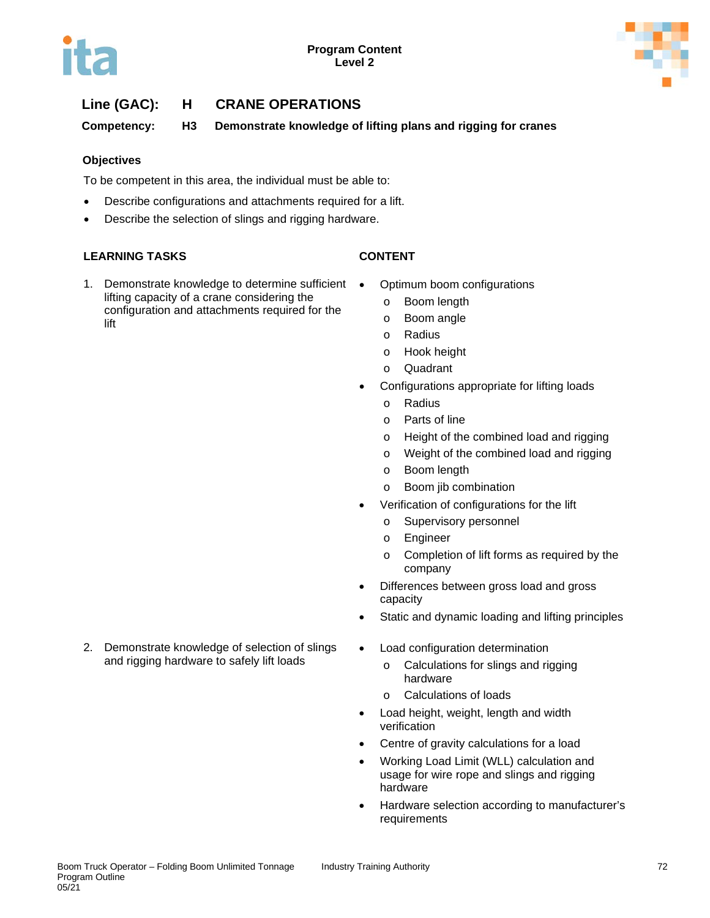Program Content
Level 2

## Line (GAC): H CRANE OPERATIONS

**Competency: H3 Demonstrate knowledge of lifting plans and rigging for cranes**

### Objectives

To be competent in this area, the individual must be able to:

- Describe configurations and attachments required for a lift.
- Describe the selection of slings and rigging hardware.

| LEARNING TASKS | CONTENT |
| --- | --- |
| 1. Demonstrate knowledge to determine sufficient lifting capacity of a crane considering the configuration and attachments required for the lift | • Optimum boom configurations<br>  o Boom length<br>  o Boom angle<br>  o Radius<br>  o Hook height<br>  o Quadrant<br>• Configurations appropriate for lifting loads<br>  o Radius<br>  o Parts of line<br>  o Height of the combined load and rigging<br>  o Weight of the combined load and rigging<br>  o Boom length<br>  o Boom jib combination<br>• Verification of configurations for the lift<br>  o Supervisory personnel<br>  o Engineer<br>  o Completion of lift forms as required by the company<br>• Differences between gross load and gross capacity<br>• Static and dynamic loading and lifting principles |
| 2. Demonstrate knowledge of selection of slings and rigging hardware to safely lift loads | • Load configuration determination<br>  o Calculations for slings and rigging hardware<br>  o Calculations of loads<br>• Load height, weight, length and width verification<br>• Centre of gravity calculations for a load<br>• Working Load Limit (WLL) calculation and usage for wire rope and slings and rigging hardware<br>• Hardware selection according to manufacturer's requirements |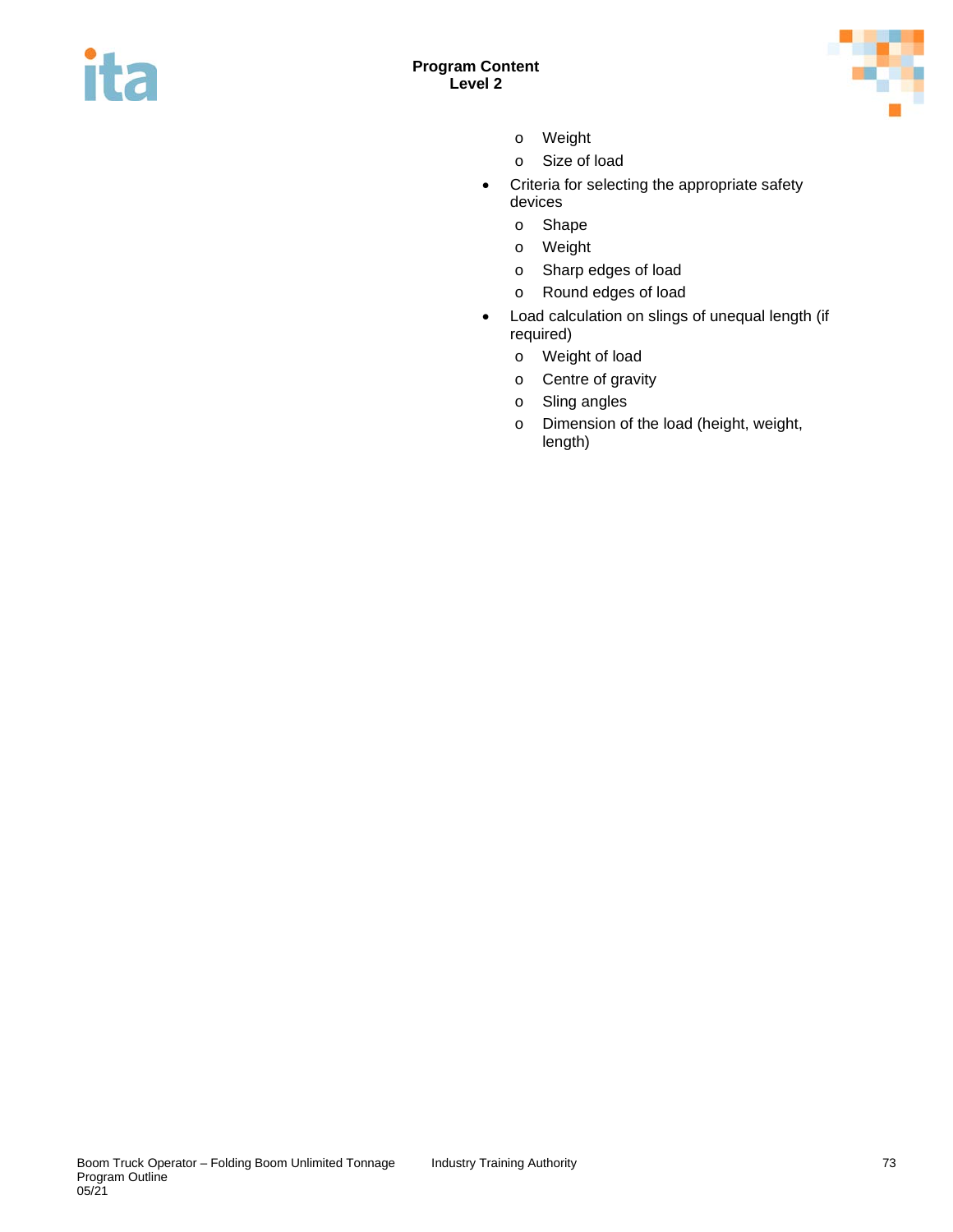- Weight
- Size of load

- Criteria for selecting the appropriate safety devices
  - Shape
  - Weight
  - Sharp edges of load
  - Round edges of load
- Load calculation on slings of unequal length (if required)
  - Weight of load
  - Centre of gravity
  - Sling angles
  - Dimension of the load (height, weight, length)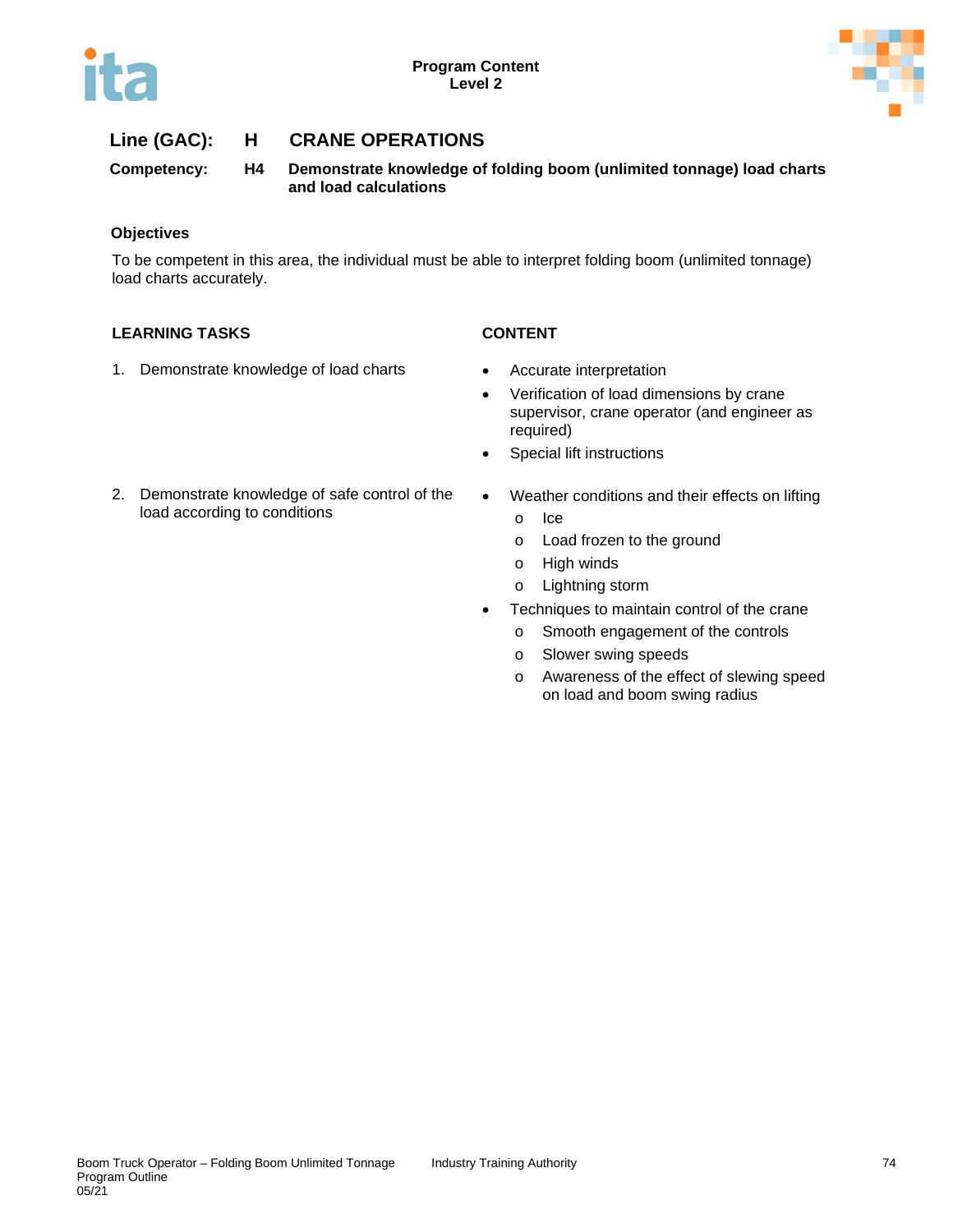**Program Content**
**Level 2**

## Line (GAC): H CRANE OPERATIONS

**Competency: H4 Demonstrate knowledge of folding boom (unlimited tonnage) load charts and load calculations**

### Objectives

To be competent in this area, the individual must be able to interpret folding boom (unlimited tonnage) load charts accurately.

| LEARNING TASKS | CONTENT |
|---|---|
| 1. Demonstrate knowledge of load charts | • Accurate interpretation<br>• Verification of load dimensions by crane supervisor, crane operator (and engineer as required)<br>• Special lift instructions |
| 2. Demonstrate knowledge of safe control of the load according to conditions | • Weather conditions and their effects on lifting<br>  o Ice<br>  o Load frozen to the ground<br>  o High winds<br>  o Lightning storm<br>• Techniques to maintain control of the crane<br>  o Smooth engagement of the controls<br>  o Slower swing speeds<br>  o Awareness of the effect of slewing speed on load and boom swing radius |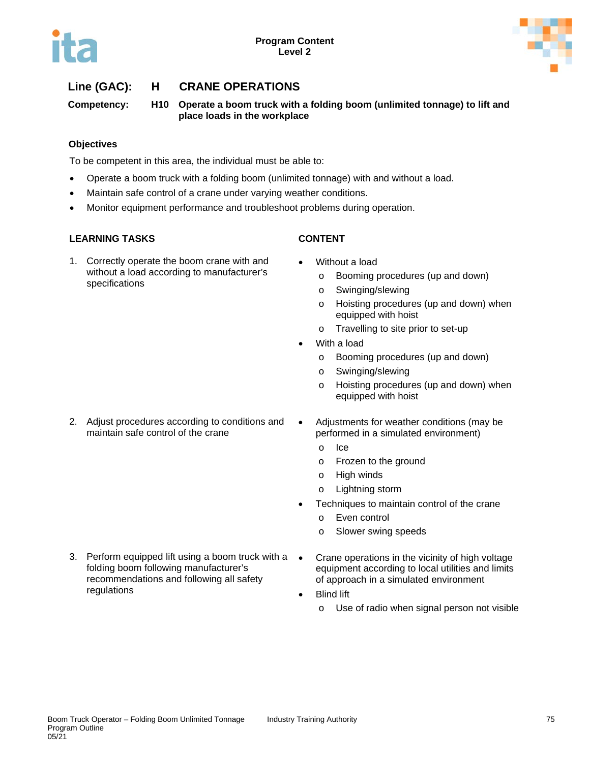**Line (GAC):** **H** **CRANE OPERATIONS**

**Competency:** **H10** **Operate a boom truck with a folding boom (unlimited tonnage) to lift and place loads in the workplace**

**Objectives**

To be competent in this area, the individual must be able to:

- Operate a boom truck with a folding boom (unlimited tonnage) with and without a load.
- Maintain safe control of a crane under varying weather conditions.
- Monitor equipment performance and troubleshoot problems during operation.

| LEARNING TASKS | CONTENT |
|---|---|
| 1. Correctly operate the boom crane with and without a load according to manufacturer's specifications | • Without a load<br>o Booming procedures (up and down)<br>o Swinging/slewing<br>o Hoisting procedures (up and down) when equipped with hoist<br>o Travelling to site prior to set-up<br>• With a load<br>o Booming procedures (up and down)<br>o Swinging/slewing<br>o Hoisting procedures (up and down) when equipped with hoist |
| 2. Adjust procedures according to conditions and maintain safe control of the crane | • Adjustments for weather conditions (may be performed in a simulated environment)<br>o Ice<br>o Frozen to the ground<br>o High winds<br>o Lightning storm<br>• Techniques to maintain control of the crane<br>o Even control<br>o Slower swing speeds |
| 3. Perform equipped lift using a boom truck with a folding boom following manufacturer's recommendations and following all safety regulations | • Crane operations in the vicinity of high voltage equipment according to local utilities and limits of approach in a simulated environment<br>• Blind lift<br>o Use of radio when signal person not visible |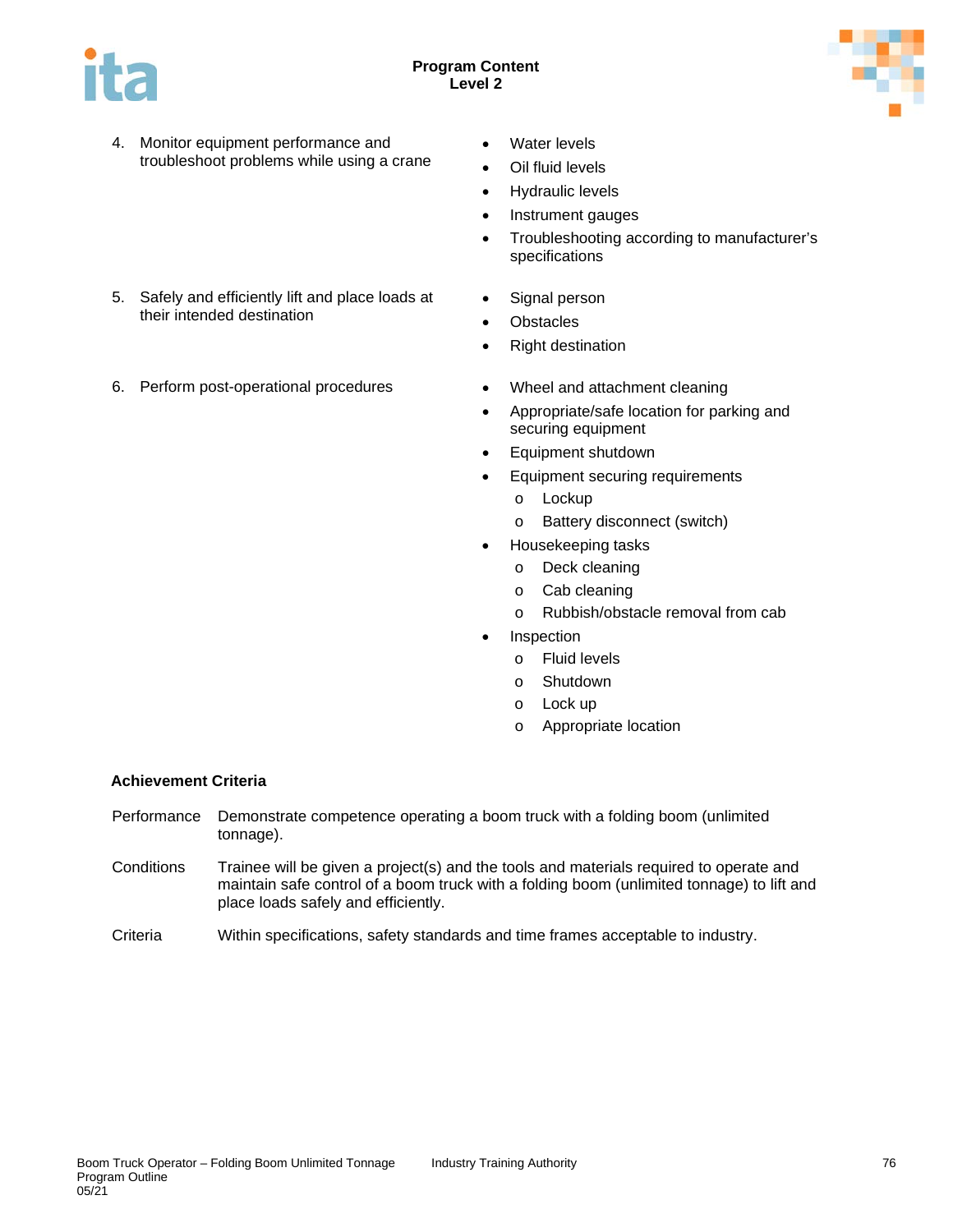4. Monitor equipment performance and troubleshoot problems while using a crane
   - Water levels
   - Oil fluid levels
   - Hydraulic levels
   - Instrument gauges
   - Troubleshooting according to manufacturer's specifications

5. Safely and efficiently lift and place loads at their intended destination
   - Signal person
   - Obstacles
   - Right destination

6. Perform post-operational procedures
   - Wheel and attachment cleaning
   - Appropriate/safe location for parking and securing equipment
   - Equipment shutdown
   - Equipment securing requirements
     - Lockup
     - Battery disconnect (switch)
   - Housekeeping tasks
     - Deck cleaning
     - Cab cleaning
     - Rubbish/obstacle removal from cab
   - Inspection
     - Fluid levels
     - Shutdown
     - Lock up
     - Appropriate location

**Achievement Criteria**

| | |
|---|---|
| Performance | Demonstrate competence operating a boom truck with a folding boom (unlimited tonnage). |
| Conditions | Trainee will be given a project(s) and the tools and materials required to operate and maintain safe control of a boom truck with a folding boom (unlimited tonnage) to lift and place loads safely and efficiently. |
| Criteria | Within specifications, safety standards and time frames acceptable to industry. |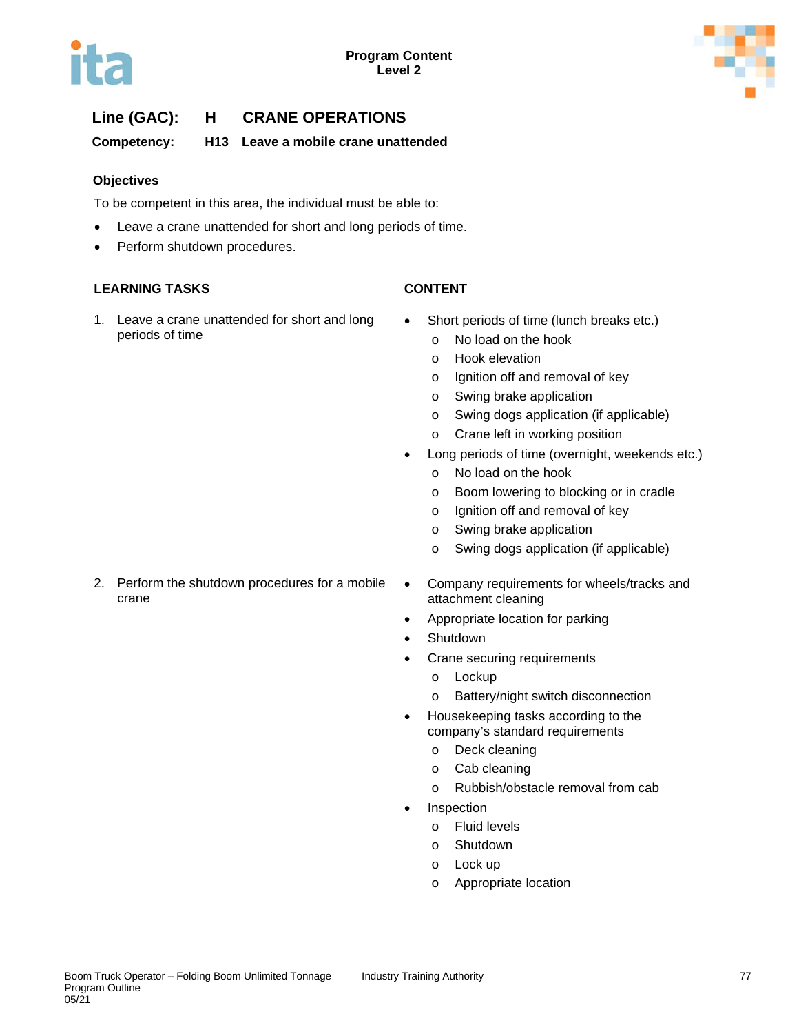**Program Content**
**Level 2**

## Line (GAC): H CRANE OPERATIONS

**Competency: H13 Leave a mobile crane unattended**

### Objectives

To be competent in this area, the individual must be able to:

- Leave a crane unattended for short and long periods of time.
- Perform shutdown procedures.

| LEARNING TASKS | CONTENT |
|---|---|
| 1. Leave a crane unattended for short and long periods of time | • Short periods of time (lunch breaks etc.)<br>o No load on the hook<br>o Hook elevation<br>o Ignition off and removal of key<br>o Swing brake application<br>o Swing dogs application (if applicable)<br>o Crane left in working position<br>• Long periods of time (overnight, weekends etc.)<br>o No load on the hook<br>o Boom lowering to blocking or in cradle<br>o Ignition off and removal of key<br>o Swing brake application<br>o Swing dogs application (if applicable) |
| 2. Perform the shutdown procedures for a mobile crane | • Company requirements for wheels/tracks and attachment cleaning<br>• Appropriate location for parking<br>• Shutdown<br>• Crane securing requirements<br>o Lockup<br>o Battery/night switch disconnection<br>• Housekeeping tasks according to the company's standard requirements<br>o Deck cleaning<br>o Cab cleaning<br>o Rubbish/obstacle removal from cab<br>• Inspection<br>o Fluid levels<br>o Shutdown<br>o Lock up<br>o Appropriate location |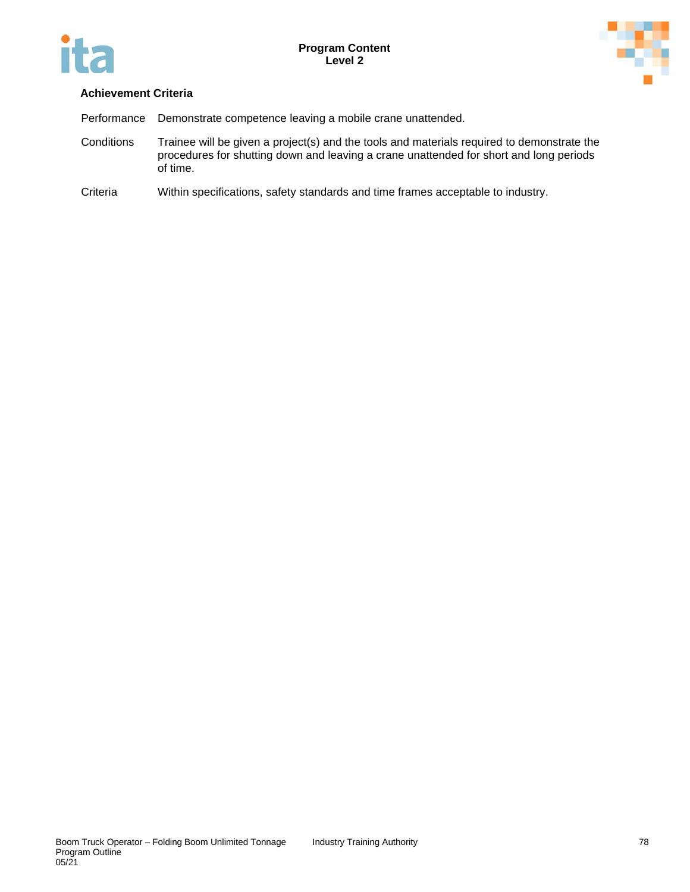**Achievement Criteria**

| | |
|---|---|
| Performance | Demonstrate competence leaving a mobile crane unattended. |
| Conditions | Trainee will be given a project(s) and the tools and materials required to demonstrate the procedures for shutting down and leaving a crane unattended for short and long periods of time. |
| Criteria | Within specifications, safety standards and time frames acceptable to industry. |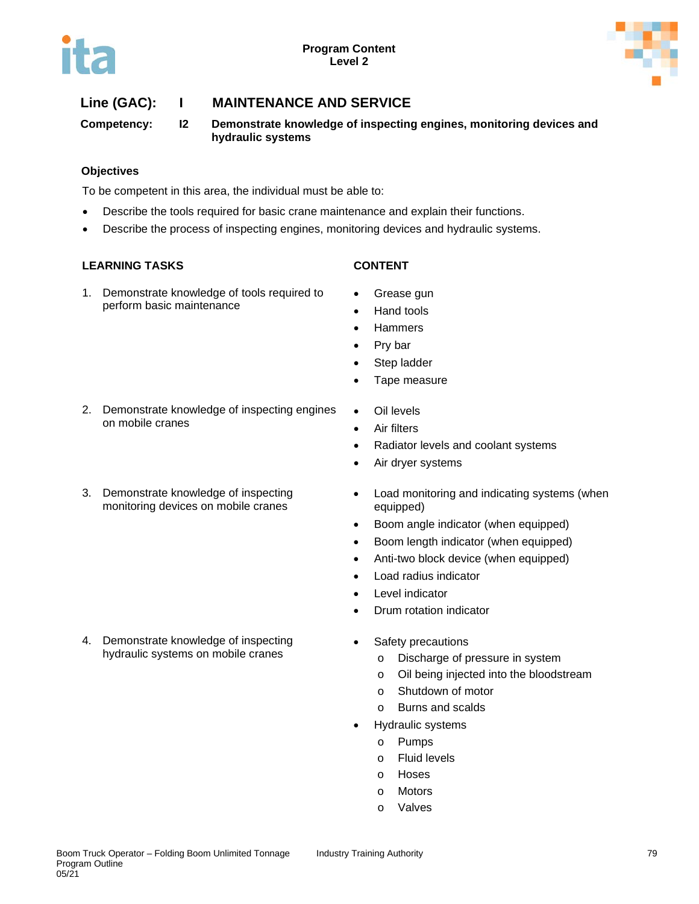**Line (GAC):** I **MAINTENANCE AND SERVICE**

**Competency:** I2 **Demonstrate knowledge of inspecting engines, monitoring devices and hydraulic systems**

### Objectives

To be competent in this area, the individual must be able to:

- Describe the tools required for basic crane maintenance and explain their functions.
- Describe the process of inspecting engines, monitoring devices and hydraulic systems.

| LEARNING TASKS | CONTENT |
|---|---|
| 1. Demonstrate knowledge of tools required to perform basic maintenance | • Grease gun<br>• Hand tools<br>• Hammers<br>• Pry bar<br>• Step ladder<br>• Tape measure |
| 2. Demonstrate knowledge of inspecting engines on mobile cranes | • Oil levels<br>• Air filters<br>• Radiator levels and coolant systems<br>• Air dryer systems |
| 3. Demonstrate knowledge of inspecting monitoring devices on mobile cranes | • Load monitoring and indicating systems (when equipped)<br>• Boom angle indicator (when equipped)<br>• Boom length indicator (when equipped)<br>• Anti-two block device (when equipped)<br>• Load radius indicator<br>• Level indicator<br>• Drum rotation indicator |
| 4. Demonstrate knowledge of inspecting hydraulic systems on mobile cranes | • Safety precautions<br>&nbsp;&nbsp;o Discharge of pressure in system<br>&nbsp;&nbsp;o Oil being injected into the bloodstream<br>&nbsp;&nbsp;o Shutdown of motor<br>&nbsp;&nbsp;o Burns and scalds<br>• Hydraulic systems<br>&nbsp;&nbsp;o Pumps<br>&nbsp;&nbsp;o Fluid levels<br>&nbsp;&nbsp;o Hoses<br>&nbsp;&nbsp;o Motors<br>&nbsp;&nbsp;o Valves |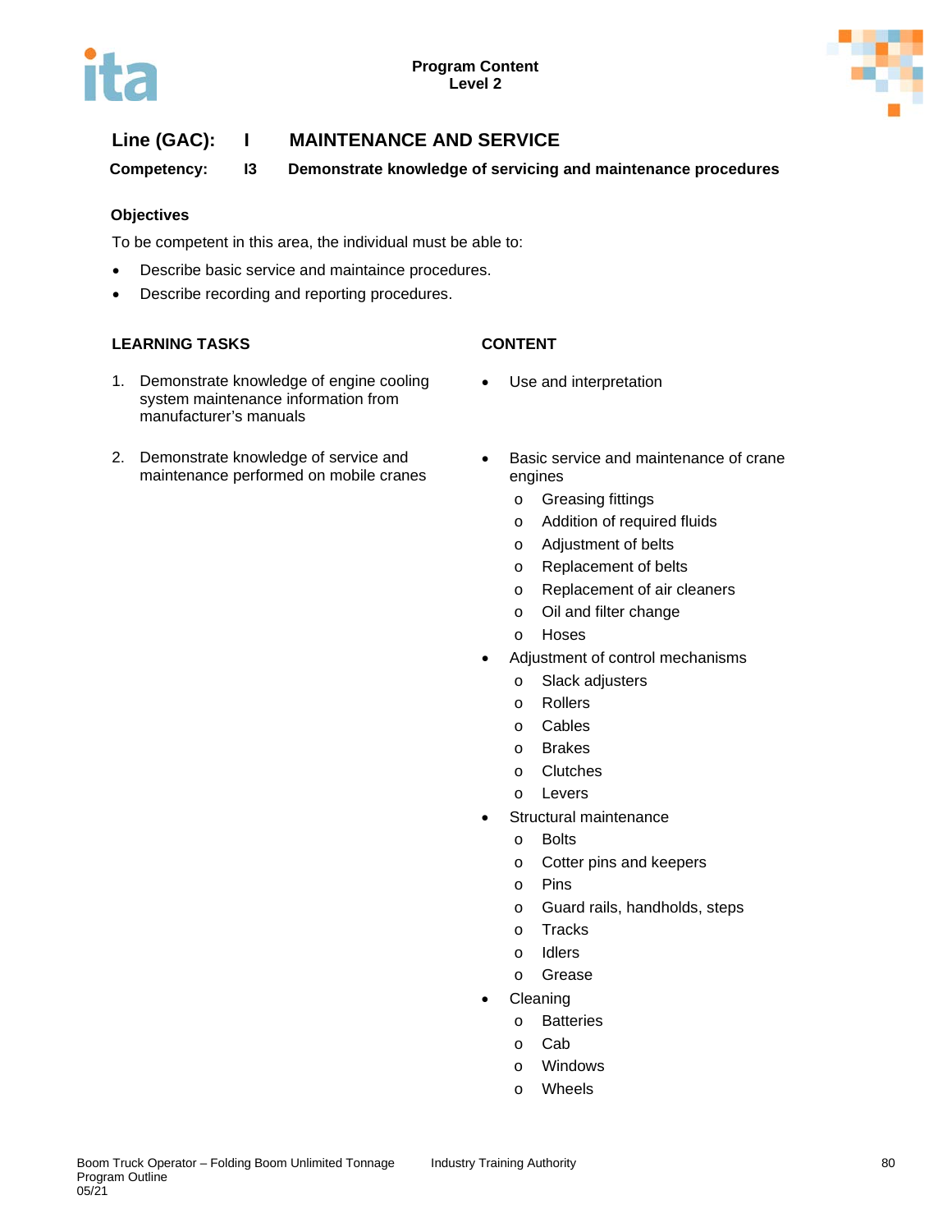Program Content
Level 2

## Line (GAC): I MAINTENANCE AND SERVICE

**Competency: I3 Demonstrate knowledge of servicing and maintenance procedures**

### Objectives

To be competent in this area, the individual must be able to:

- Describe basic service and maintaince procedures.
- Describe recording and reporting procedures.

| LEARNING TASKS | CONTENT |
| --- | --- |
| 1. Demonstrate knowledge of engine cooling system maintenance information from manufacturer's manuals | • Use and interpretation |
| 2. Demonstrate knowledge of service and maintenance performed on mobile cranes | • Basic service and maintenance of crane engines<br>  o Greasing fittings<br>  o Addition of required fluids<br>  o Adjustment of belts<br>  o Replacement of belts<br>  o Replacement of air cleaners<br>  o Oil and filter change<br>  o Hoses<br>• Adjustment of control mechanisms<br>  o Slack adjusters<br>  o Rollers<br>  o Cables<br>  o Brakes<br>  o Clutches<br>  o Levers<br>• Structural maintenance<br>  o Bolts<br>  o Cotter pins and keepers<br>  o Pins<br>  o Guard rails, handholds, steps<br>  o Tracks<br>  o Idlers<br>  o Grease<br>• Cleaning<br>  o Batteries<br>  o Cab<br>  o Windows<br>  o Wheels |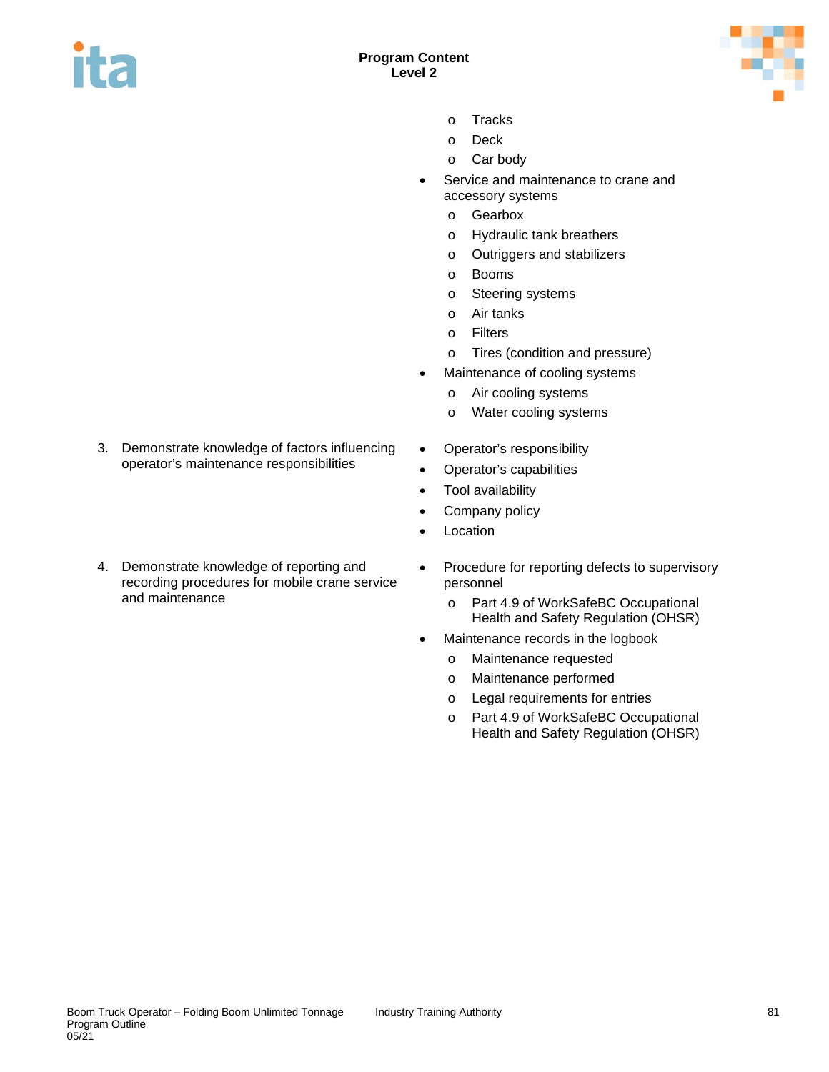| | |
|---|---|
| | o Tracks<br>o Deck<br>o Car body<br>• Service and maintenance to crane and accessory systems<br>o Gearbox<br>o Hydraulic tank breathers<br>o Outriggers and stabilizers<br>o Booms<br>o Steering systems<br>o Air tanks<br>o Filters<br>o Tires (condition and pressure)<br>• Maintenance of cooling systems<br>o Air cooling systems<br>o Water cooling systems |
| 3. Demonstrate knowledge of factors influencing operator's maintenance responsibilities | • Operator's responsibility<br>• Operator's capabilities<br>• Tool availability<br>• Company policy<br>• Location |
| 4. Demonstrate knowledge of reporting and recording procedures for mobile crane service and maintenance | • Procedure for reporting defects to supervisory personnel<br>o Part 4.9 of WorkSafeBC Occupational Health and Safety Regulation (OHSR)<br>• Maintenance records in the logbook<br>o Maintenance requested<br>o Maintenance performed<br>o Legal requirements for entries<br>o Part 4.9 of WorkSafeBC Occupational Health and Safety Regulation (OHSR) |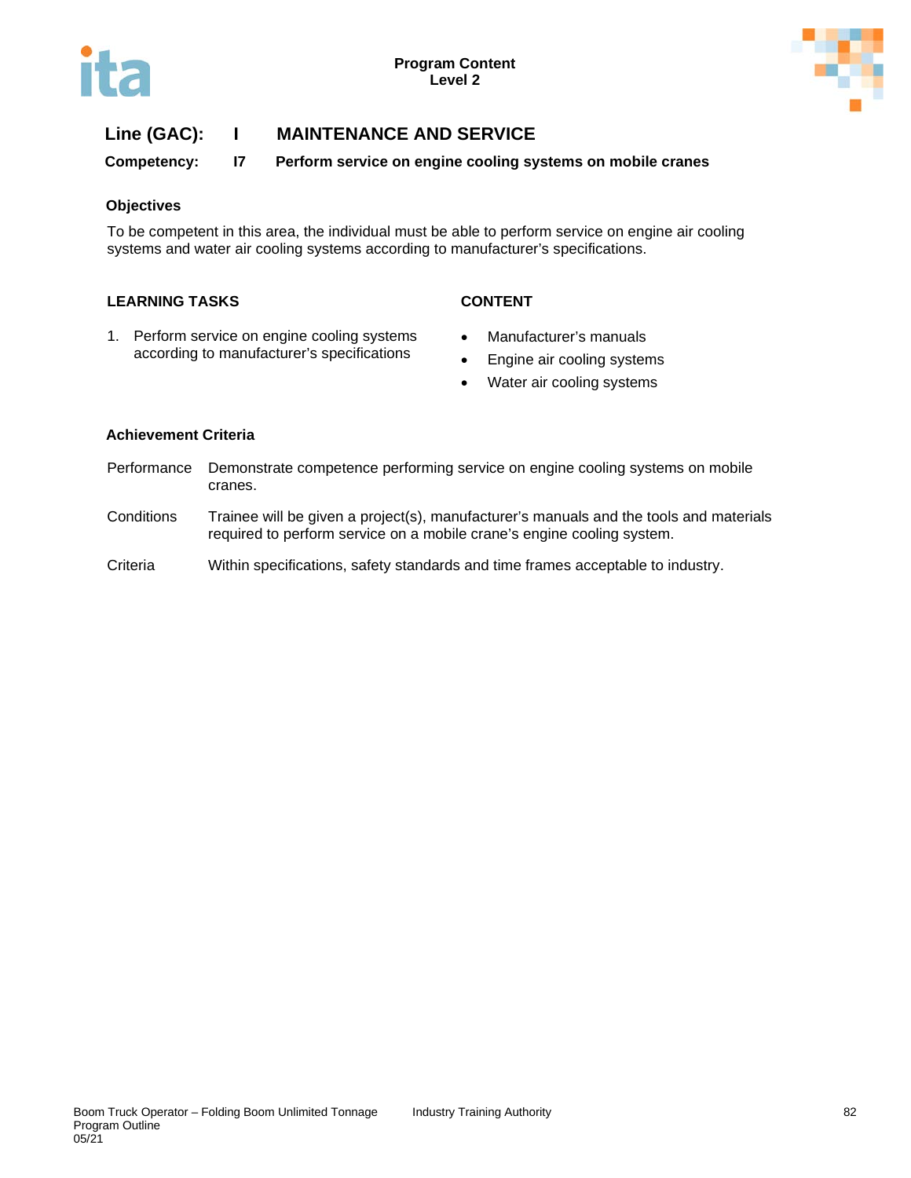**Program Content**
**Level 2**

## Line (GAC): I MAINTENANCE AND SERVICE

**Competency: I7 Perform service on engine cooling systems on mobile cranes**

### Objectives

To be competent in this area, the individual must be able to perform service on engine air cooling systems and water air cooling systems according to manufacturer's specifications.

| LEARNING TASKS | CONTENT |
|---|---|
| 1. Perform service on engine cooling systems according to manufacturer's specifications | • Manufacturer's manuals<br>• Engine air cooling systems<br>• Water air cooling systems |

### Achievement Criteria

| | |
|---|---|
| Performance | Demonstrate competence performing service on engine cooling systems on mobile cranes. |
| Conditions | Trainee will be given a project(s), manufacturer's manuals and the tools and materials required to perform service on a mobile crane's engine cooling system. |
| Criteria | Within specifications, safety standards and time frames acceptable to industry. |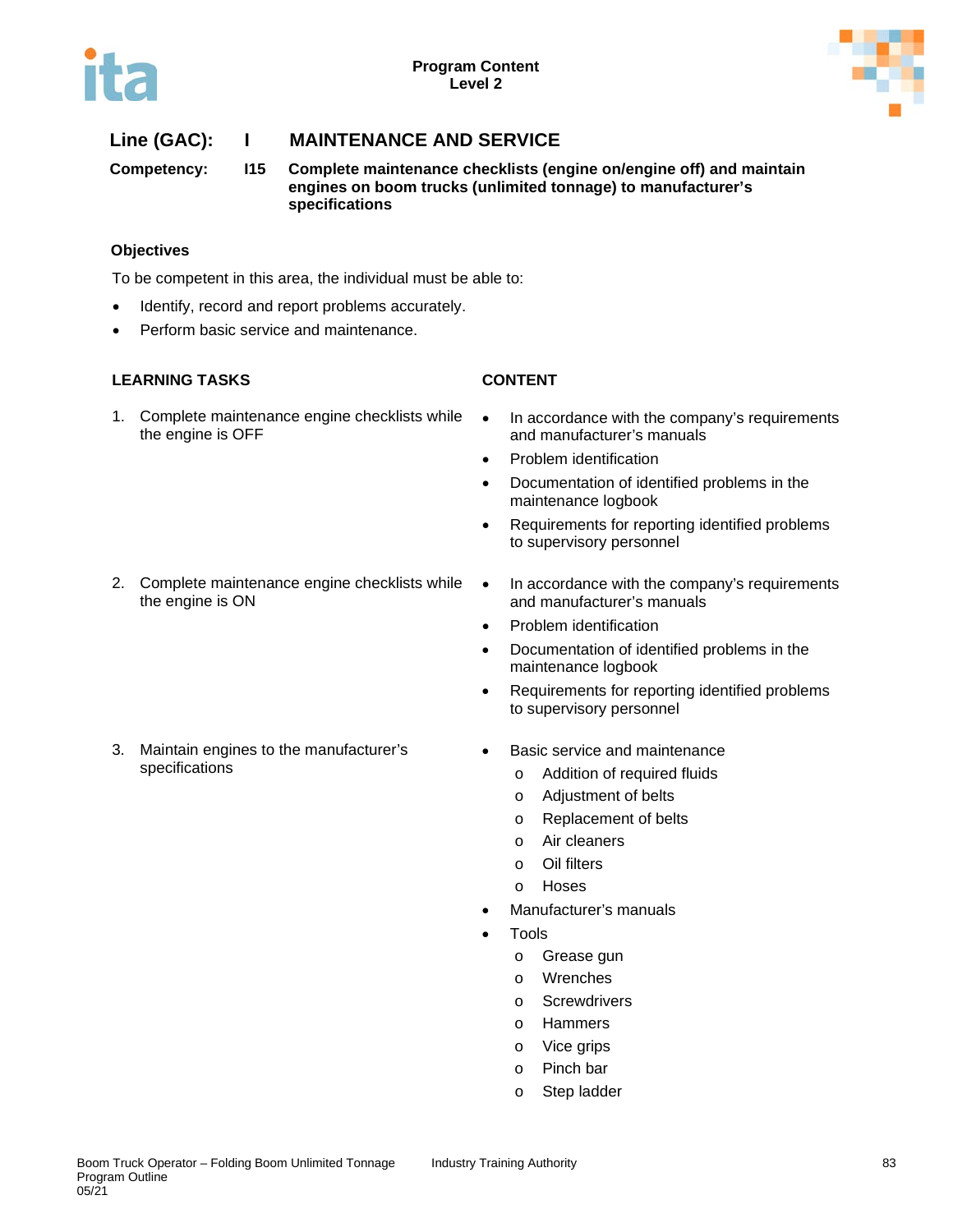**Line (GAC):** I **MAINTENANCE AND SERVICE**

**Competency:** I15 **Complete maintenance checklists (engine on/engine off) and maintain engines on boom trucks (unlimited tonnage) to manufacturer's specifications**

### Objectives

To be competent in this area, the individual must be able to:

- Identify, record and report problems accurately.
- Perform basic service and maintenance.

| LEARNING TASKS | CONTENT |
|---|---|
| 1. Complete maintenance engine checklists while the engine is OFF | • In accordance with the company's requirements and manufacturer's manuals<br>• Problem identification<br>• Documentation of identified problems in the maintenance logbook<br>• Requirements for reporting identified problems to supervisory personnel |
| 2. Complete maintenance engine checklists while the engine is ON | • In accordance with the company's requirements and manufacturer's manuals<br>• Problem identification<br>• Documentation of identified problems in the maintenance logbook<br>• Requirements for reporting identified problems to supervisory personnel |
| 3. Maintain engines to the manufacturer's specifications | • Basic service and maintenance<br>  o Addition of required fluids<br>  o Adjustment of belts<br>  o Replacement of belts<br>  o Air cleaners<br>  o Oil filters<br>  o Hoses<br>• Manufacturer's manuals<br>• Tools<br>  o Grease gun<br>  o Wrenches<br>  o Screwdrivers<br>  o Hammers<br>  o Vice grips<br>  o Pinch bar<br>  o Step ladder |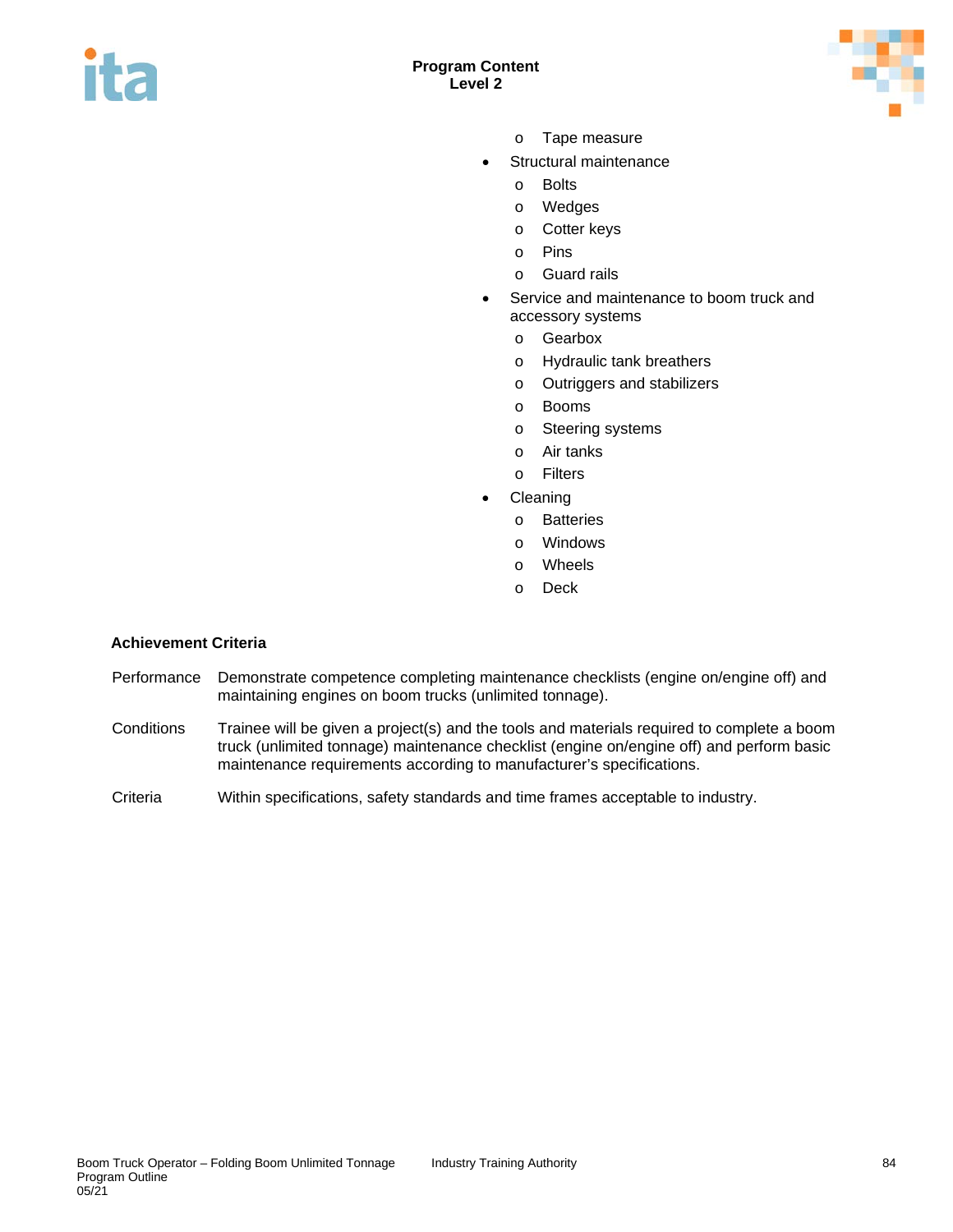- Tape measure
- Structural maintenance
  - Bolts
  - Wedges
  - Cotter keys
  - Pins
  - Guard rails
- Service and maintenance to boom truck and accessory systems
  - Gearbox
  - Hydraulic tank breathers
  - Outriggers and stabilizers
  - Booms
  - Steering systems
  - Air tanks
  - Filters
- Cleaning
  - Batteries
  - Windows
  - Wheels
  - Deck

**Achievement Criteria**

Performance — Demonstrate competence completing maintenance checklists (engine on/engine off) and maintaining engines on boom trucks (unlimited tonnage).

Conditions — Trainee will be given a project(s) and the tools and materials required to complete a boom truck (unlimited tonnage) maintenance checklist (engine on/engine off) and perform basic maintenance requirements according to manufacturer's specifications.

Criteria — Within specifications, safety standards and time frames acceptable to industry.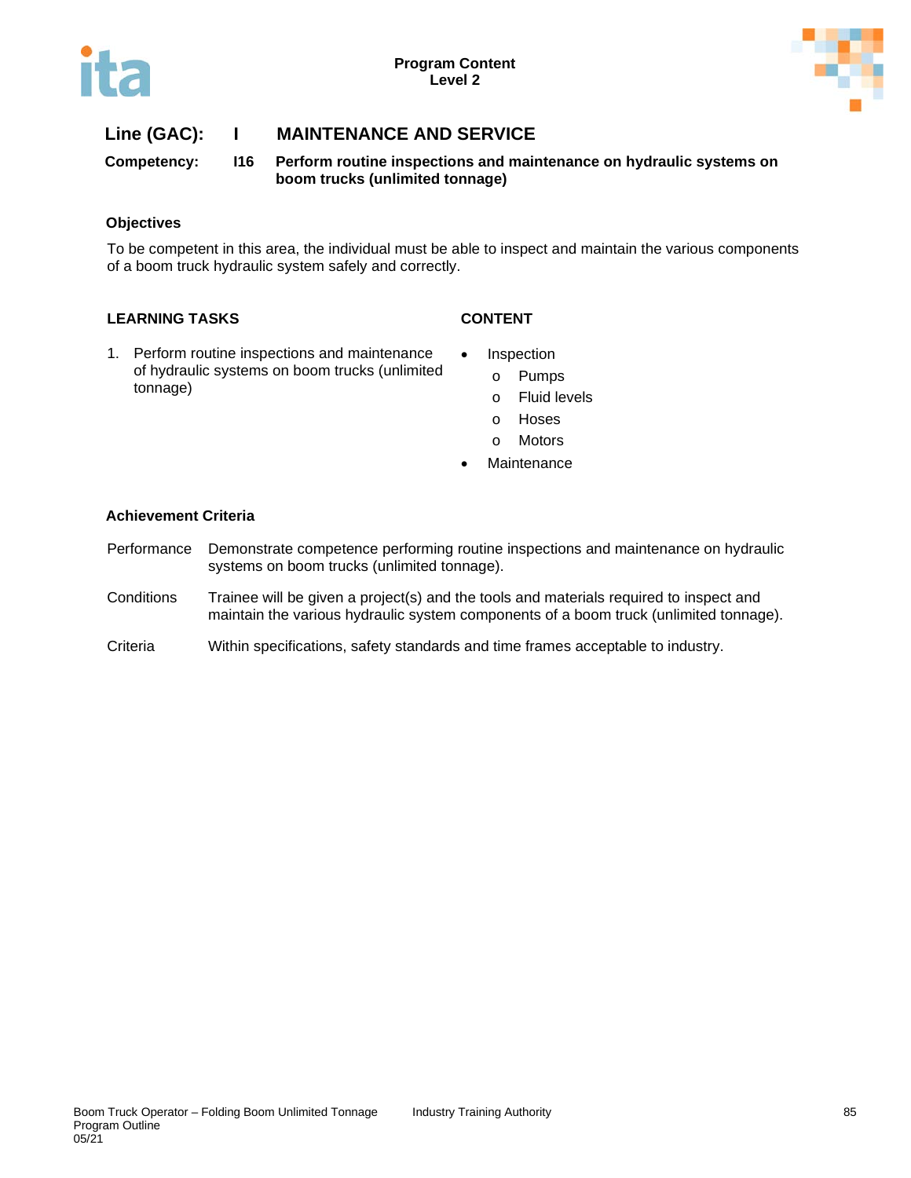**Line (GAC):** I **MAINTENANCE AND SERVICE**

**Competency:** I16 **Perform routine inspections and maintenance on hydraulic systems on boom trucks (unlimited tonnage)**

### Objectives

To be competent in this area, the individual must be able to inspect and maintain the various components of a boom truck hydraulic system safely and correctly.

| LEARNING TASKS | CONTENT |
| --- | --- |
| 1. Perform routine inspections and maintenance of hydraulic systems on boom trucks (unlimited tonnage) | • Inspection<br>&nbsp;&nbsp;o Pumps<br>&nbsp;&nbsp;o Fluid levels<br>&nbsp;&nbsp;o Hoses<br>&nbsp;&nbsp;o Motors<br>• Maintenance |

### Achievement Criteria

Performance: Demonstrate competence performing routine inspections and maintenance on hydraulic systems on boom trucks (unlimited tonnage).

Conditions: Trainee will be given a project(s) and the tools and materials required to inspect and maintain the various hydraulic system components of a boom truck (unlimited tonnage).

Criteria: Within specifications, safety standards and time frames acceptable to industry.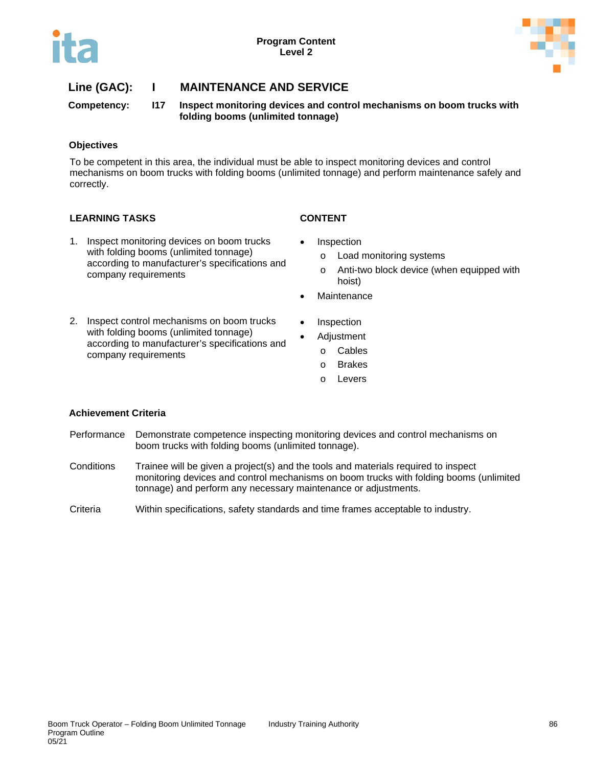**Line (GAC):** **I** **MAINTENANCE AND SERVICE**

**Competency:** **I17** **Inspect monitoring devices and control mechanisms on boom trucks with folding booms (unlimited tonnage)**

**Objectives**

To be competent in this area, the individual must be able to inspect monitoring devices and control mechanisms on boom trucks with folding booms (unlimited tonnage) and perform maintenance safely and correctly.

| LEARNING TASKS | CONTENT |
|---|---|
| 1. Inspect monitoring devices on boom trucks with folding booms (unlimited tonnage) according to manufacturer's specifications and company requirements | • Inspection<br>  o Load monitoring systems<br>  o Anti-two block device (when equipped with hoist)<br>• Maintenance |
| 2. Inspect control mechanisms on boom trucks with folding booms (unlimited tonnage) according to manufacturer's specifications and company requirements | • Inspection<br>• Adjustment<br>  o Cables<br>  o Brakes<br>  o Levers |

**Achievement Criteria**

Performance: Demonstrate competence inspecting monitoring devices and control mechanisms on boom trucks with folding booms (unlimited tonnage).

Conditions: Trainee will be given a project(s) and the tools and materials required to inspect monitoring devices and control mechanisms on boom trucks with folding booms (unlimited tonnage) and perform any necessary maintenance or adjustments.

Criteria: Within specifications, safety standards and time frames acceptable to industry.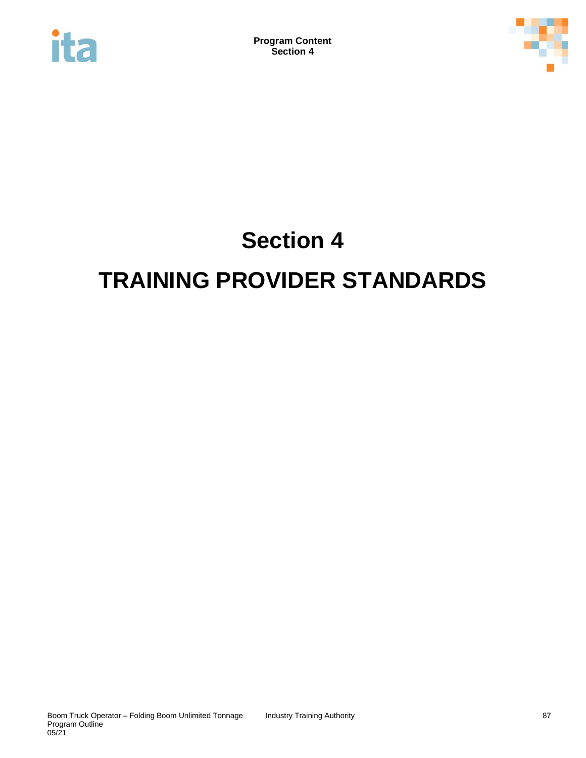# Section 4

# TRAINING PROVIDER STANDARDS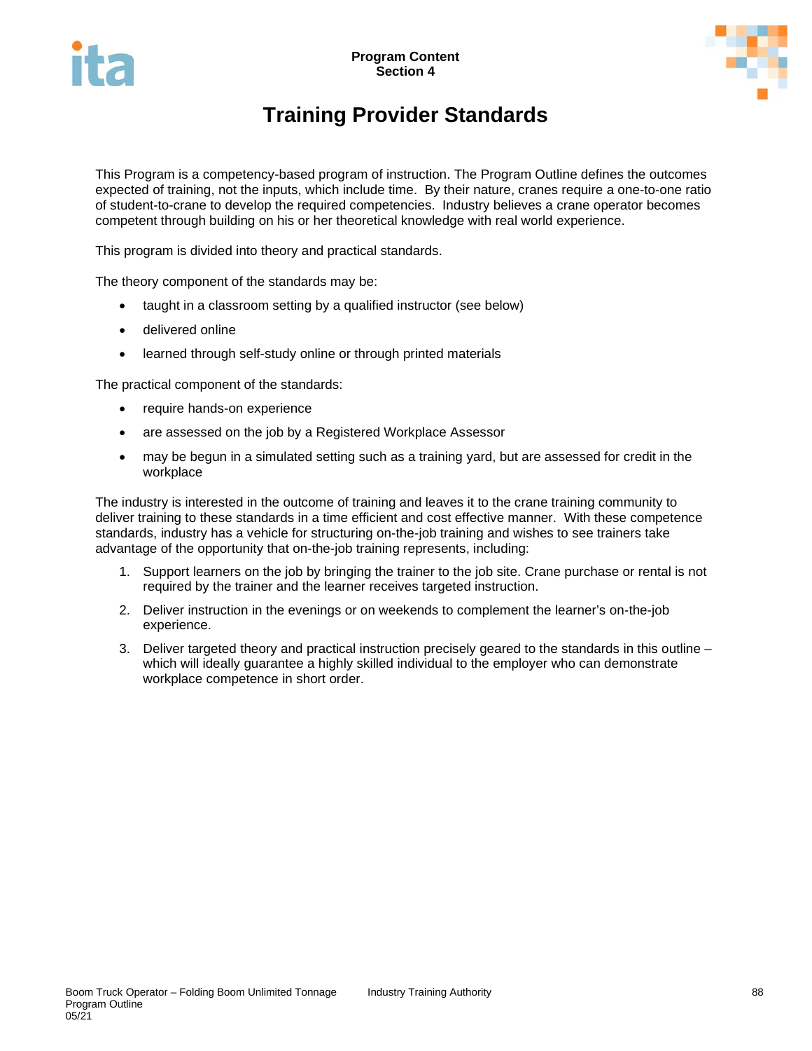# Training Provider Standards

This Program is a competency-based program of instruction. The Program Outline defines the outcomes expected of training, not the inputs, which include time. By their nature, cranes require a one-to-one ratio of student-to-crane to develop the required competencies. Industry believes a crane operator becomes competent through building on his or her theoretical knowledge with real world experience.

This program is divided into theory and practical standards.

The theory component of the standards may be:

- taught in a classroom setting by a qualified instructor (see below)
- delivered online
- learned through self-study online or through printed materials

The practical component of the standards:

- require hands-on experience
- are assessed on the job by a Registered Workplace Assessor
- may be begun in a simulated setting such as a training yard, but are assessed for credit in the workplace

The industry is interested in the outcome of training and leaves it to the crane training community to deliver training to these standards in a time efficient and cost effective manner. With these competence standards, industry has a vehicle for structuring on-the-job training and wishes to see trainers take advantage of the opportunity that on-the-job training represents, including:

1. Support learners on the job by bringing the trainer to the job site. Crane purchase or rental is not required by the trainer and the learner receives targeted instruction.
2. Deliver instruction in the evenings or on weekends to complement the learner's on-the-job experience.
3. Deliver targeted theory and practical instruction precisely geared to the standards in this outline – which will ideally guarantee a highly skilled individual to the employer who can demonstrate workplace competence in short order.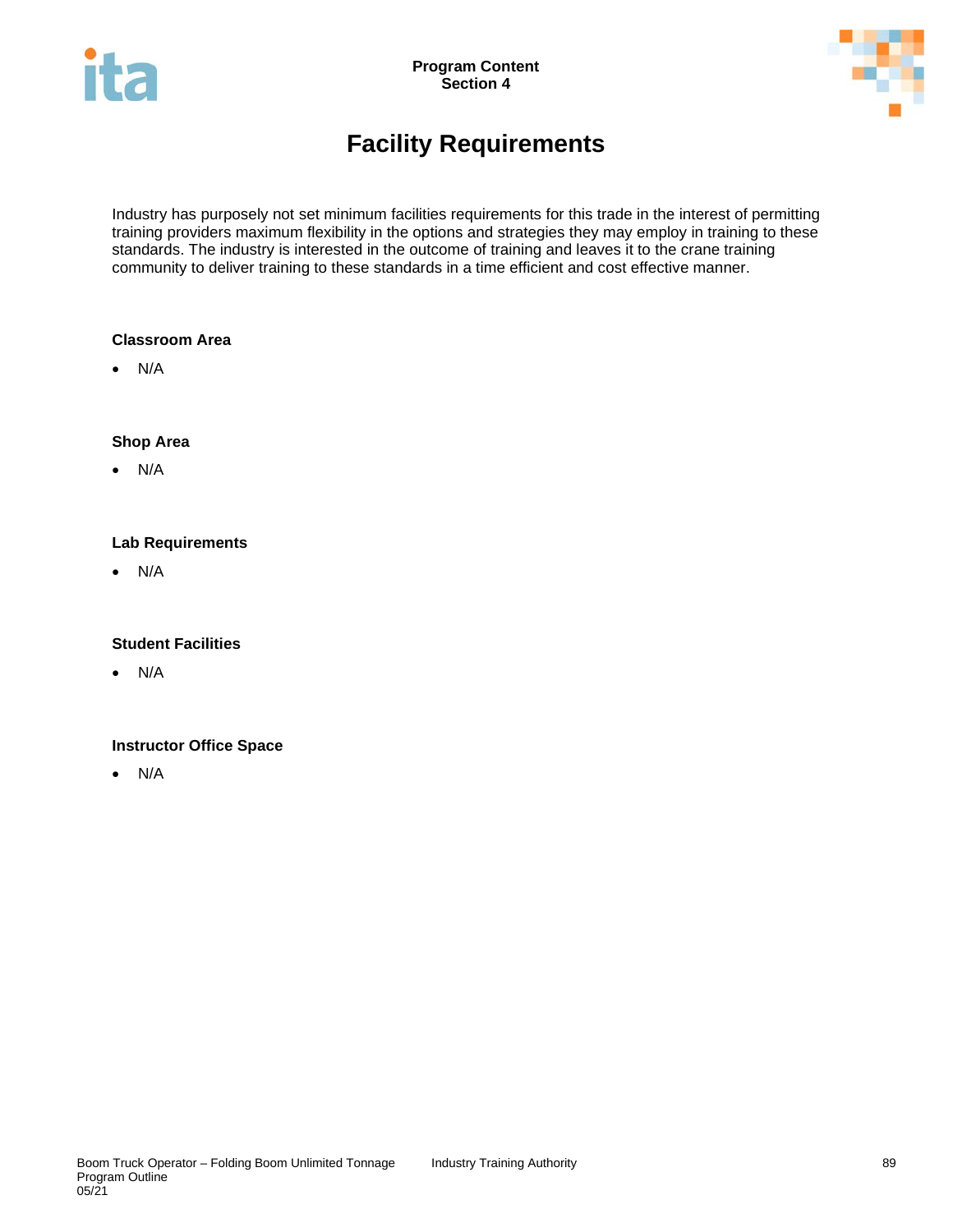# Facility Requirements

Industry has purposely not set minimum facilities requirements for this trade in the interest of permitting training providers maximum flexibility in the options and strategies they may employ in training to these standards. The industry is interested in the outcome of training and leaves it to the crane training community to deliver training to these standards in a time efficient and cost effective manner.

### Classroom Area

- N/A

### Shop Area

- N/A

### Lab Requirements

- N/A

### Student Facilities

- N/A

### Instructor Office Space

- N/A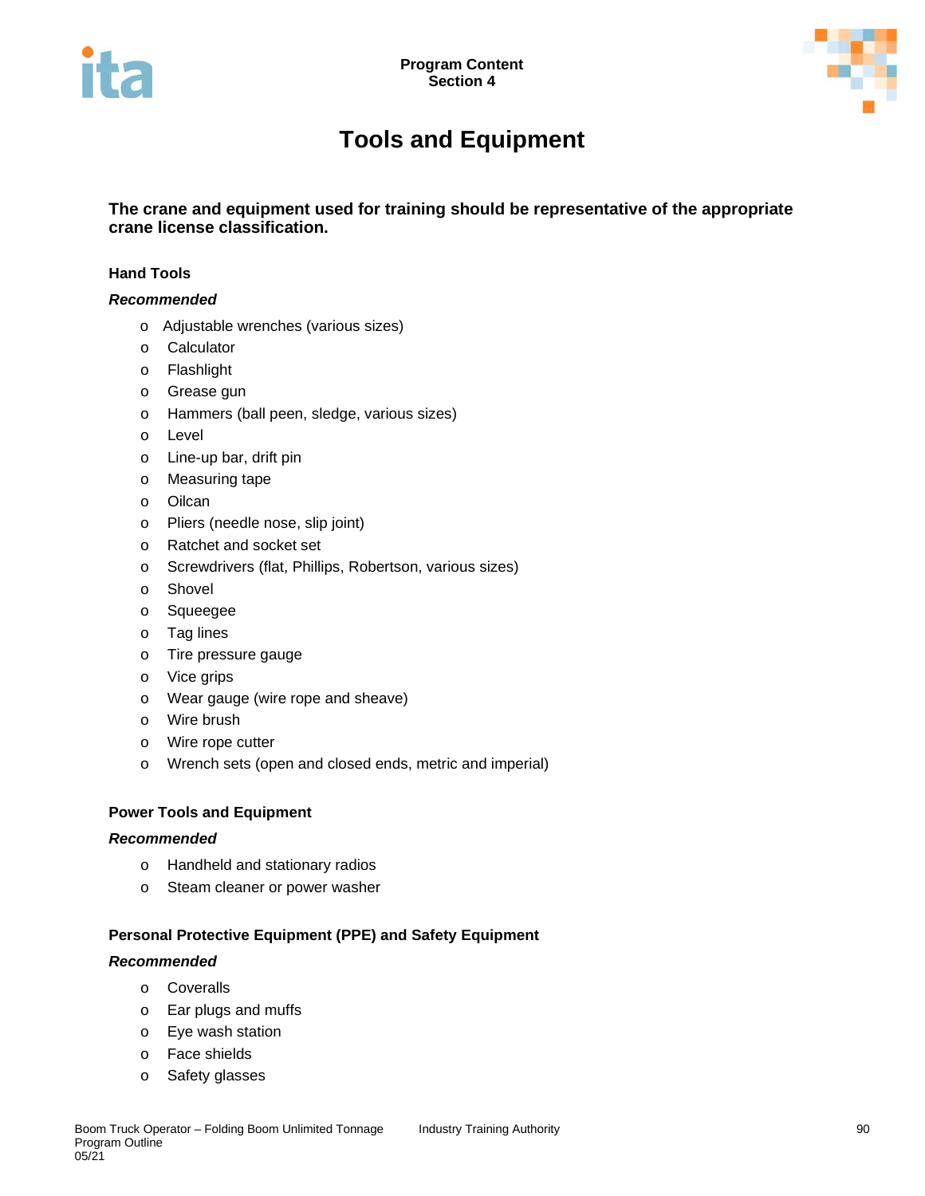# Tools and Equipment

**The crane and equipment used for training should be representative of the appropriate crane license classification.**

### Hand Tools

***Recommended***

- Adjustable wrenches (various sizes)
- Calculator
- Flashlight
- Grease gun
- Hammers (ball peen, sledge, various sizes)
- Level
- Line-up bar, drift pin
- Measuring tape
- Oilcan
- Pliers (needle nose, slip joint)
- Ratchet and socket set
- Screwdrivers (flat, Phillips, Robertson, various sizes)
- Shovel
- Squeegee
- Tag lines
- Tire pressure gauge
- Vice grips
- Wear gauge (wire rope and sheave)
- Wire brush
- Wire rope cutter
- Wrench sets (open and closed ends, metric and imperial)

### Power Tools and Equipment

***Recommended***

- Handheld and stationary radios
- Steam cleaner or power washer

### Personal Protective Equipment (PPE) and Safety Equipment

***Recommended***

- Coveralls
- Ear plugs and muffs
- Eye wash station
- Face shields
- Safety glasses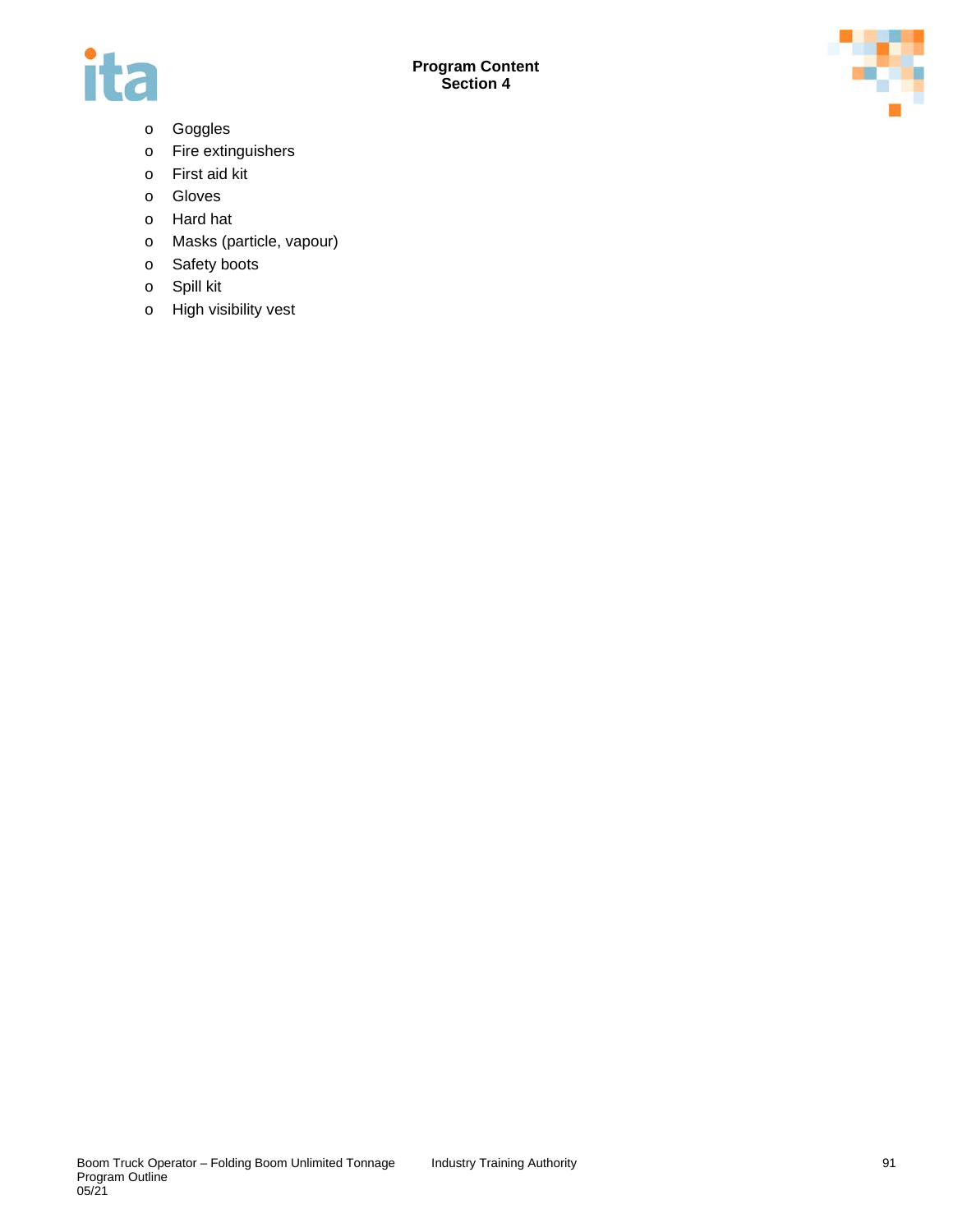- Goggles
- Fire extinguishers
- First aid kit
- Gloves
- Hard hat
- Masks (particle, vapour)
- Safety boots
- Spill kit
- High visibility vest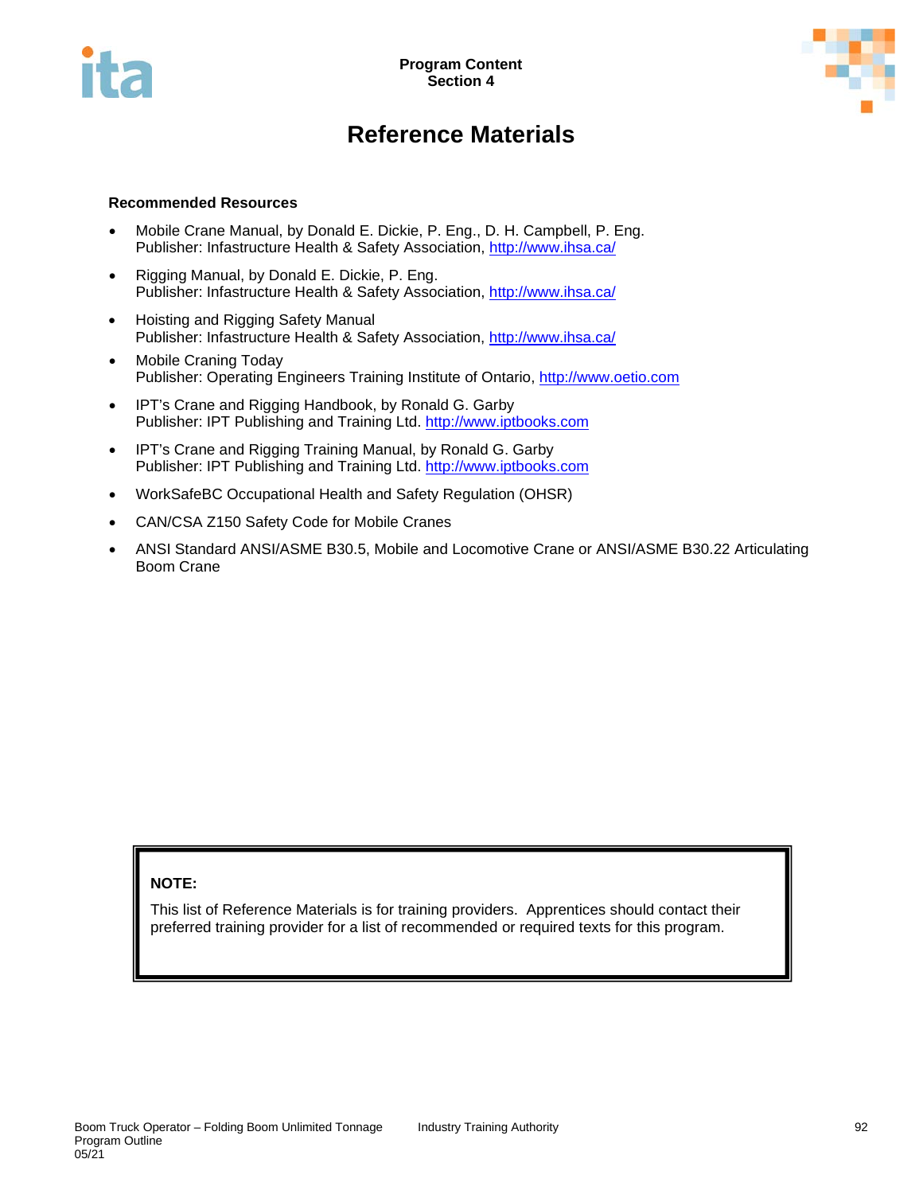# Reference Materials

**Recommended Resources**

- Mobile Crane Manual, by Donald E. Dickie, P. Eng., D. H. Campbell, P. Eng.
  Publisher: Infastructure Health & Safety Association, http://www.ihsa.ca/
- Rigging Manual, by Donald E. Dickie, P. Eng.
  Publisher: Infastructure Health & Safety Association, http://www.ihsa.ca/
- Hoisting and Rigging Safety Manual
  Publisher: Infastructure Health & Safety Association, http://www.ihsa.ca/
- Mobile Craning Today
  Publisher: Operating Engineers Training Institute of Ontario, http://www.oetio.com
- IPT's Crane and Rigging Handbook, by Ronald G. Garby
  Publisher: IPT Publishing and Training Ltd. http://www.iptbooks.com
- IPT's Crane and Rigging Training Manual, by Ronald G. Garby
  Publisher: IPT Publishing and Training Ltd. http://www.iptbooks.com
- WorkSafeBC Occupational Health and Safety Regulation (OHSR)
- CAN/CSA Z150 Safety Code for Mobile Cranes
- ANSI Standard ANSI/ASME B30.5, Mobile and Locomotive Crane or ANSI/ASME B30.22 Articulating Boom Crane

**NOTE:**

This list of Reference Materials is for training providers. Apprentices should contact their preferred training provider for a list of recommended or required texts for this program.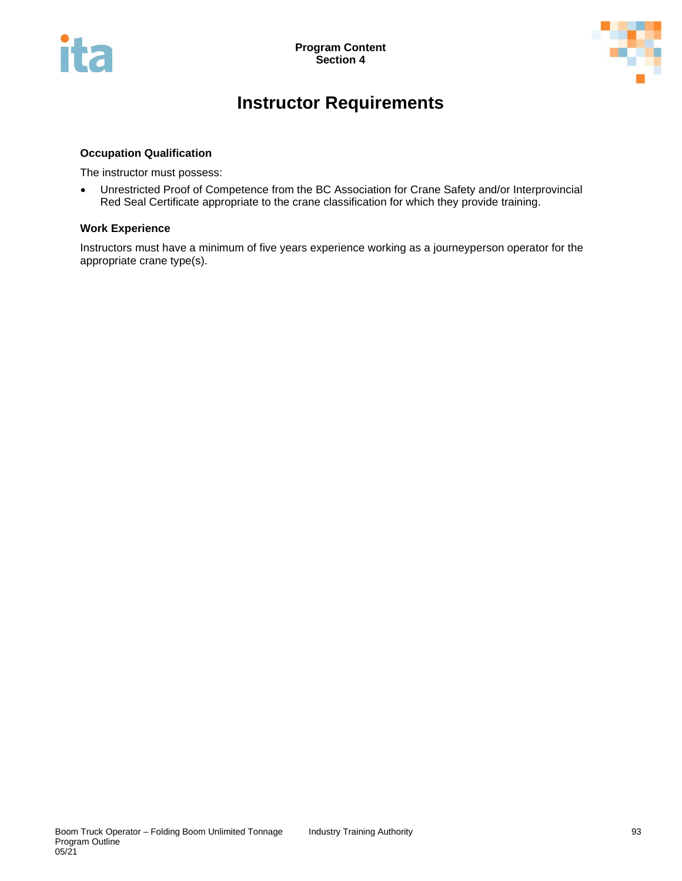# Instructor Requirements

### Occupation Qualification

The instructor must possess:

- Unrestricted Proof of Competence from the BC Association for Crane Safety and/or Interprovincial Red Seal Certificate appropriate to the crane classification for which they provide training.

### Work Experience

Instructors must have a minimum of five years experience working as a journeyperson operator for the appropriate crane type(s).